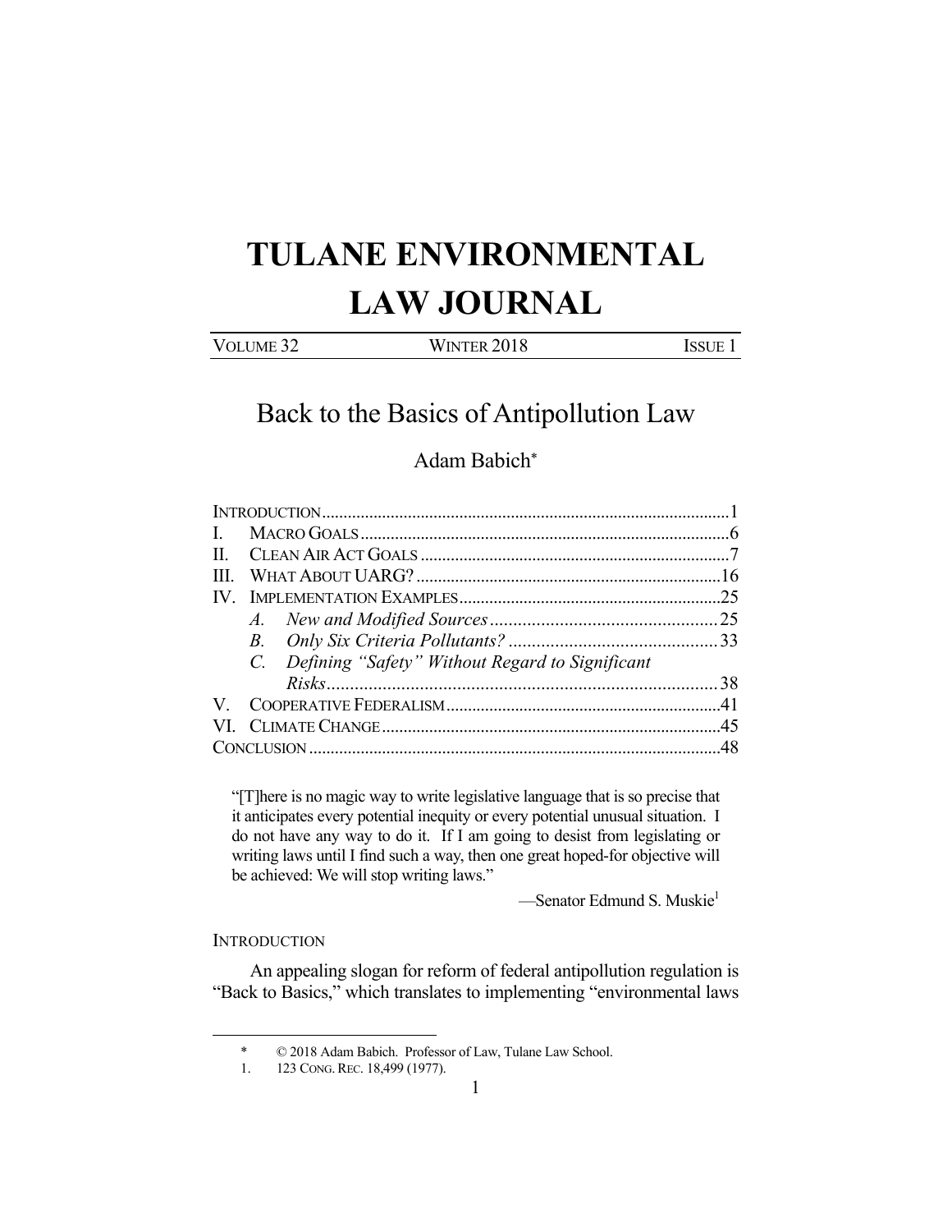# TULANE ENVIRONMENTAL LAW JOURNAL

VOLUME 32 | WINTER 2018 | ISSUE 1

## Back to the Basics of Antipollution Law

Adam Babich*

INTRODUCTION ..... 1
I. MACRO GOALS ..... 6
II. CLEAN AIR ACT GOALS ..... 7
III. WHAT ABOUT UARG? ..... 16
IV. IMPLEMENTATION EXAMPLES ..... 25
  *A. New and Modified Sources* ..... 25
  *B. Only Six Criteria Pollutants?* ..... 33
  *C. Defining "Safety" Without Regard to Significant Risks* ..... 38
V. COOPERATIVE FEDERALISM ..... 41
VI. CLIMATE CHANGE ..... 45
CONCLUSION ..... 48

> "[T]here is no magic way to write legislative language that is so precise that it anticipates every potential inequity or every potential unusual situation. I do not have any way to do it. If I am going to desist from legislating or writing laws until I find such a way, then one great hoped-for objective will be achieved: We will stop writing laws."
>
> —Senator Edmund S. Muskie[1]

### INTRODUCTION

An appealing slogan for reform of federal antipollution regulation is "Back to Basics," which translates to implementing "environmental laws

---

\* © 2018 Adam Babich. Professor of Law, Tulane Law School.

1. 123 CONG. REC. 18,499 (1977).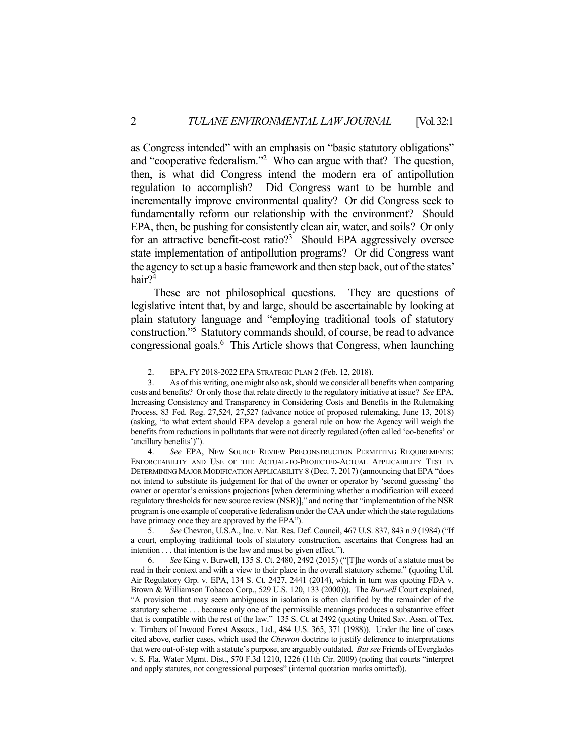as Congress intended" with an emphasis on "basic statutory obligations" and "cooperative federalism."[2] Who can argue with that? The question, then, is what did Congress intend the modern era of antipollution regulation to accomplish? Did Congress want to be humble and incrementally improve environmental quality? Or did Congress seek to fundamentally reform our relationship with the environment? Should EPA, then, be pushing for consistently clean air, water, and soils? Or only for an attractive benefit-cost ratio?[3] Should EPA aggressively oversee state implementation of antipollution programs? Or did Congress want the agency to set up a basic framework and then step back, out of the states' hair?[4]

These are not philosophical questions. They are questions of legislative intent that, by and large, should be ascertainable by looking at plain statutory language and "employing traditional tools of statutory construction."[5] Statutory commands should, of course, be read to advance congressional goals.[6] This Article shows that Congress, when launching

---

2. EPA, FY 2018-2022 EPA STRATEGIC PLAN 2 (Feb. 12, 2018).

3. As of this writing, one might also ask, should we consider all benefits when comparing costs and benefits? Or only those that relate directly to the regulatory initiative at issue? *See* EPA, Increasing Consistency and Transparency in Considering Costs and Benefits in the Rulemaking Process, 83 Fed. Reg. 27,524, 27,527 (advance notice of proposed rulemaking, June 13, 2018) (asking, "to what extent should EPA develop a general rule on how the Agency will weigh the benefits from reductions in pollutants that were not directly regulated (often called 'co-benefits' or 'ancillary benefits')").

4. *See* EPA, NEW SOURCE REVIEW PRECONSTRUCTION PERMITTING REQUIREMENTS: ENFORCEABILITY AND USE OF THE ACTUAL-TO-PROJECTED-ACTUAL APPLICABILITY TEST IN DETERMINING MAJOR MODIFICATION APPLICABILITY 8 (Dec. 7, 2017) (announcing that EPA "does not intend to substitute its judgement for that of the owner or operator by 'second guessing' the owner or operator's emissions projections [when determining whether a modification will exceed regulatory thresholds for new source review (NSR)]," and noting that "implementation of the NSR program is one example of cooperative federalism under the CAA under which the state regulations have primacy once they are approved by the EPA").

5. *See* Chevron, U.S.A., Inc. v. Nat. Res. Def. Council, 467 U.S. 837, 843 n.9 (1984) ("If a court, employing traditional tools of statutory construction, ascertains that Congress had an intention . . . that intention is the law and must be given effect.").

6. *See* King v. Burwell, 135 S. Ct. 2480, 2492 (2015) ("[T]he words of a statute must be read in their context and with a view to their place in the overall statutory scheme." (quoting Util. Air Regulatory Grp. v. EPA, 134 S. Ct. 2427, 2441 (2014), which in turn was quoting FDA v. Brown & Williamson Tobacco Corp., 529 U.S. 120, 133 (2000))). The *Burwell* Court explained, "A provision that may seem ambiguous in isolation is often clarified by the remainder of the statutory scheme . . . because only one of the permissible meanings produces a substantive effect that is compatible with the rest of the law." 135 S. Ct. at 2492 (quoting United Sav. Assn. of Tex. v. Timbers of Inwood Forest Assocs., Ltd., 484 U.S. 365, 371 (1988)). Under the line of cases cited above, earlier cases, which used the *Chevron* doctrine to justify deference to interpretations that were out-of-step with a statute's purpose, are arguably outdated. *But see* Friends of Everglades v. S. Fla. Water Mgmt. Dist., 570 F.3d 1210, 1226 (11th Cir. 2009) (noting that courts "interpret and apply statutes, not congressional purposes" (internal quotation marks omitted)).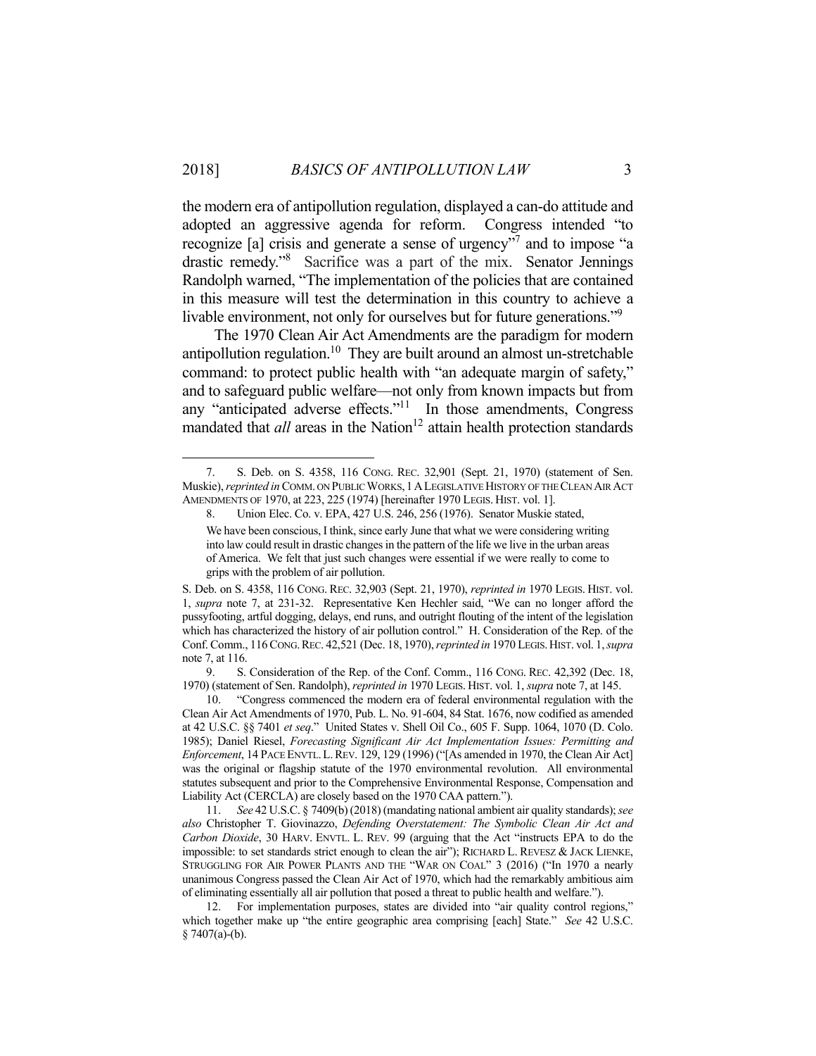the modern era of antipollution regulation, displayed a can-do attitude and adopted an aggressive agenda for reform. Congress intended "to recognize [a] crisis and generate a sense of urgency"[7] and to impose "a drastic remedy."[8] Sacrifice was a part of the mix. Senator Jennings Randolph warned, "The implementation of the policies that are contained in this measure will test the determination in this country to achieve a livable environment, not only for ourselves but for future generations."[9]

The 1970 Clean Air Act Amendments are the paradigm for modern antipollution regulation.[10] They are built around an almost un-stretchable command: to protect public health with "an adequate margin of safety," and to safeguard public welfare—not only from known impacts but from any "anticipated adverse effects."[11] In those amendments, Congress mandated that *all* areas in the Nation[12] attain health protection standards

---

7. S. Deb. on S. 4358, 116 CONG. REC. 32,901 (Sept. 21, 1970) (statement of Sen. Muskie), *reprinted in* COMM. ON PUBLIC WORKS, 1 A LEGISLATIVE HISTORY OF THE CLEAN AIR ACT AMENDMENTS OF 1970, at 223, 225 (1974) [hereinafter 1970 LEGIS. HIST. vol. 1].

8. Union Elec. Co. v. EPA, 427 U.S. 246, 256 (1976). Senator Muskie stated,

> We have been conscious, I think, since early June that what we were considering writing into law could result in drastic changes in the pattern of the life we live in the urban areas of America. We felt that just such changes were essential if we were really to come to grips with the problem of air pollution.

S. Deb. on S. 4358, 116 CONG. REC. 32,903 (Sept. 21, 1970), *reprinted in* 1970 LEGIS. HIST. vol. 1, *supra* note 7, at 231-32. Representative Ken Hechler said, "We can no longer afford the pussyfooting, artful dogging, delays, end runs, and outright flouting of the intent of the legislation which has characterized the history of air pollution control." H. Consideration of the Rep. of the Conf. Comm., 116 CONG. REC. 42,521 (Dec. 18, 1970), *reprinted in* 1970 LEGIS. HIST. vol. 1, *supra* note 7, at 116.

9. S. Consideration of the Rep. of the Conf. Comm., 116 CONG. REC. 42,392 (Dec. 18, 1970) (statement of Sen. Randolph), *reprinted in* 1970 LEGIS. HIST. vol. 1, *supra* note 7, at 145.

10. "Congress commenced the modern era of federal environmental regulation with the Clean Air Act Amendments of 1970, Pub. L. No. 91-604, 84 Stat. 1676, now codified as amended at 42 U.S.C. §§ 7401 *et seq*." United States v. Shell Oil Co., 605 F. Supp. 1064, 1070 (D. Colo. 1985); Daniel Riesel, *Forecasting Significant Air Act Implementation Issues: Permitting and Enforcement*, 14 PACE ENVTL. L. REV. 129, 129 (1996) ("[As amended in 1970, the Clean Air Act] was the original or flagship statute of the 1970 environmental revolution. All environmental statutes subsequent and prior to the Comprehensive Environmental Response, Compensation and Liability Act (CERCLA) are closely based on the 1970 CAA pattern.").

11. *See* 42 U.S.C. § 7409(b) (2018) (mandating national ambient air quality standards); *see also* Christopher T. Giovinazzo, *Defending Overstatement: The Symbolic Clean Air Act and Carbon Dioxide*, 30 HARV. ENVTL. L. REV. 99 (arguing that the Act "instructs EPA to do the impossible: to set standards strict enough to clean the air"); RICHARD L. REVESZ & JACK LIENKE, STRUGGLING FOR AIR POWER PLANTS AND THE "WAR ON COAL" 3 (2016) ("In 1970 a nearly unanimous Congress passed the Clean Air Act of 1970, which had the remarkably ambitious aim of eliminating essentially all air pollution that posed a threat to public health and welfare.").

12. For implementation purposes, states are divided into "air quality control regions," which together make up "the entire geographic area comprising [each] State." *See* 42 U.S.C. § 7407(a)-(b).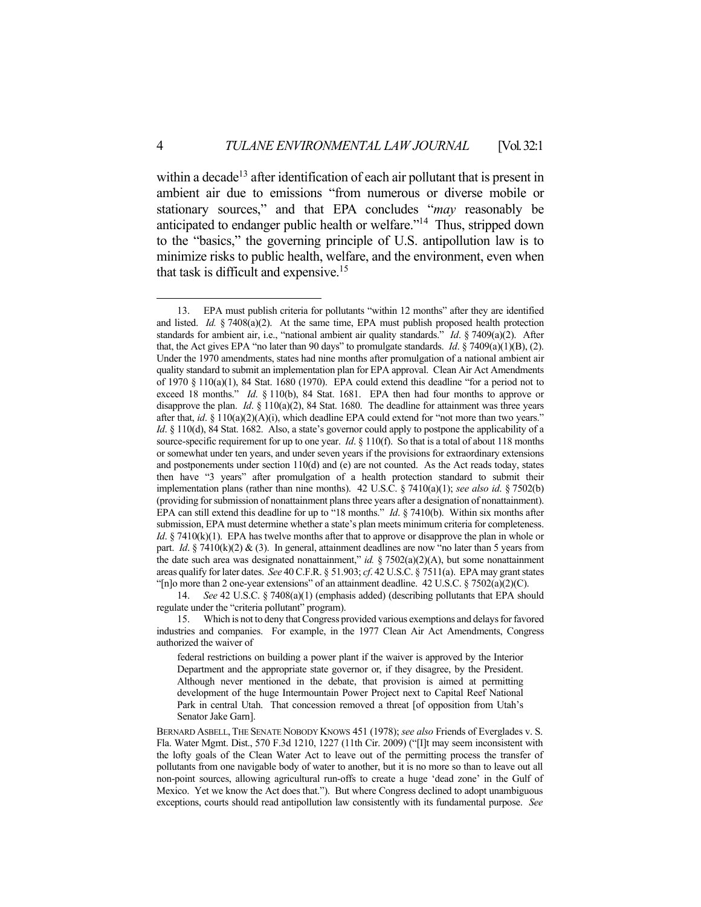within a decade[13] after identification of each air pollutant that is present in ambient air due to emissions "from numerous or diverse mobile or stationary sources," and that EPA concludes "*may* reasonably be anticipated to endanger public health or welfare."[14] Thus, stripped down to the "basics," the governing principle of U.S. antipollution law is to minimize risks to public health, welfare, and the environment, even when that task is difficult and expensive.[15]

---

13. EPA must publish criteria for pollutants "within 12 months" after they are identified and listed. *Id.* § 7408(a)(2). At the same time, EPA must publish proposed health protection standards for ambient air, i.e., "national ambient air quality standards." *Id*. § 7409(a)(2). After that, the Act gives EPA "no later than 90 days" to promulgate standards. *Id*. § 7409(a)(1)(B), (2). Under the 1970 amendments, states had nine months after promulgation of a national ambient air quality standard to submit an implementation plan for EPA approval. Clean Air Act Amendments of 1970 § 110(a)(1), 84 Stat. 1680 (1970). EPA could extend this deadline "for a period not to exceed 18 months." *Id*. § 110(b), 84 Stat. 1681. EPA then had four months to approve or disapprove the plan. *Id*. § 110(a)(2), 84 Stat. 1680. The deadline for attainment was three years after that, *id*. § 110(a)(2)(A)(i), which deadline EPA could extend for "not more than two years." *Id*. § 110(d), 84 Stat. 1682. Also, a state's governor could apply to postpone the applicability of a source-specific requirement for up to one year. *Id*. § 110(f). So that is a total of about 118 months or somewhat under ten years, and under seven years if the provisions for extraordinary extensions and postponements under section 110(d) and (e) are not counted. As the Act reads today, states then have "3 years" after promulgation of a health protection standard to submit their implementation plans (rather than nine months). 42 U.S.C. § 7410(a)(1); *see also id*. § 7502(b) (providing for submission of nonattainment plans three years after a designation of nonattainment). EPA can still extend this deadline for up to "18 months." *Id*. § 7410(b). Within six months after submission, EPA must determine whether a state's plan meets minimum criteria for completeness. *Id*. § 7410(k)(1). EPA has twelve months after that to approve or disapprove the plan in whole or part. *Id*. § 7410(k)(2) & (3). In general, attainment deadlines are now "no later than 5 years from the date such area was designated nonattainment," *id.* § 7502(a)(2)(A), but some nonattainment areas qualify for later dates. *See* 40 C.F.R. § 51.903; *cf*. 42 U.S.C. § 7511(a). EPA may grant states "[n]o more than 2 one-year extensions" of an attainment deadline. 42 U.S.C. § 7502(a)(2)(C).

14. *See* 42 U.S.C. § 7408(a)(1) (emphasis added) (describing pollutants that EPA should regulate under the "criteria pollutant" program).

15. Which is not to deny that Congress provided various exemptions and delays for favored industries and companies. For example, in the 1977 Clean Air Act Amendments, Congress authorized the waiver of

> federal restrictions on building a power plant if the waiver is approved by the Interior Department and the appropriate state governor or, if they disagree, by the President. Although never mentioned in the debate, that provision is aimed at permitting development of the huge Intermountain Power Project next to Capital Reef National Park in central Utah. That concession removed a threat [of opposition from Utah's Senator Jake Garn].

BERNARD ASBELL, THE SENATE NOBODY KNOWS 451 (1978); *see also* Friends of Everglades v. S. Fla. Water Mgmt. Dist., 570 F.3d 1210, 1227 (11th Cir. 2009) ("[I]t may seem inconsistent with the lofty goals of the Clean Water Act to leave out of the permitting process the transfer of pollutants from one navigable body of water to another, but it is no more so than to leave out all non-point sources, allowing agricultural run-offs to create a huge 'dead zone' in the Gulf of Mexico. Yet we know the Act does that."). But where Congress declined to adopt unambiguous exceptions, courts should read antipollution law consistently with its fundamental purpose. *See*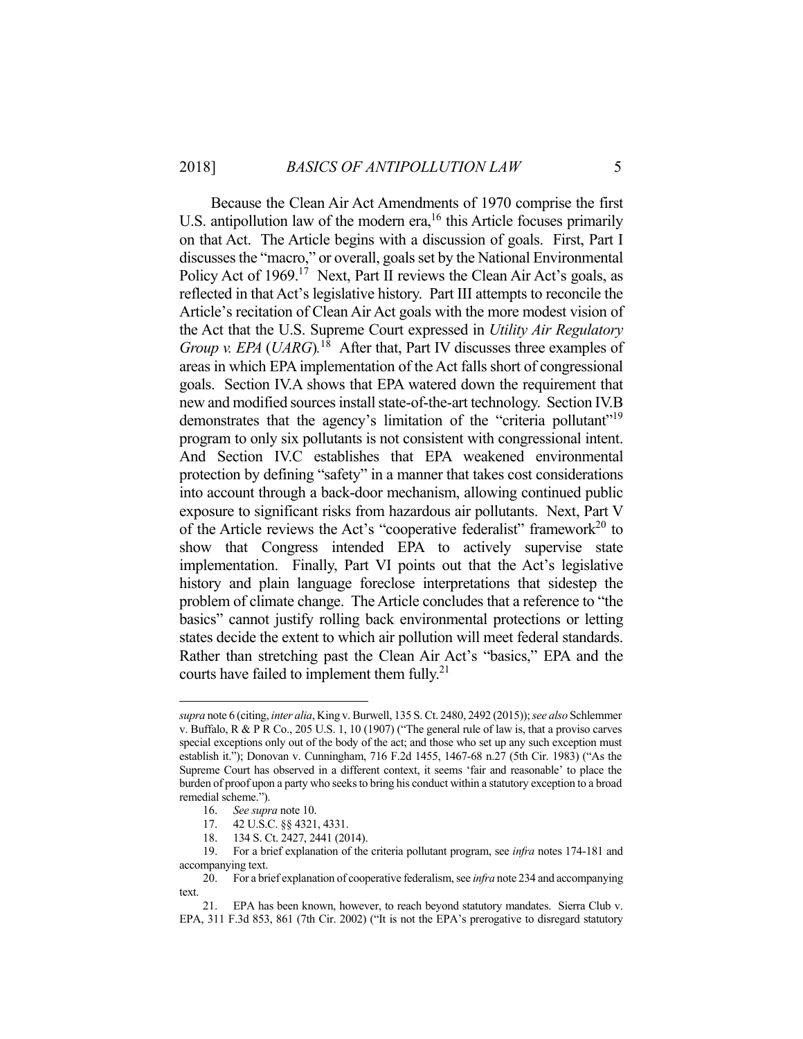Because the Clean Air Act Amendments of 1970 comprise the first U.S. antipollution law of the modern era,[16] this Article focuses primarily on that Act. The Article begins with a discussion of goals. First, Part I discusses the "macro," or overall, goals set by the National Environmental Policy Act of 1969.[17] Next, Part II reviews the Clean Air Act's goals, as reflected in that Act's legislative history. Part III attempts to reconcile the Article's recitation of Clean Air Act goals with the more modest vision of the Act that the U.S. Supreme Court expressed in *Utility Air Regulatory Group v. EPA* (*UARG*).[18] After that, Part IV discusses three examples of areas in which EPA implementation of the Act falls short of congressional goals. Section IV.A shows that EPA watered down the requirement that new and modified sources install state-of-the-art technology. Section IV.B demonstrates that the agency's limitation of the "criteria pollutant"[19] program to only six pollutants is not consistent with congressional intent. And Section IV.C establishes that EPA weakened environmental protection by defining "safety" in a manner that takes cost considerations into account through a back-door mechanism, allowing continued public exposure to significant risks from hazardous air pollutants. Next, Part V of the Article reviews the Act's "cooperative federalist" framework[20] to show that Congress intended EPA to actively supervise state implementation. Finally, Part VI points out that the Act's legislative history and plain language foreclose interpretations that sidestep the problem of climate change. The Article concludes that a reference to "the basics" cannot justify rolling back environmental protections or letting states decide the extent to which air pollution will meet federal standards. Rather than stretching past the Clean Air Act's "basics," EPA and the courts have failed to implement them fully.[21]

---

*supra* note 6 (citing, *inter alia*, King v. Burwell, 135 S. Ct. 2480, 2492 (2015)); *see also* Schlemmer v. Buffalo, R & P R Co., 205 U.S. 1, 10 (1907) ("The general rule of law is, that a proviso carves special exceptions only out of the body of the act; and those who set up any such exception must establish it."); Donovan v. Cunningham, 716 F.2d 1455, 1467-68 n.27 (5th Cir. 1983) ("As the Supreme Court has observed in a different context, it seems 'fair and reasonable' to place the burden of proof upon a party who seeks to bring his conduct within a statutory exception to a broad remedial scheme.").

16. *See supra* note 10.

17. 42 U.S.C. §§ 4321, 4331.

18. 134 S. Ct. 2427, 2441 (2014).

19. For a brief explanation of the criteria pollutant program, see *infra* notes 174-181 and accompanying text.

20. For a brief explanation of cooperative federalism, see *infra* note 234 and accompanying text.

21. EPA has been known, however, to reach beyond statutory mandates. Sierra Club v. EPA, 311 F.3d 853, 861 (7th Cir. 2002) ("It is not the EPA's prerogative to disregard statutory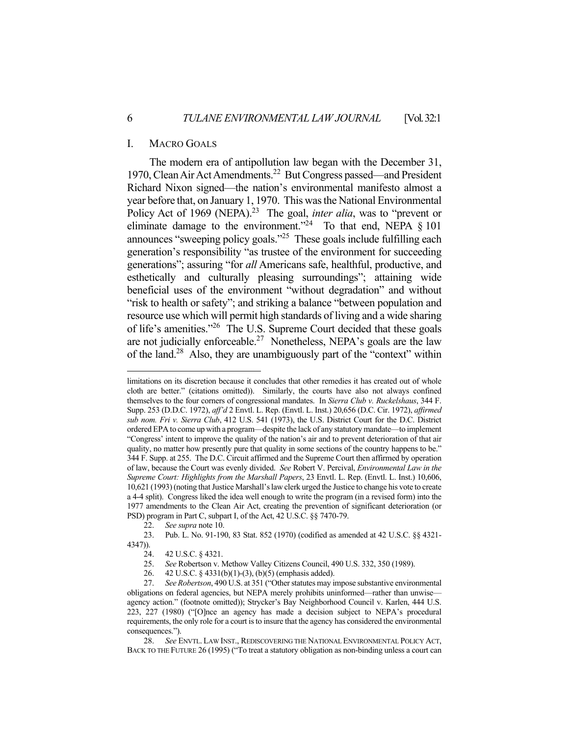## I. MACRO GOALS

The modern era of antipollution law began with the December 31, 1970, Clean Air Act Amendments.[22] But Congress passed—and President Richard Nixon signed—the nation's environmental manifesto almost a year before that, on January 1, 1970. This was the National Environmental Policy Act of 1969 (NEPA).[23] The goal, *inter alia*, was to "prevent or eliminate damage to the environment."[24] To that end, NEPA § 101 announces "sweeping policy goals."[25] These goals include fulfilling each generation's responsibility "as trustee of the environment for succeeding generations"; assuring "for *all* Americans safe, healthful, productive, and esthetically and culturally pleasing surroundings"; attaining wide beneficial uses of the environment "without degradation" and without "risk to health or safety"; and striking a balance "between population and resource use which will permit high standards of living and a wide sharing of life's amenities."[26] The U.S. Supreme Court decided that these goals are not judicially enforceable.[27] Nonetheless, NEPA's goals are the law of the land.[28] Also, they are unambiguously part of the "context" within

---

limitations on its discretion because it concludes that other remedies it has created out of whole cloth are better." (citations omitted)). Similarly, the courts have also not always confined themselves to the four corners of congressional mandates. In *Sierra Club v. Ruckelshaus*, 344 F. Supp. 253 (D.D.C. 1972), *aff'd* 2 Envtl. L. Rep. (Envtl. L. Inst.) 20,656 (D.C. Cir. 1972), *affirmed sub nom. Fri v. Sierra Club*, 412 U.S. 541 (1973), the U.S. District Court for the D.C. District ordered EPA to come up with a program—despite the lack of any statutory mandate—to implement "Congress' intent to improve the quality of the nation's air and to prevent deterioration of that air quality, no matter how presently pure that quality in some sections of the country happens to be." 344 F. Supp. at 255. The D.C. Circuit affirmed and the Supreme Court then affirmed by operation of law, because the Court was evenly divided. *See* Robert V. Percival, *Environmental Law in the Supreme Court: Highlights from the Marshall Papers*, 23 Envtl. L. Rep. (Envtl. L. Inst.) 10,606, 10,621 (1993) (noting that Justice Marshall's law clerk urged the Justice to change his vote to create a 4-4 split). Congress liked the idea well enough to write the program (in a revised form) into the 1977 amendments to the Clean Air Act, creating the prevention of significant deterioration (or PSD) program in Part C, subpart I, of the Act, 42 U.S.C. §§ 7470-79.

22. *See supra* note 10.

23. Pub. L. No. 91-190, 83 Stat. 852 (1970) (codified as amended at 42 U.S.C. §§ 4321-4347)).

24. 42 U.S.C. § 4321.

25. *See* Robertson v. Methow Valley Citizens Council, 490 U.S. 332, 350 (1989).

26. 42 U.S.C. § 4331(b)(1)-(3), (b)(5) (emphasis added).

27. *See Robertson*, 490 U.S. at 351 ("Other statutes may impose substantive environmental obligations on federal agencies, but NEPA merely prohibits uninformed—rather than unwise—agency action." (footnote omitted)); Strycker's Bay Neighborhood Council v. Karlen, 444 U.S. 223, 227 (1980) ("[O]nce an agency has made a decision subject to NEPA's procedural requirements, the only role for a court is to insure that the agency has considered the environmental consequences.").

28. *See* ENVTL. LAW INST., REDISCOVERING THE NATIONAL ENVIRONMENTAL POLICY ACT, BACK TO THE FUTURE 26 (1995) ("To treat a statutory obligation as non-binding unless a court can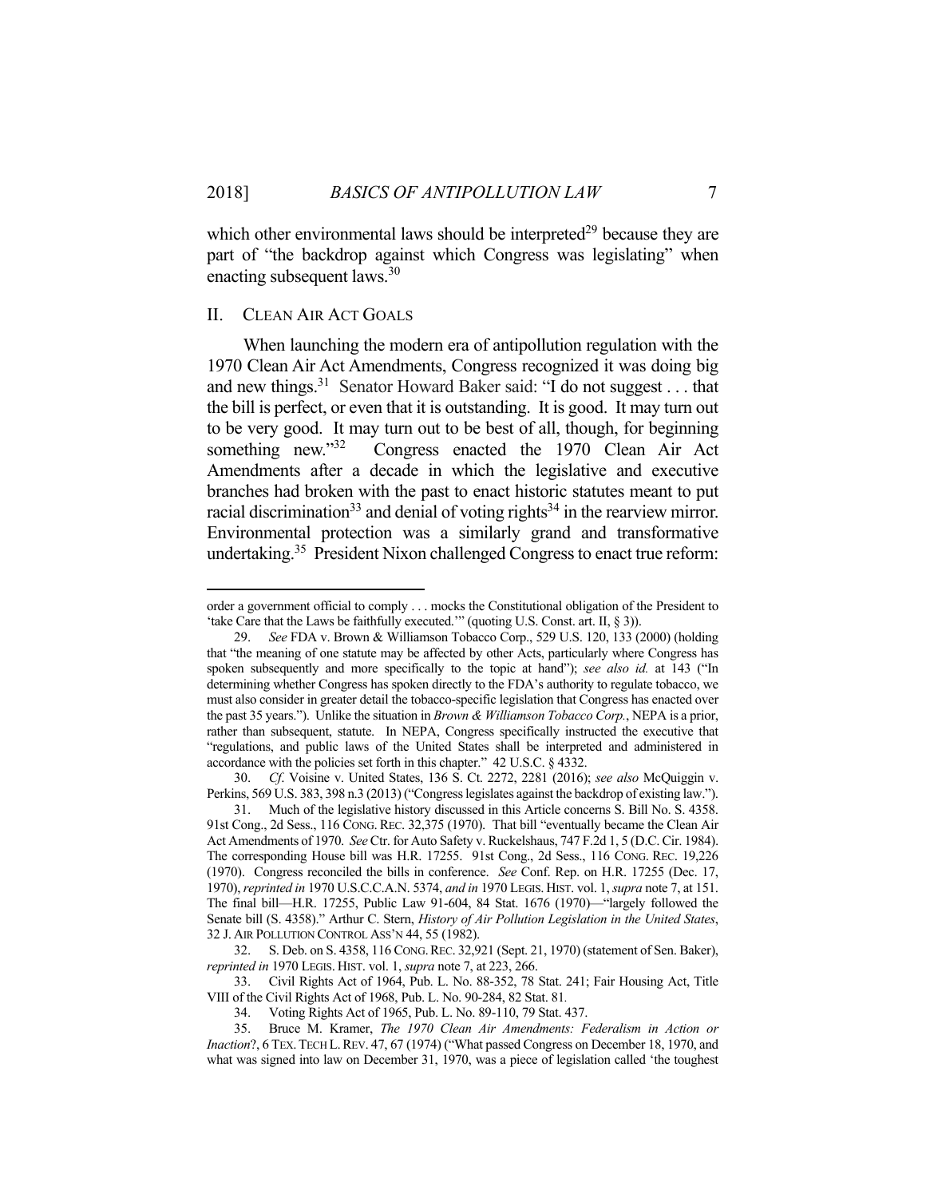which other environmental laws should be interpreted[29] because they are part of "the backdrop against which Congress was legislating" when enacting subsequent laws.[30]

## II. Clean Air Act Goals

When launching the modern era of antipollution regulation with the 1970 Clean Air Act Amendments, Congress recognized it was doing big and new things.[31] Senator Howard Baker said: "I do not suggest . . . that the bill is perfect, or even that it is outstanding. It is good. It may turn out to be very good. It may turn out to be best of all, though, for beginning something new."[32] Congress enacted the 1970 Clean Air Act Amendments after a decade in which the legislative and executive branches had broken with the past to enact historic statutes meant to put racial discrimination[33] and denial of voting rights[34] in the rearview mirror. Environmental protection was a similarly grand and transformative undertaking.[35] President Nixon challenged Congress to enact true reform:

---

order a government official to comply . . . mocks the Constitutional obligation of the President to 'take Care that the Laws be faithfully executed.'" (quoting U.S. Const. art. II, § 3)).

29. *See* FDA v. Brown & Williamson Tobacco Corp., 529 U.S. 120, 133 (2000) (holding that "the meaning of one statute may be affected by other Acts, particularly where Congress has spoken subsequently and more specifically to the topic at hand"); *see also id.* at 143 ("In determining whether Congress has spoken directly to the FDA's authority to regulate tobacco, we must also consider in greater detail the tobacco-specific legislation that Congress has enacted over the past 35 years."). Unlike the situation in *Brown & Williamson Tobacco Corp.*, NEPA is a prior, rather than subsequent, statute. In NEPA, Congress specifically instructed the executive that "regulations, and public laws of the United States shall be interpreted and administered in accordance with the policies set forth in this chapter." 42 U.S.C. § 4332.

30. *Cf.* Voisine v. United States, 136 S. Ct. 2272, 2281 (2016); *see also* McQuiggin v. Perkins, 569 U.S. 383, 398 n.3 (2013) ("Congress legislates against the backdrop of existing law.").

31. Much of the legislative history discussed in this Article concerns S. Bill No. S. 4358. 91st Cong., 2d Sess., 116 Cong. Rec. 32,375 (1970). That bill "eventually became the Clean Air Act Amendments of 1970. *See* Ctr. for Auto Safety v. Ruckelshaus, 747 F.2d 1, 5 (D.C. Cir. 1984). The corresponding House bill was H.R. 17255. 91st Cong., 2d Sess., 116 Cong. Rec. 19,226 (1970). Congress reconciled the bills in conference. *See* Conf. Rep. on H.R. 17255 (Dec. 17, 1970), *reprinted in* 1970 U.S.C.C.A.N. 5374, *and in* 1970 Legis. Hist. vol. 1, *supra* note 7, at 151. The final bill—H.R. 17255, Public Law 91-604, 84 Stat. 1676 (1970)—"largely followed the Senate bill (S. 4358)." Arthur C. Stern, *History of Air Pollution Legislation in the United States*, 32 J. Air Pollution Control Ass'n 44, 55 (1982).

32. S. Deb. on S. 4358, 116 Cong. Rec. 32,921 (Sept. 21, 1970) (statement of Sen. Baker), *reprinted in* 1970 Legis. Hist. vol. 1, *supra* note 7, at 223, 266.

33. Civil Rights Act of 1964, Pub. L. No. 88-352, 78 Stat. 241; Fair Housing Act, Title VIII of the Civil Rights Act of 1968, Pub. L. No. 90-284, 82 Stat. 81.

34. Voting Rights Act of 1965, Pub. L. No. 89-110, 79 Stat. 437.

35. Bruce M. Kramer, *The 1970 Clean Air Amendments: Federalism in Action or Inaction?*, 6 Tex. Tech L. Rev. 47, 67 (1974) ("What passed Congress on December 18, 1970, and what was signed into law on December 31, 1970, was a piece of legislation called 'the toughest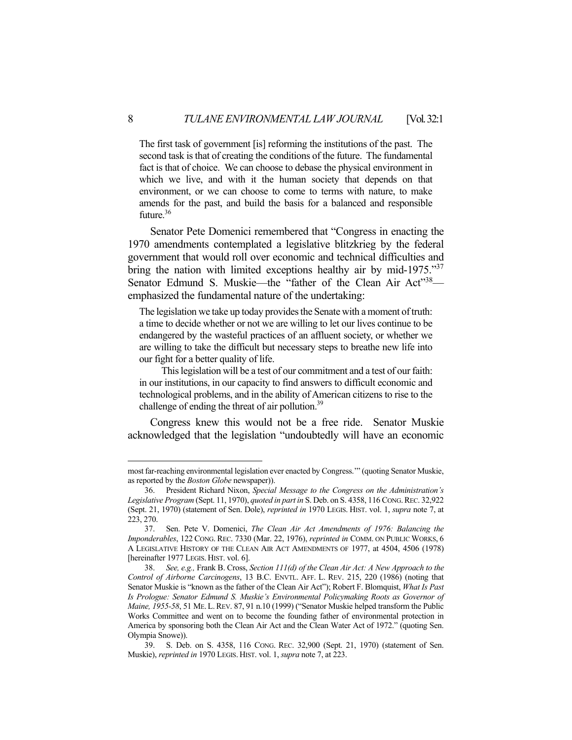> The first task of government [is] reforming the institutions of the past. The second task is that of creating the conditions of the future. The fundamental fact is that of choice. We can choose to debase the physical environment in which we live, and with it the human society that depends on that environment, or we can choose to come to terms with nature, to make amends for the past, and build the basis for a balanced and responsible future.[36]

Senator Pete Domenici remembered that "Congress in enacting the 1970 amendments contemplated a legislative blitzkrieg by the federal government that would roll over economic and technical difficulties and bring the nation with limited exceptions healthy air by mid-1975."[37] Senator Edmund S. Muskie—the "father of the Clean Air Act"[38]—emphasized the fundamental nature of the undertaking:

> The legislation we take up today provides the Senate with a moment of truth: a time to decide whether or not we are willing to let our lives continue to be endangered by the wasteful practices of an affluent society, or whether we are willing to take the difficult but necessary steps to breathe new life into our fight for a better quality of life.
>
> This legislation will be a test of our commitment and a test of our faith: in our institutions, in our capacity to find answers to difficult economic and technological problems, and in the ability of American citizens to rise to the challenge of ending the threat of air pollution.[39]

Congress knew this would not be a free ride. Senator Muskie acknowledged that the legislation "undoubtedly will have an economic

---

most far-reaching environmental legislation ever enacted by Congress.'" (quoting Senator Muskie, as reported by the *Boston Globe* newspaper)).

36. President Richard Nixon, *Special Message to the Congress on the Administration's Legislative Program* (Sept. 11, 1970), *quoted in part in* S. Deb. on S. 4358, 116 CONG. REC. 32,922 (Sept. 21, 1970) (statement of Sen. Dole), *reprinted in* 1970 LEGIS. HIST. vol. 1, *supra* note 7, at 223, 270.

37. Sen. Pete V. Domenici, *The Clean Air Act Amendments of 1976: Balancing the Imponderables*, 122 CONG. REC. 7330 (Mar. 22, 1976), *reprinted in* COMM. ON PUBLIC WORKS, 6 A LEGISLATIVE HISTORY OF THE CLEAN AIR ACT AMENDMENTS OF 1977, at 4504, 4506 (1978) [hereinafter 1977 LEGIS. HIST. vol. 6].

38. *See, e.g.,* Frank B. Cross, *Section 111(d) of the Clean Air Act: A New Approach to the Control of Airborne Carcinogens*, 13 B.C. ENVTL. AFF. L. REV. 215, 220 (1986) (noting that Senator Muskie is "known as the father of the Clean Air Act"); Robert F. Blomquist, *What Is Past Is Prologue: Senator Edmund S. Muskie's Environmental Policymaking Roots as Governor of Maine, 1955-58*, 51 ME. L. REV. 87, 91 n.10 (1999) ("Senator Muskie helped transform the Public Works Committee and went on to become the founding father of environmental protection in America by sponsoring both the Clean Air Act and the Clean Water Act of 1972." (quoting Sen. Olympia Snowe)).

39. S. Deb. on S. 4358, 116 CONG. REC. 32,900 (Sept. 21, 1970) (statement of Sen. Muskie), *reprinted in* 1970 LEGIS. HIST. vol. 1, *supra* note 7, at 223.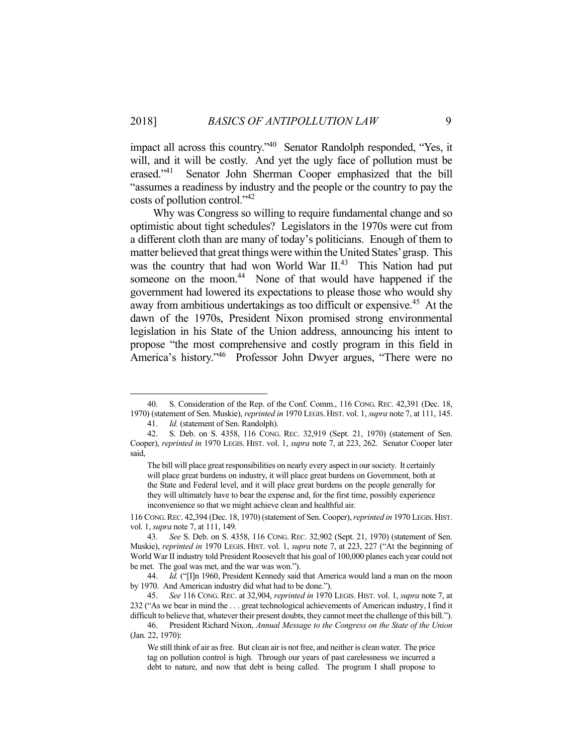impact all across this country."[40] Senator Randolph responded, "Yes, it will, and it will be costly. And yet the ugly face of pollution must be erased."[41] Senator John Sherman Cooper emphasized that the bill "assumes a readiness by industry and the people or the country to pay the costs of pollution control."[42]

Why was Congress so willing to require fundamental change and so optimistic about tight schedules? Legislators in the 1970s were cut from a different cloth than are many of today's politicians. Enough of them to matter believed that great things were within the United States' grasp. This was the country that had won World War II.[43] This Nation had put someone on the moon.[44] None of that would have happened if the government had lowered its expectations to please those who would shy away from ambitious undertakings as too difficult or expensive.[45] At the dawn of the 1970s, President Nixon promised strong environmental legislation in his State of the Union address, announcing his intent to propose "the most comprehensive and costly program in this field in America's history."[46] Professor John Dwyer argues, "There were no

---

40. S. Consideration of the Rep. of the Conf. Comm., 116 CONG. REC. 42,391 (Dec. 18, 1970) (statement of Sen. Muskie), *reprinted in* 1970 LEGIS. HIST. vol. 1, *supra* note 7, at 111, 145.

41. *Id.* (statement of Sen. Randolph).

42. S. Deb. on S. 4358, 116 CONG. REC. 32,919 (Sept. 21, 1970) (statement of Sen. Cooper), *reprinted in* 1970 LEGIS. HIST. vol. 1, *supra* note 7, at 223, 262. Senator Cooper later said,

> The bill will place great responsibilities on nearly every aspect in our society. It certainly will place great burdens on industry, it will place great burdens on Government, both at the State and Federal level, and it will place great burdens on the people generally for they will ultimately have to bear the expense and, for the first time, possibly experience inconvenience so that we might achieve clean and healthful air.

116 CONG. REC. 42,394 (Dec. 18, 1970) (statement of Sen. Cooper), *reprinted in* 1970 LEGIS. HIST. vol. 1, *supra* note 7, at 111, 149.

43. *See* S. Deb. on S. 4358, 116 CONG. REC. 32,902 (Sept. 21, 1970) (statement of Sen. Muskie), *reprinted in* 1970 LEGIS. HIST. vol. 1, *supra* note 7, at 223, 227 ("At the beginning of World War II industry told President Roosevelt that his goal of 100,000 planes each year could not be met. The goal was met, and the war was won.").

44. *Id.* ("[I]n 1960, President Kennedy said that America would land a man on the moon by 1970. And American industry did what had to be done.").

45. *See* 116 CONG. REC. at 32,904, *reprinted in* 1970 LEGIS. HIST. vol. 1, *supra* note 7, at 232 ("As we bear in mind the . . . great technological achievements of American industry, I find it difficult to believe that, whatever their present doubts, they cannot meet the challenge of this bill.").

46. President Richard Nixon, *Annual Message to the Congress on the State of the Union* (Jan. 22, 1970):

> We still think of air as free. But clean air is not free, and neither is clean water. The price tag on pollution control is high. Through our years of past carelessness we incurred a debt to nature, and now that debt is being called. The program I shall propose to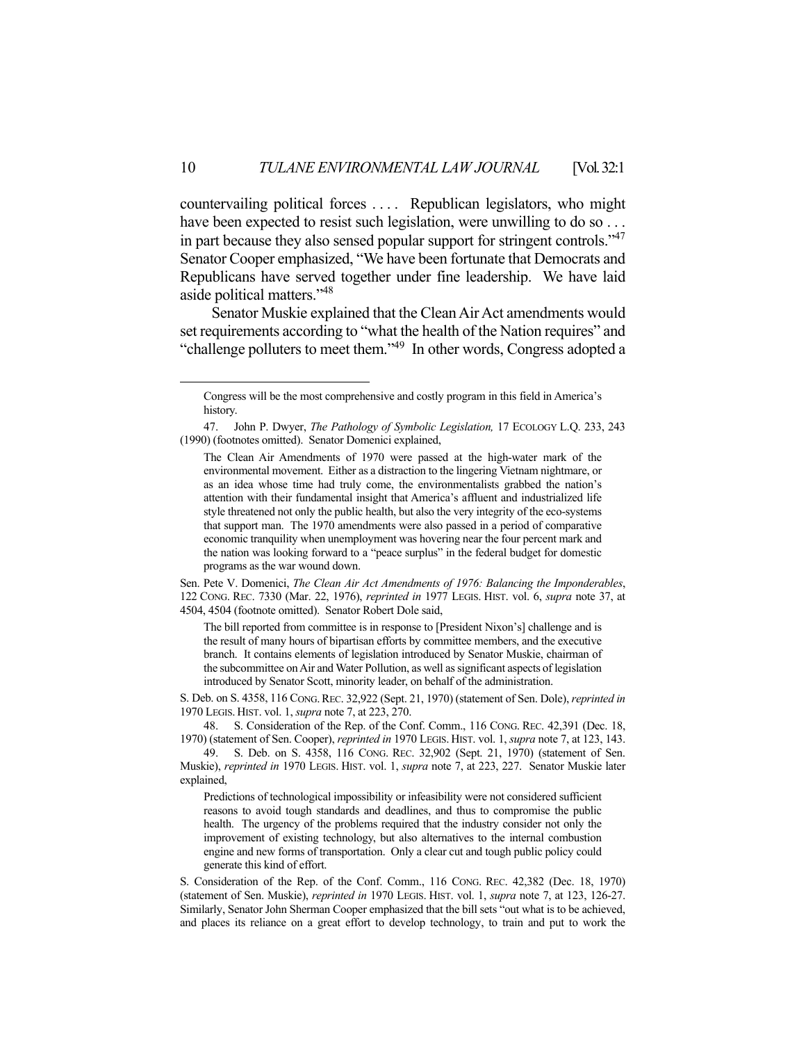countervailing political forces . . . . Republican legislators, who might have been expected to resist such legislation, were unwilling to do so . . . in part because they also sensed popular support for stringent controls."[47] Senator Cooper emphasized, "We have been fortunate that Democrats and Republicans have served together under fine leadership. We have laid aside political matters."[48]

Senator Muskie explained that the Clean Air Act amendments would set requirements according to "what the health of the Nation requires" and "challenge polluters to meet them."[49] In other words, Congress adopted a

---

Congress will be the most comprehensive and costly program in this field in America's history.

47. John P. Dwyer, *The Pathology of Symbolic Legislation,* 17 ECOLOGY L.Q. 233, 243 (1990) (footnotes omitted). Senator Domenici explained,

> The Clean Air Amendments of 1970 were passed at the high-water mark of the environmental movement. Either as a distraction to the lingering Vietnam nightmare, or as an idea whose time had truly come, the environmentalists grabbed the nation's attention with their fundamental insight that America's affluent and industrialized life style threatened not only the public health, but also the very integrity of the eco-systems that support man. The 1970 amendments were also passed in a period of comparative economic tranquility when unemployment was hovering near the four percent mark and the nation was looking forward to a "peace surplus" in the federal budget for domestic programs as the war wound down.

Sen. Pete V. Domenici, *The Clean Air Act Amendments of 1976: Balancing the Imponderables*, 122 CONG. REC. 7330 (Mar. 22, 1976), *reprinted in* 1977 LEGIS. HIST. vol. 6, *supra* note 37, at 4504, 4504 (footnote omitted). Senator Dole said,

> The bill reported from committee is in response to [President Nixon's] challenge and is the result of many hours of bipartisan efforts by committee members, and the executive branch. It contains elements of legislation introduced by Senator Muskie, chairman of the subcommittee on Air and Water Pollution, as well as significant aspects of legislation introduced by Senator Scott, minority leader, on behalf of the administration.

S. Deb. on S. 4358, 116 CONG. REC. 32,922 (Sept. 21, 1970) (statement of Sen. Dole), *reprinted in* 1970 LEGIS. HIST. vol. 1, *supra* note 7, at 223, 270.

48. S. Consideration of the Rep. of the Conf. Comm., 116 CONG. REC. 42,391 (Dec. 18, 1970) (statement of Sen. Cooper), *reprinted in* 1970 LEGIS. HIST. vol. 1, *supra* note 7, at 123, 143.

49. S. Deb. on S. 4358, 116 CONG. REC. 32,902 (Sept. 21, 1970) (statement of Sen. Muskie), *reprinted in* 1970 LEGIS. HIST. vol. 1, *supra* note 7, at 223, 227. Senator Muskie later explained,

> Predictions of technological impossibility or infeasibility were not considered sufficient reasons to avoid tough standards and deadlines, and thus to compromise the public health. The urgency of the problems required that the industry consider not only the improvement of existing technology, but also alternatives to the internal combustion engine and new forms of transportation. Only a clear cut and tough public policy could generate this kind of effort.

S. Consideration of the Rep. of the Conf. Comm., 116 CONG. REC. 42,382 (Dec. 18, 1970) (statement of Sen. Muskie), *reprinted in* 1970 LEGIS. HIST. vol. 1, *supra* note 7, at 123, 126-27. Similarly, Senator John Sherman Cooper emphasized that the bill sets "out what is to be achieved, and places its reliance on a great effort to develop technology, to train and put to work the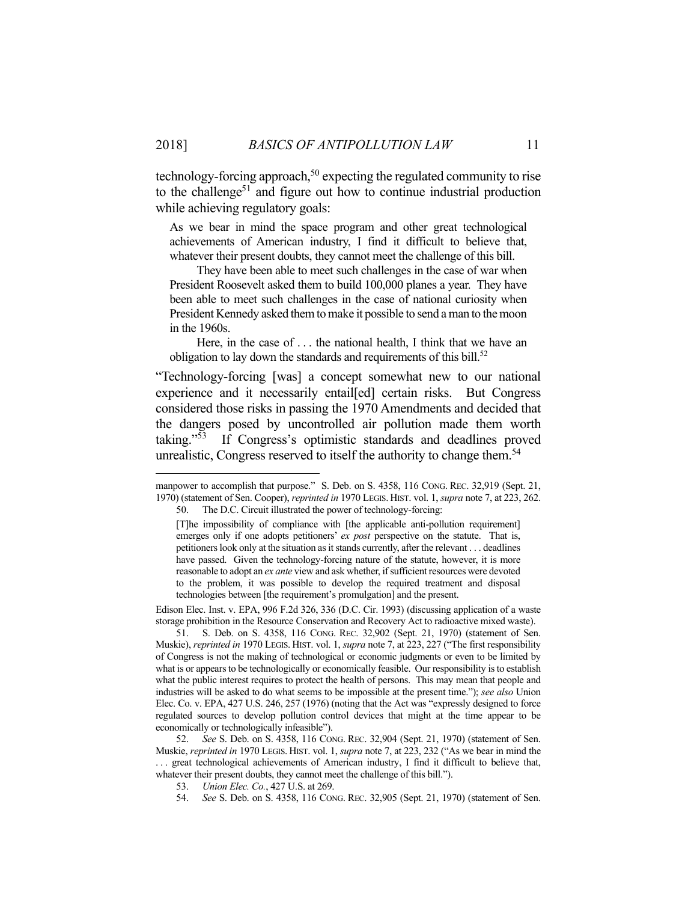technology-forcing approach,[50] expecting the regulated community to rise to the challenge[51] and figure out how to continue industrial production while achieving regulatory goals:

> As we bear in mind the space program and other great technological achievements of American industry, I find it difficult to believe that, whatever their present doubts, they cannot meet the challenge of this bill.
>
> They have been able to meet such challenges in the case of war when President Roosevelt asked them to build 100,000 planes a year. They have been able to meet such challenges in the case of national curiosity when President Kennedy asked them to make it possible to send a man to the moon in the 1960s.
>
> Here, in the case of . . . the national health, I think that we have an obligation to lay down the standards and requirements of this bill.[52]

"Technology-forcing [was] a concept somewhat new to our national experience and it necessarily entail[ed] certain risks. But Congress considered those risks in passing the 1970 Amendments and decided that the dangers posed by uncontrolled air pollution made them worth taking."[53] If Congress's optimistic standards and deadlines proved unrealistic, Congress reserved to itself the authority to change them.[54]

---

manpower to accomplish that purpose." S. Deb. on S. 4358, 116 CONG. REC. 32,919 (Sept. 21, 1970) (statement of Sen. Cooper), *reprinted in* 1970 LEGIS. HIST. vol. 1, *supra* note 7, at 223, 262.

50. The D.C. Circuit illustrated the power of technology-forcing:

> [T]he impossibility of compliance with [the applicable anti-pollution requirement] emerges only if one adopts petitioners' *ex post* perspective on the statute. That is, petitioners look only at the situation as it stands currently, after the relevant . . . deadlines have passed. Given the technology-forcing nature of the statute, however, it is more reasonable to adopt an *ex ante* view and ask whether, if sufficient resources were devoted to the problem, it was possible to develop the required treatment and disposal technologies between [the requirement's promulgation] and the present.

Edison Elec. Inst. v. EPA, 996 F.2d 326, 336 (D.C. Cir. 1993) (discussing application of a waste storage prohibition in the Resource Conservation and Recovery Act to radioactive mixed waste).

51. S. Deb. on S. 4358, 116 CONG. REC. 32,902 (Sept. 21, 1970) (statement of Sen. Muskie), *reprinted in* 1970 LEGIS. HIST. vol. 1, *supra* note 7, at 223, 227 ("The first responsibility of Congress is not the making of technological or economic judgments or even to be limited by what is or appears to be technologically or economically feasible. Our responsibility is to establish what the public interest requires to protect the health of persons. This may mean that people and industries will be asked to do what seems to be impossible at the present time."); *see also* Union Elec. Co. v. EPA, 427 U.S. 246, 257 (1976) (noting that the Act was "expressly designed to force regulated sources to develop pollution control devices that might at the time appear to be economically or technologically infeasible").

52. *See* S. Deb. on S. 4358, 116 CONG. REC. 32,904 (Sept. 21, 1970) (statement of Sen. Muskie, *reprinted in* 1970 LEGIS. HIST. vol. 1, *supra* note 7, at 223, 232 ("As we bear in mind the . . . great technological achievements of American industry, I find it difficult to believe that, whatever their present doubts, they cannot meet the challenge of this bill.").

53. *Union Elec. Co.*, 427 U.S. at 269.

54. *See* S. Deb. on S. 4358, 116 CONG. REC. 32,905 (Sept. 21, 1970) (statement of Sen.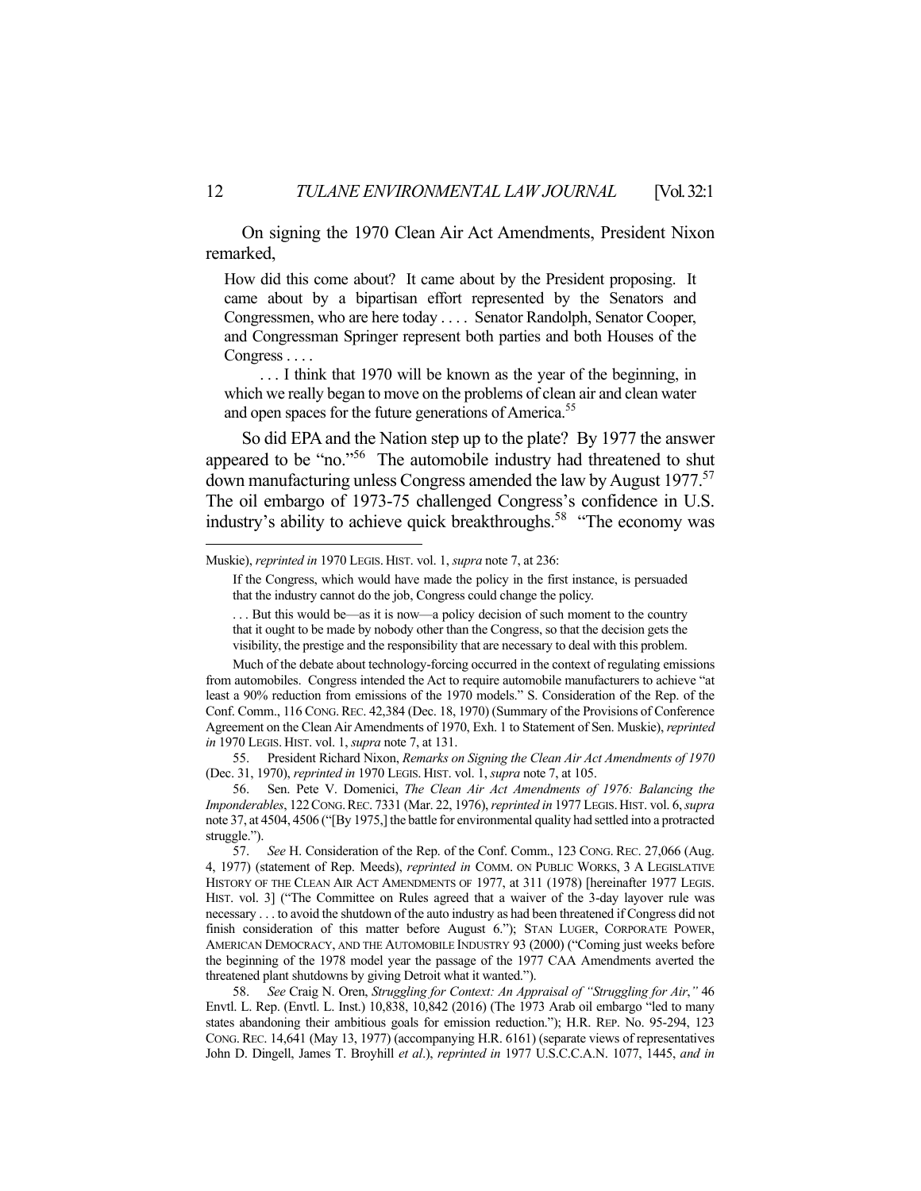On signing the 1970 Clean Air Act Amendments, President Nixon remarked,

> How did this come about? It came about by the President proposing. It came about by a bipartisan effort represented by the Senators and Congressmen, who are here today . . . . Senator Randolph, Senator Cooper, and Congressman Springer represent both parties and both Houses of the Congress . . . .
>
> . . . I think that 1970 will be known as the year of the beginning, in which we really began to move on the problems of clean air and clean water and open spaces for the future generations of America.[55]

So did EPA and the Nation step up to the plate? By 1977 the answer appeared to be "no."[56] The automobile industry had threatened to shut down manufacturing unless Congress amended the law by August 1977.[57] The oil embargo of 1973-75 challenged Congress's confidence in U.S. industry's ability to achieve quick breakthroughs.[58] "The economy was

---

Muskie), *reprinted in* 1970 LEGIS. HIST. vol. 1, *supra* note 7, at 236:

> If the Congress, which would have made the policy in the first instance, is persuaded that the industry cannot do the job, Congress could change the policy.
>
> . . . But this would be—as it is now—a policy decision of such moment to the country that it ought to be made by nobody other than the Congress, so that the decision gets the visibility, the prestige and the responsibility that are necessary to deal with this problem.

Much of the debate about technology-forcing occurred in the context of regulating emissions from automobiles. Congress intended the Act to require automobile manufacturers to achieve "at least a 90% reduction from emissions of the 1970 models." S. Consideration of the Rep. of the Conf. Comm., 116 CONG. REC. 42,384 (Dec. 18, 1970) (Summary of the Provisions of Conference Agreement on the Clean Air Amendments of 1970, Exh. 1 to Statement of Sen. Muskie), *reprinted in* 1970 LEGIS. HIST. vol. 1, *supra* note 7, at 131.

55. President Richard Nixon, *Remarks on Signing the Clean Air Act Amendments of 1970* (Dec. 31, 1970), *reprinted in* 1970 LEGIS. HIST. vol. 1, *supra* note 7, at 105.

56. Sen. Pete V. Domenici, *The Clean Air Act Amendments of 1976: Balancing the Imponderables*, 122 CONG. REC. 7331 (Mar. 22, 1976), *reprinted in* 1977 LEGIS. HIST. vol. 6, *supra* note 37, at 4504, 4506 ("[By 1975,] the battle for environmental quality had settled into a protracted struggle.").

57. *See* H. Consideration of the Rep. of the Conf. Comm., 123 CONG. REC. 27,066 (Aug. 4, 1977) (statement of Rep. Meeds), *reprinted in* COMM. ON PUBLIC WORKS, 3 A LEGISLATIVE HISTORY OF THE CLEAN AIR ACT AMENDMENTS OF 1977, at 311 (1978) [hereinafter 1977 LEGIS. HIST. vol. 3] ("The Committee on Rules agreed that a waiver of the 3-day layover rule was necessary . . . to avoid the shutdown of the auto industry as had been threatened if Congress did not finish consideration of this matter before August 6."); STAN LUGER, CORPORATE POWER, AMERICAN DEMOCRACY, AND THE AUTOMOBILE INDUSTRY 93 (2000) ("Coming just weeks before the beginning of the 1978 model year the passage of the 1977 CAA Amendments averted the threatened plant shutdowns by giving Detroit what it wanted.").

58. *See* Craig N. Oren, *Struggling for Context: An Appraisal of "Struggling for Air*,*"* 46 Envtl. L. Rep. (Envtl. L. Inst.) 10,838, 10,842 (2016) (The 1973 Arab oil embargo "led to many states abandoning their ambitious goals for emission reduction."); H.R. REP. No. 95-294, 123 CONG. REC. 14,641 (May 13, 1977) (accompanying H.R. 6161) (separate views of representatives John D. Dingell, James T. Broyhill *et al*.), *reprinted in* 1977 U.S.C.C.A.N. 1077, 1445, *and in*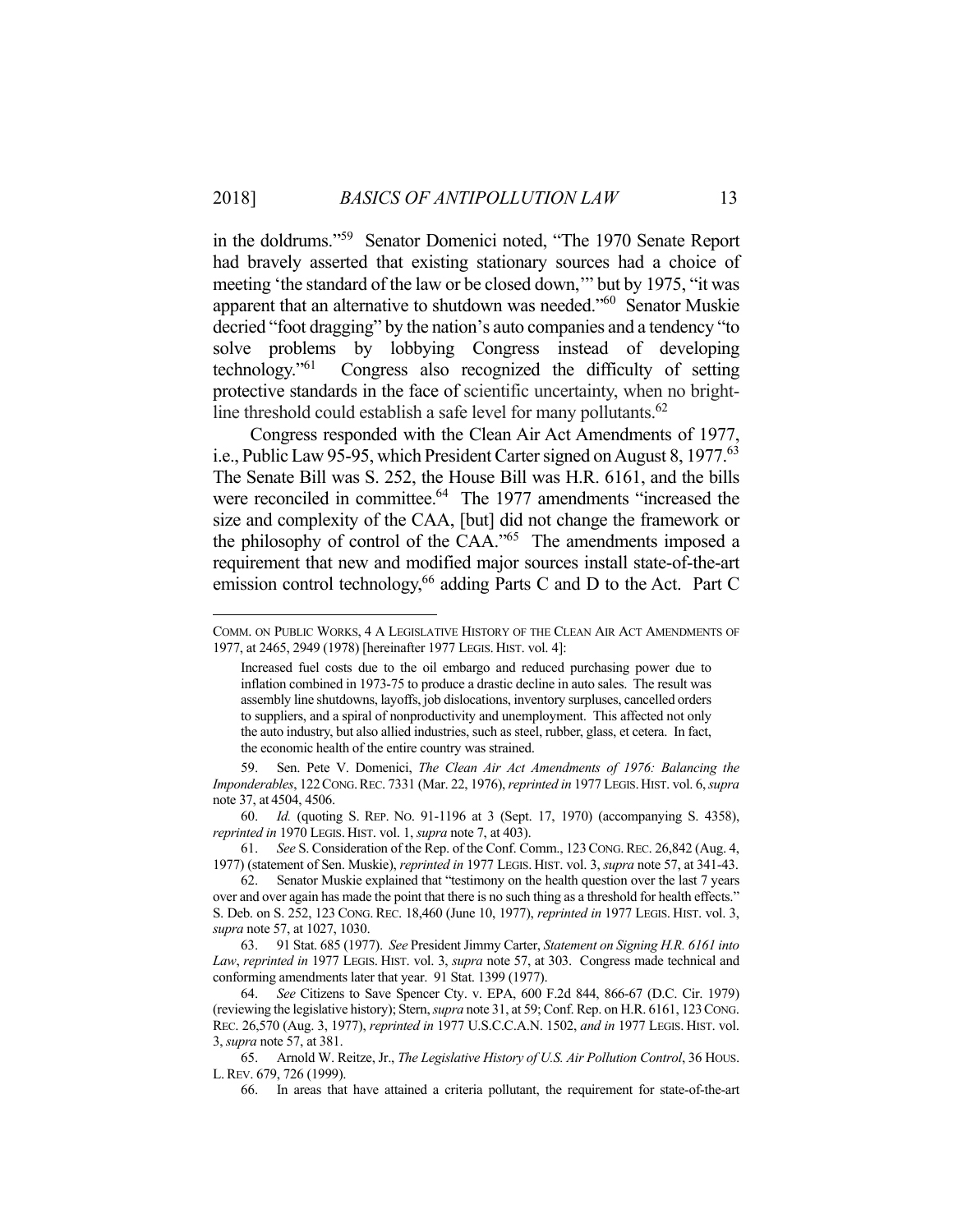in the doldrums."[59] Senator Domenici noted, "The 1970 Senate Report had bravely asserted that existing stationary sources had a choice of meeting 'the standard of the law or be closed down,'" but by 1975, "it was apparent that an alternative to shutdown was needed."[60] Senator Muskie decried "foot dragging" by the nation's auto companies and a tendency "to solve problems by lobbying Congress instead of developing technology."[61] Congress also recognized the difficulty of setting protective standards in the face of scientific uncertainty, when no bright-line threshold could establish a safe level for many pollutants.[62]

Congress responded with the Clean Air Act Amendments of 1977, i.e., Public Law 95-95, which President Carter signed on August 8, 1977.[63] The Senate Bill was S. 252, the House Bill was H.R. 6161, and the bills were reconciled in committee.[64] The 1977 amendments "increased the size and complexity of the CAA, [but] did not change the framework or the philosophy of control of the CAA."[65] The amendments imposed a requirement that new and modified major sources install state-of-the-art emission control technology,[66] adding Parts C and D to the Act. Part C

---

COMM. ON PUBLIC WORKS, 4 A LEGISLATIVE HISTORY OF THE CLEAN AIR ACT AMENDMENTS OF 1977, at 2465, 2949 (1978) [hereinafter 1977 LEGIS. HIST. vol. 4]:

> Increased fuel costs due to the oil embargo and reduced purchasing power due to inflation combined in 1973-75 to produce a drastic decline in auto sales. The result was assembly line shutdowns, layoffs, job dislocations, inventory surpluses, cancelled orders to suppliers, and a spiral of nonproductivity and unemployment. This affected not only the auto industry, but also allied industries, such as steel, rubber, glass, et cetera. In fact, the economic health of the entire country was strained.

59. Sen. Pete V. Domenici, *The Clean Air Act Amendments of 1976: Balancing the Imponderables*, 122 CONG. REC. 7331 (Mar. 22, 1976), *reprinted in* 1977 LEGIS. HIST. vol. 6, *supra* note 37, at 4504, 4506.

60. *Id.* (quoting S. REP. NO. 91-1196 at 3 (Sept. 17, 1970) (accompanying S. 4358), *reprinted in* 1970 LEGIS. HIST. vol. 1, *supra* note 7, at 403).

61. *See* S. Consideration of the Rep. of the Conf. Comm., 123 CONG. REC. 26,842 (Aug. 4, 1977) (statement of Sen. Muskie), *reprinted in* 1977 LEGIS. HIST. vol. 3, *supra* note 57, at 341-43.

62. Senator Muskie explained that "testimony on the health question over the last 7 years over and over again has made the point that there is no such thing as a threshold for health effects." S. Deb. on S. 252, 123 CONG. REC. 18,460 (June 10, 1977), *reprinted in* 1977 LEGIS. HIST. vol. 3, *supra* note 57, at 1027, 1030.

63. 91 Stat. 685 (1977). *See* President Jimmy Carter, *Statement on Signing H.R. 6161 into Law*, *reprinted in* 1977 LEGIS. HIST. vol. 3, *supra* note 57, at 303. Congress made technical and conforming amendments later that year. 91 Stat. 1399 (1977).

64. *See* Citizens to Save Spencer Cty. v. EPA, 600 F.2d 844, 866-67 (D.C. Cir. 1979) (reviewing the legislative history); Stern, *supra* note 31, at 59; Conf. Rep. on H.R. 6161, 123 CONG. REC. 26,570 (Aug. 3, 1977), *reprinted in* 1977 U.S.C.C.A.N. 1502, *and in* 1977 LEGIS. HIST. vol. 3, *supra* note 57, at 381.

65. Arnold W. Reitze, Jr., *The Legislative History of U.S. Air Pollution Control*, 36 HOUS. L. REV. 679, 726 (1999).

66. In areas that have attained a criteria pollutant, the requirement for state-of-the-art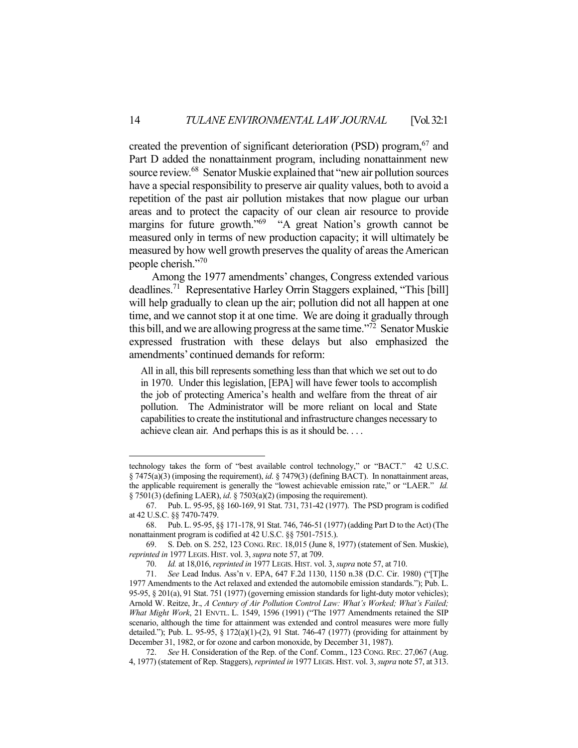created the prevention of significant deterioration (PSD) program,[67] and Part D added the nonattainment program, including nonattainment new source review.[68] Senator Muskie explained that "new air pollution sources have a special responsibility to preserve air quality values, both to avoid a repetition of the past air pollution mistakes that now plague our urban areas and to protect the capacity of our clean air resource to provide margins for future growth."[69] "A great Nation's growth cannot be measured only in terms of new production capacity; it will ultimately be measured by how well growth preserves the quality of areas the American people cherish."[70]

Among the 1977 amendments' changes, Congress extended various deadlines.[71] Representative Harley Orrin Staggers explained, "This [bill] will help gradually to clean up the air; pollution did not all happen at one time, and we cannot stop it at one time. We are doing it gradually through this bill, and we are allowing progress at the same time."[72] Senator Muskie expressed frustration with these delays but also emphasized the amendments' continued demands for reform:

> All in all, this bill represents something less than that which we set out to do in 1970. Under this legislation, [EPA] will have fewer tools to accomplish the job of protecting America's health and welfare from the threat of air pollution. The Administrator will be more reliant on local and State capabilities to create the institutional and infrastructure changes necessary to achieve clean air. And perhaps this is as it should be. . . .

---

technology takes the form of "best available control technology," or "BACT." 42 U.S.C. § 7475(a)(3) (imposing the requirement), *id*. § 7479(3) (defining BACT). In nonattainment areas, the applicable requirement is generally the "lowest achievable emission rate," or "LAER." *Id.* § 7501(3) (defining LAER), *id*. § 7503(a)(2) (imposing the requirement).

67. Pub. L. 95-95, §§ 160-169, 91 Stat. 731, 731-42 (1977). The PSD program is codified at 42 U.S.C. §§ 7470-7479.

68. Pub. L. 95-95, §§ 171-178, 91 Stat. 746, 746-51 (1977) (adding Part D to the Act) (The nonattainment program is codified at 42 U.S.C. §§ 7501-7515.).

69. S. Deb. on S. 252, 123 CONG. REC. 18,015 (June 8, 1977) (statement of Sen. Muskie), *reprinted in* 1977 LEGIS. HIST. vol. 3, *supra* note 57, at 709.

70. *Id.* at 18,016, *reprinted in* 1977 LEGIS. HIST. vol. 3, *supra* note 57, at 710.

71. *See* Lead Indus. Ass'n v. EPA, 647 F.2d 1130, 1150 n.38 (D.C. Cir. 1980) ("[T]he 1977 Amendments to the Act relaxed and extended the automobile emission standards."); Pub. L. 95-95, § 201(a), 91 Stat. 751 (1977) (governing emission standards for light-duty motor vehicles); Arnold W. Reitze, Jr., *A Century of Air Pollution Control Law: What's Worked; What's Failed; What Might Work*, 21 ENVTL. L. 1549, 1596 (1991) ("The 1977 Amendments retained the SIP scenario, although the time for attainment was extended and control measures were more fully detailed."); Pub. L. 95-95, § 172(a)(1)-(2), 91 Stat. 746-47 (1977) (providing for attainment by December 31, 1982, or for ozone and carbon monoxide, by December 31, 1987).

72. *See* H. Consideration of the Rep. of the Conf. Comm., 123 CONG. REC. 27,067 (Aug. 4, 1977) (statement of Rep. Staggers), *reprinted in* 1977 LEGIS. HIST. vol. 3, *supra* note 57, at 313.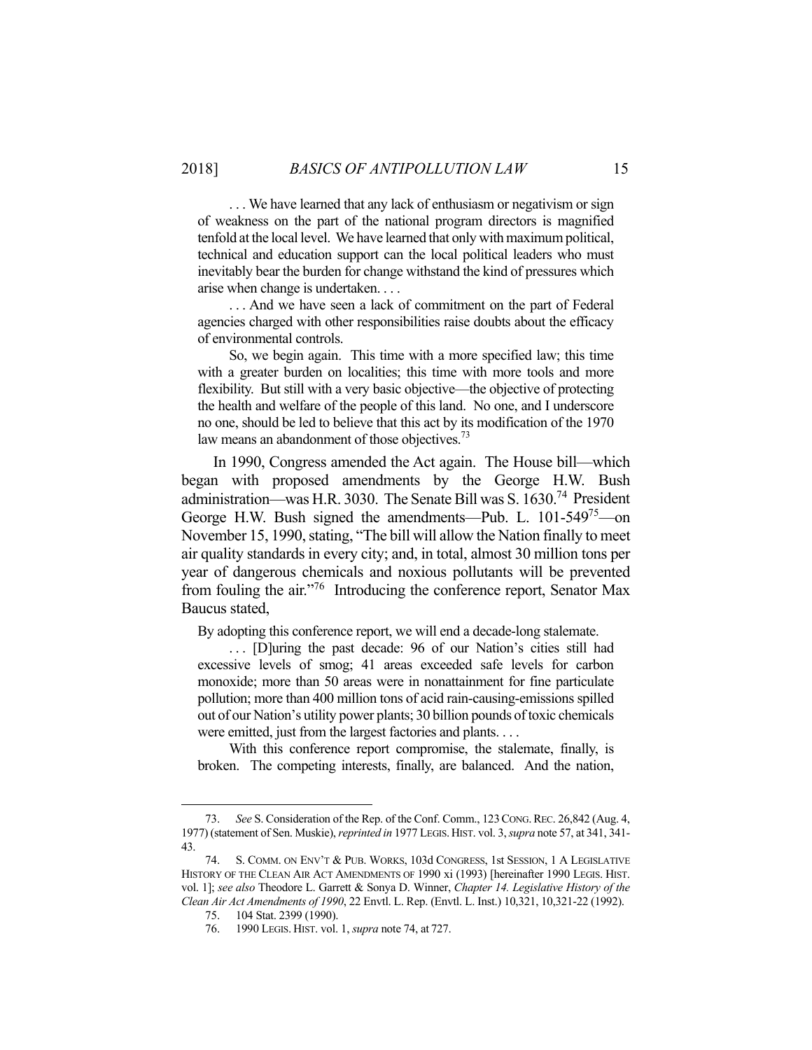> . . . We have learned that any lack of enthusiasm or negativism or sign of weakness on the part of the national program directors is magnified tenfold at the local level. We have learned that only with maximum political, technical and education support can the local political leaders who must inevitably bear the burden for change withstand the kind of pressures which arise when change is undertaken. . . .
>
> . . . And we have seen a lack of commitment on the part of Federal agencies charged with other responsibilities raise doubts about the efficacy of environmental controls.
>
> So, we begin again. This time with a more specified law; this time with a greater burden on localities; this time with more tools and more flexibility. But still with a very basic objective—the objective of protecting the health and welfare of the people of this land. No one, and I underscore no one, should be led to believe that this act by its modification of the 1970 law means an abandonment of those objectives.[73]

In 1990, Congress amended the Act again. The House bill—which began with proposed amendments by the George H.W. Bush administration—was H.R. 3030. The Senate Bill was S. 1630.[74] President George H.W. Bush signed the amendments—Pub. L. 101-549[75]—on November 15, 1990, stating, "The bill will allow the Nation finally to meet air quality standards in every city; and, in total, almost 30 million tons per year of dangerous chemicals and noxious pollutants will be prevented from fouling the air."[76] Introducing the conference report, Senator Max Baucus stated,

> By adopting this conference report, we will end a decade-long stalemate.
>
> . . . [D]uring the past decade: 96 of our Nation's cities still had excessive levels of smog; 41 areas exceeded safe levels for carbon monoxide; more than 50 areas were in nonattainment for fine particulate pollution; more than 400 million tons of acid rain-causing-emissions spilled out of our Nation's utility power plants; 30 billion pounds of toxic chemicals were emitted, just from the largest factories and plants. . . .
>
> With this conference report compromise, the stalemate, finally, is broken. The competing interests, finally, are balanced. And the nation,

---

73. *See* S. Consideration of the Rep. of the Conf. Comm., 123 CONG. REC. 26,842 (Aug. 4, 1977) (statement of Sen. Muskie), *reprinted in* 1977 LEGIS. HIST. vol. 3, *supra* note 57, at 341, 341-43.

74. S. COMM. ON ENV'T & PUB. WORKS, 103d CONGRESS, 1st SESSION, 1 A LEGISLATIVE HISTORY OF THE CLEAN AIR ACT AMENDMENTS OF 1990 xi (1993) [hereinafter 1990 LEGIS. HIST. vol. 1]; *see also* Theodore L. Garrett & Sonya D. Winner, *Chapter 14. Legislative History of the Clean Air Act Amendments of 1990*, 22 Envtl. L. Rep. (Envtl. L. Inst.) 10,321, 10,321-22 (1992).

75. 104 Stat. 2399 (1990).

76. 1990 LEGIS. HIST. vol. 1, *supra* note 74, at 727.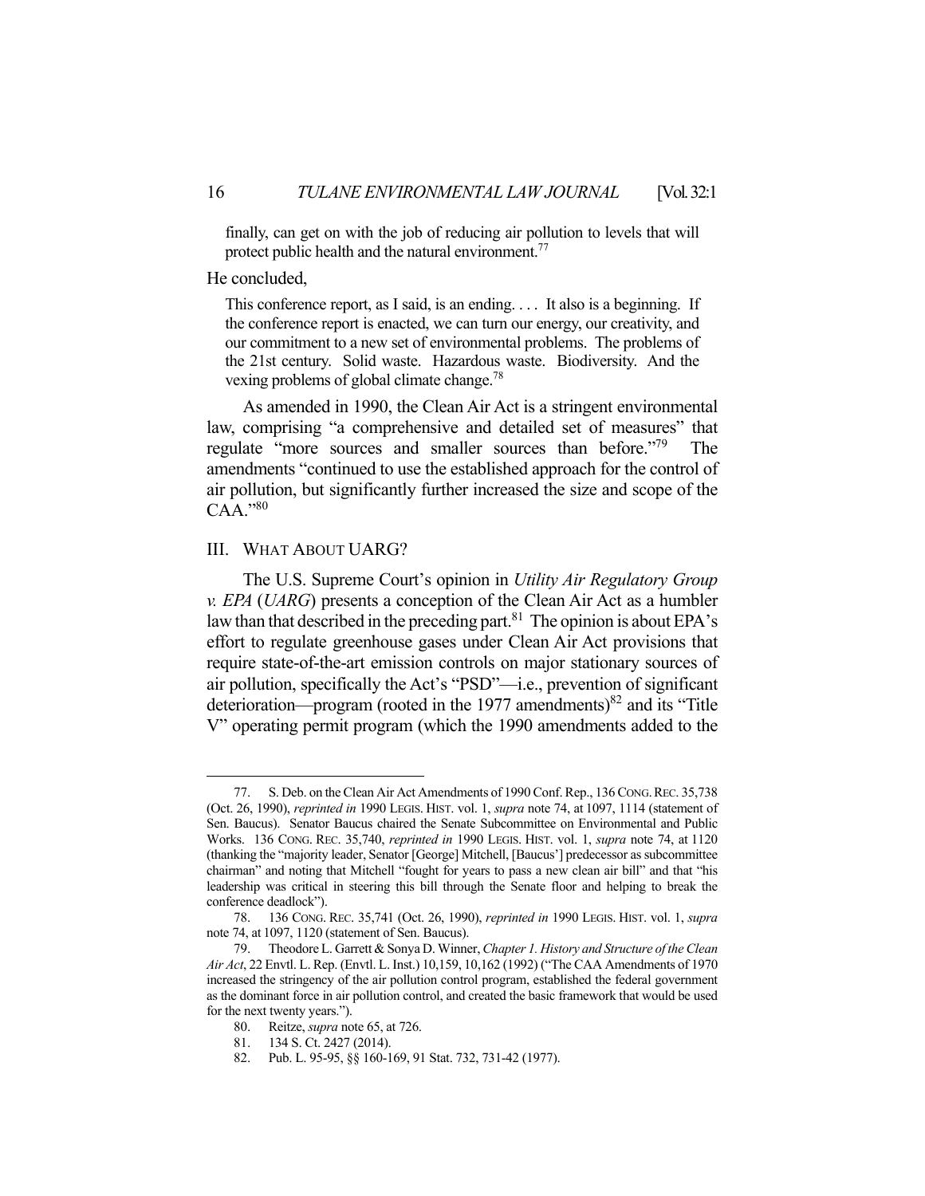finally, can get on with the job of reducing air pollution to levels that will protect public health and the natural environment.[77]

He concluded,

> This conference report, as I said, is an ending. . . . It also is a beginning. If the conference report is enacted, we can turn our energy, our creativity, and our commitment to a new set of environmental problems. The problems of the 21st century. Solid waste. Hazardous waste. Biodiversity. And the vexing problems of global climate change.[78]

As amended in 1990, the Clean Air Act is a stringent environmental law, comprising "a comprehensive and detailed set of measures" that regulate "more sources and smaller sources than before."[79] The amendments "continued to use the established approach for the control of air pollution, but significantly further increased the size and scope of the CAA."[80]

## III. WHAT ABOUT UARG?

The U.S. Supreme Court's opinion in *Utility Air Regulatory Group v. EPA* (*UARG*) presents a conception of the Clean Air Act as a humbler law than that described in the preceding part.[81] The opinion is about EPA's effort to regulate greenhouse gases under Clean Air Act provisions that require state-of-the-art emission controls on major stationary sources of air pollution, specifically the Act's "PSD"—i.e., prevention of significant deterioration—program (rooted in the 1977 amendments)[82] and its "Title V" operating permit program (which the 1990 amendments added to the

---

77. S. Deb. on the Clean Air Act Amendments of 1990 Conf. Rep., 136 CONG. REC. 35,738 (Oct. 26, 1990), *reprinted in* 1990 LEGIS. HIST. vol. 1, *supra* note 74, at 1097, 1114 (statement of Sen. Baucus). Senator Baucus chaired the Senate Subcommittee on Environmental and Public Works. 136 CONG. REC. 35,740, *reprinted in* 1990 LEGIS. HIST. vol. 1, *supra* note 74, at 1120 (thanking the "majority leader, Senator [George] Mitchell, [Baucus'] predecessor as subcommittee chairman" and noting that Mitchell "fought for years to pass a new clean air bill" and that "his leadership was critical in steering this bill through the Senate floor and helping to break the conference deadlock").

78. 136 CONG. REC. 35,741 (Oct. 26, 1990), *reprinted in* 1990 LEGIS. HIST. vol. 1, *supra* note 74, at 1097, 1120 (statement of Sen. Baucus).

79. Theodore L. Garrett & Sonya D. Winner, *Chapter 1. History and Structure of the Clean Air Act*, 22 Envtl. L. Rep. (Envtl. L. Inst.) 10,159, 10,162 (1992) ("The CAA Amendments of 1970 increased the stringency of the air pollution control program, established the federal government as the dominant force in air pollution control, and created the basic framework that would be used for the next twenty years.").

80. Reitze, *supra* note 65, at 726.

81. 134 S. Ct. 2427 (2014).

82. Pub. L. 95-95, §§ 160-169, 91 Stat. 732, 731-42 (1977).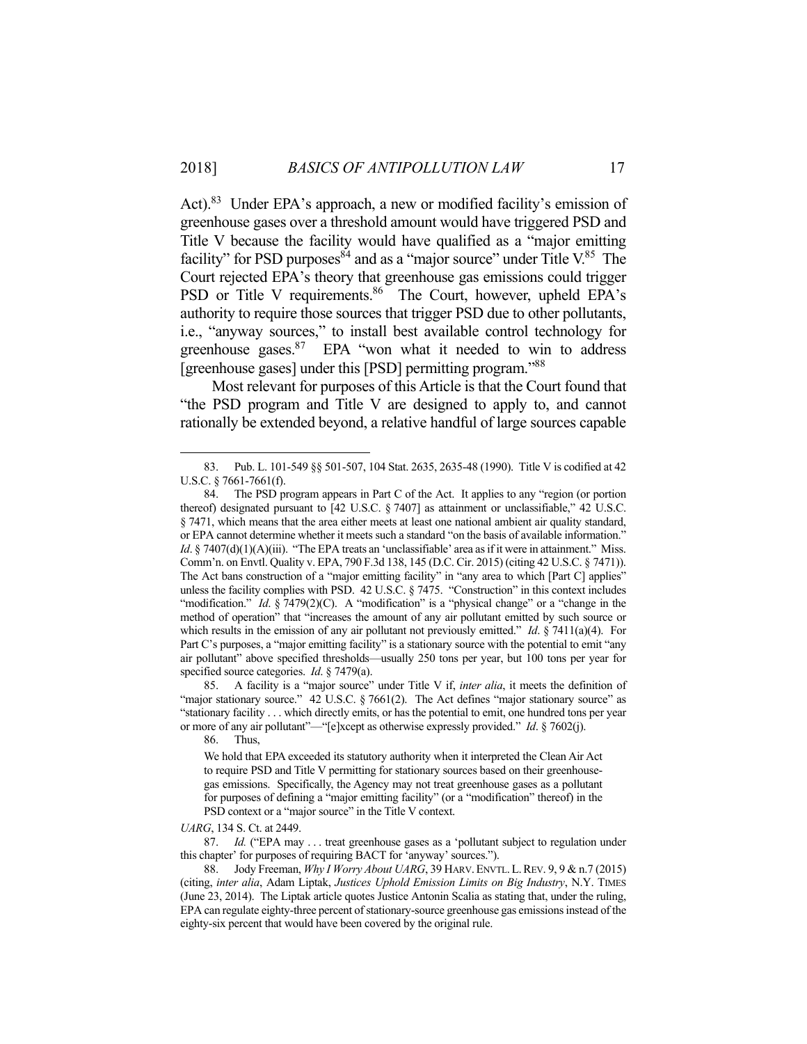Act).[83] Under EPA's approach, a new or modified facility's emission of greenhouse gases over a threshold amount would have triggered PSD and Title V because the facility would have qualified as a "major emitting facility" for PSD purposes[84] and as a "major source" under Title V.[85] The Court rejected EPA's theory that greenhouse gas emissions could trigger PSD or Title V requirements.[86] The Court, however, upheld EPA's authority to require those sources that trigger PSD due to other pollutants, i.e., "anyway sources," to install best available control technology for greenhouse gases.[87] EPA "won what it needed to win to address [greenhouse gases] under this [PSD] permitting program."[88]

Most relevant for purposes of this Article is that the Court found that "the PSD program and Title V are designed to apply to, and cannot rationally be extended beyond, a relative handful of large sources capable

---

83. Pub. L. 101-549 §§ 501-507, 104 Stat. 2635, 2635-48 (1990). Title V is codified at 42 U.S.C. § 7661-7661(f).

84. The PSD program appears in Part C of the Act. It applies to any "region (or portion thereof) designated pursuant to [42 U.S.C. § 7407] as attainment or unclassifiable," 42 U.S.C. § 7471, which means that the area either meets at least one national ambient air quality standard, or EPA cannot determine whether it meets such a standard "on the basis of available information." *Id*. § 7407(d)(1)(A)(iii). "The EPA treats an 'unclassifiable' area as if it were in attainment." Miss. Comm'n. on Envtl. Quality v. EPA, 790 F.3d 138, 145 (D.C. Cir. 2015) (citing 42 U.S.C. § 7471)). The Act bans construction of a "major emitting facility" in "any area to which [Part C] applies" unless the facility complies with PSD. 42 U.S.C. § 7475. "Construction" in this context includes "modification." *Id*. § 7479(2)(C). A "modification" is a "physical change" or a "change in the method of operation" that "increases the amount of any air pollutant emitted by such source or which results in the emission of any air pollutant not previously emitted." *Id*. § 7411(a)(4). For Part C's purposes, a "major emitting facility" is a stationary source with the potential to emit "any air pollutant" above specified thresholds—usually 250 tons per year, but 100 tons per year for specified source categories. *Id*. § 7479(a).

85. A facility is a "major source" under Title V if, *inter alia*, it meets the definition of "major stationary source." 42 U.S.C. § 7661(2). The Act defines "major stationary source" as "stationary facility . . . which directly emits, or has the potential to emit, one hundred tons per year or more of any air pollutant"—"[e]xcept as otherwise expressly provided." *Id*. § 7602(j).

86. Thus,

> We hold that EPA exceeded its statutory authority when it interpreted the Clean Air Act to require PSD and Title V permitting for stationary sources based on their greenhouse-gas emissions. Specifically, the Agency may not treat greenhouse gases as a pollutant for purposes of defining a "major emitting facility" (or a "modification" thereof) in the PSD context or a "major source" in the Title V context.

*UARG*, 134 S. Ct. at 2449.

87. *Id.* ("EPA may . . . treat greenhouse gases as a 'pollutant subject to regulation under this chapter' for purposes of requiring BACT for 'anyway' sources.").

88. Jody Freeman, *Why I Worry About UARG*, 39 HARV. ENVTL. L. REV. 9, 9 & n.7 (2015) (citing, *inter alia*, Adam Liptak, *Justices Uphold Emission Limits on Big Industry*, N.Y. TIMES (June 23, 2014). The Liptak article quotes Justice Antonin Scalia as stating that, under the ruling, EPA can regulate eighty-three percent of stationary-source greenhouse gas emissions instead of the eighty-six percent that would have been covered by the original rule.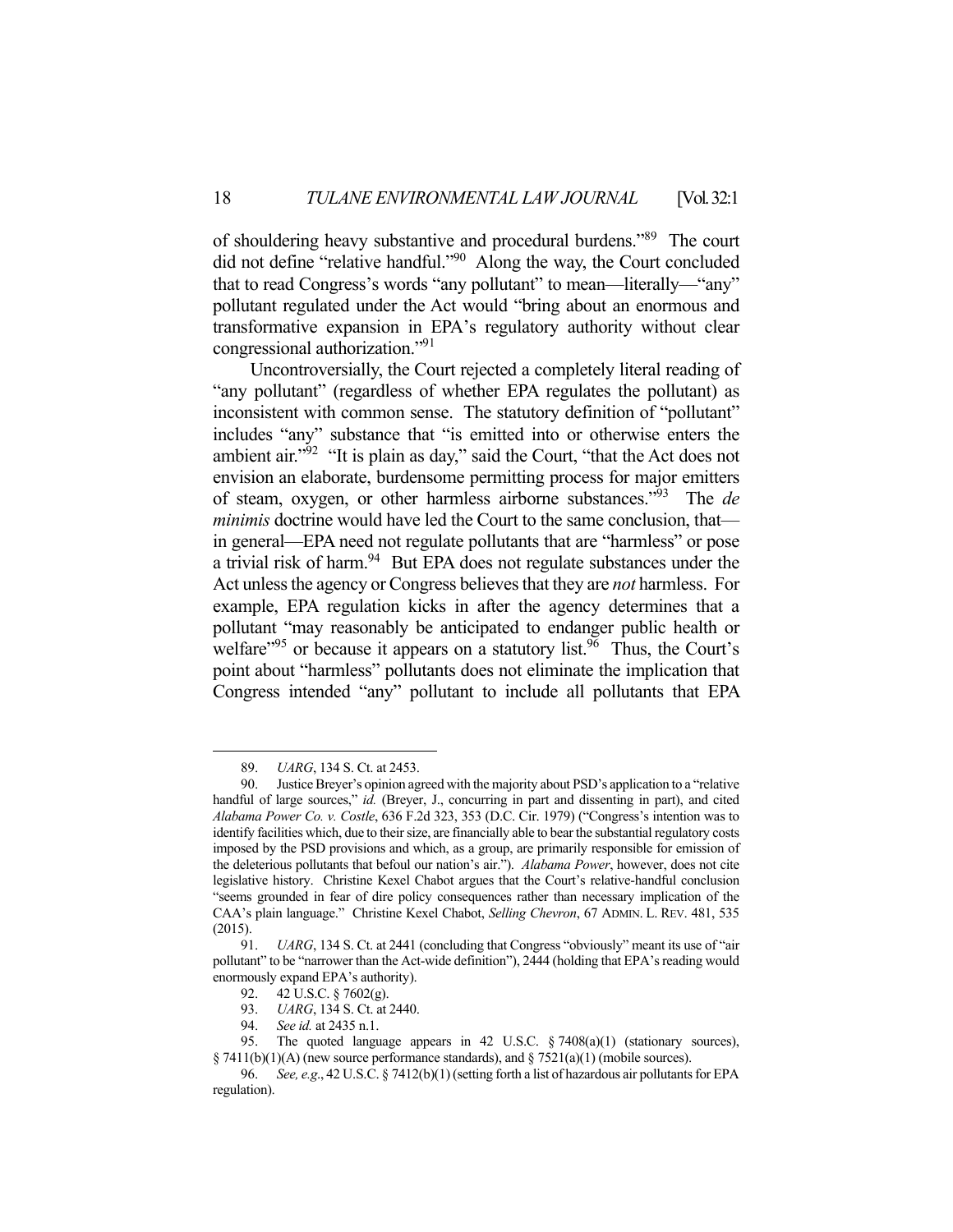of shouldering heavy substantive and procedural burdens."[89] The court did not define "relative handful."[90] Along the way, the Court concluded that to read Congress's words "any pollutant" to mean—literally—"any" pollutant regulated under the Act would "bring about an enormous and transformative expansion in EPA's regulatory authority without clear congressional authorization."[91]

Uncontroversially, the Court rejected a completely literal reading of "any pollutant" (regardless of whether EPA regulates the pollutant) as inconsistent with common sense. The statutory definition of "pollutant" includes "any" substance that "is emitted into or otherwise enters the ambient air."[92] "It is plain as day," said the Court, "that the Act does not envision an elaborate, burdensome permitting process for major emitters of steam, oxygen, or other harmless airborne substances."[93] The *de minimis* doctrine would have led the Court to the same conclusion, that—in general—EPA need not regulate pollutants that are "harmless" or pose a trivial risk of harm.[94] But EPA does not regulate substances under the Act unless the agency or Congress believes that they are *not* harmless. For example, EPA regulation kicks in after the agency determines that a pollutant "may reasonably be anticipated to endanger public health or welfare"[95] or because it appears on a statutory list.[96] Thus, the Court's point about "harmless" pollutants does not eliminate the implication that Congress intended "any" pollutant to include all pollutants that EPA

---

89. *UARG*, 134 S. Ct. at 2453.

90. Justice Breyer's opinion agreed with the majority about PSD's application to a "relative handful of large sources," *id.* (Breyer, J., concurring in part and dissenting in part), and cited *Alabama Power Co. v. Costle*, 636 F.2d 323, 353 (D.C. Cir. 1979) ("Congress's intention was to identify facilities which, due to their size, are financially able to bear the substantial regulatory costs imposed by the PSD provisions and which, as a group, are primarily responsible for emission of the deleterious pollutants that befoul our nation's air."). *Alabama Power*, however, does not cite legislative history. Christine Kexel Chabot argues that the Court's relative-handful conclusion "seems grounded in fear of dire policy consequences rather than necessary implication of the CAA's plain language." Christine Kexel Chabot, *Selling Chevron*, 67 ADMIN. L. REV. 481, 535 (2015).

91. *UARG*, 134 S. Ct. at 2441 (concluding that Congress "obviously" meant its use of "air pollutant" to be "narrower than the Act-wide definition"), 2444 (holding that EPA's reading would enormously expand EPA's authority).

92. 42 U.S.C. § 7602(g).

93. *UARG*, 134 S. Ct. at 2440.

94. *See id.* at 2435 n.1.

95. The quoted language appears in 42 U.S.C. § 7408(a)(1) (stationary sources), § 7411(b)(1)(A) (new source performance standards), and § 7521(a)(1) (mobile sources).

96. *See, e.g.*, 42 U.S.C. § 7412(b)(1) (setting forth a list of hazardous air pollutants for EPA regulation).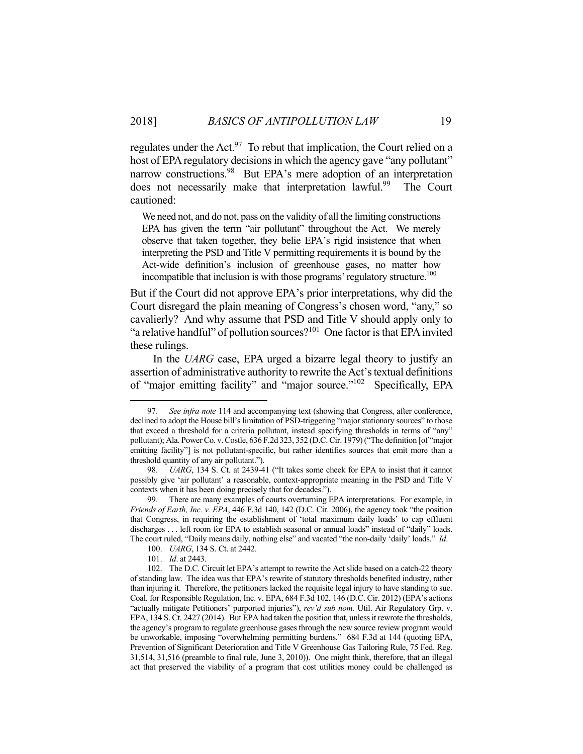regulates under the Act.[97] To rebut that implication, the Court relied on a host of EPA regulatory decisions in which the agency gave "any pollutant" narrow constructions.[98] But EPA's mere adoption of an interpretation does not necessarily make that interpretation lawful.[99] The Court cautioned:

> We need not, and do not, pass on the validity of all the limiting constructions EPA has given the term "air pollutant" throughout the Act. We merely observe that taken together, they belie EPA's rigid insistence that when interpreting the PSD and Title V permitting requirements it is bound by the Act-wide definition's inclusion of greenhouse gases, no matter how incompatible that inclusion is with those programs' regulatory structure.[100]

But if the Court did not approve EPA's prior interpretations, why did the Court disregard the plain meaning of Congress's chosen word, "any," so cavalierly? And why assume that PSD and Title V should apply only to "a relative handful" of pollution sources?[101] One factor is that EPA invited these rulings.

In the *UARG* case, EPA urged a bizarre legal theory to justify an assertion of administrative authority to rewrite the Act's textual definitions of "major emitting facility" and "major source."[102] Specifically, EPA

---

97. *See infra note* 114 and accompanying text (showing that Congress, after conference, declined to adopt the House bill's limitation of PSD-triggering "major stationary sources" to those that exceed a threshold for a criteria pollutant, instead specifying thresholds in terms of "any" pollutant); Ala. Power Co. v. Costle, 636 F.2d 323, 352 (D.C. Cir. 1979) ("The definition [of "major emitting facility"] is not pollutant-specific, but rather identifies sources that emit more than a threshold quantity of any air pollutant.").

98. *UARG*, 134 S. Ct. at 2439-41 ("It takes some cheek for EPA to insist that it cannot possibly give 'air pollutant' a reasonable, context-appropriate meaning in the PSD and Title V contexts when it has been doing precisely that for decades.").

99. There are many examples of courts overturning EPA interpretations. For example, in *Friends of Earth, Inc. v. EPA*, 446 F.3d 140, 142 (D.C. Cir. 2006), the agency took "the position that Congress, in requiring the establishment of 'total maximum daily loads' to cap effluent discharges . . . left room for EPA to establish seasonal or annual loads" instead of "daily" loads. The court ruled, "Daily means daily, nothing else" and vacated "the non-daily 'daily' loads." *Id*.

100. *UARG*, 134 S. Ct. at 2442.

101. *Id*. at 2443.

102. The D.C. Circuit let EPA's attempt to rewrite the Act slide based on a catch-22 theory of standing law. The idea was that EPA's rewrite of statutory thresholds benefited industry, rather than injuring it. Therefore, the petitioners lacked the requisite legal injury to have standing to sue. Coal. for Responsible Regulation, Inc. v. EPA, 684 F.3d 102, 146 (D.C. Cir. 2012) (EPA's actions "actually mitigate Petitioners' purported injuries"), *rev'd sub nom.* Util. Air Regulatory Grp. v. EPA, 134 S. Ct. 2427 (2014). But EPA had taken the position that, unless it rewrote the thresholds, the agency's program to regulate greenhouse gases through the new source review program would be unworkable, imposing "overwhelming permitting burdens." 684 F.3d at 144 (quoting EPA, Prevention of Significant Deterioration and Title V Greenhouse Gas Tailoring Rule, 75 Fed. Reg. 31,514, 31,516 (preamble to final rule, June 3, 2010)). One might think, therefore, that an illegal act that preserved the viability of a program that cost utilities money could be challenged as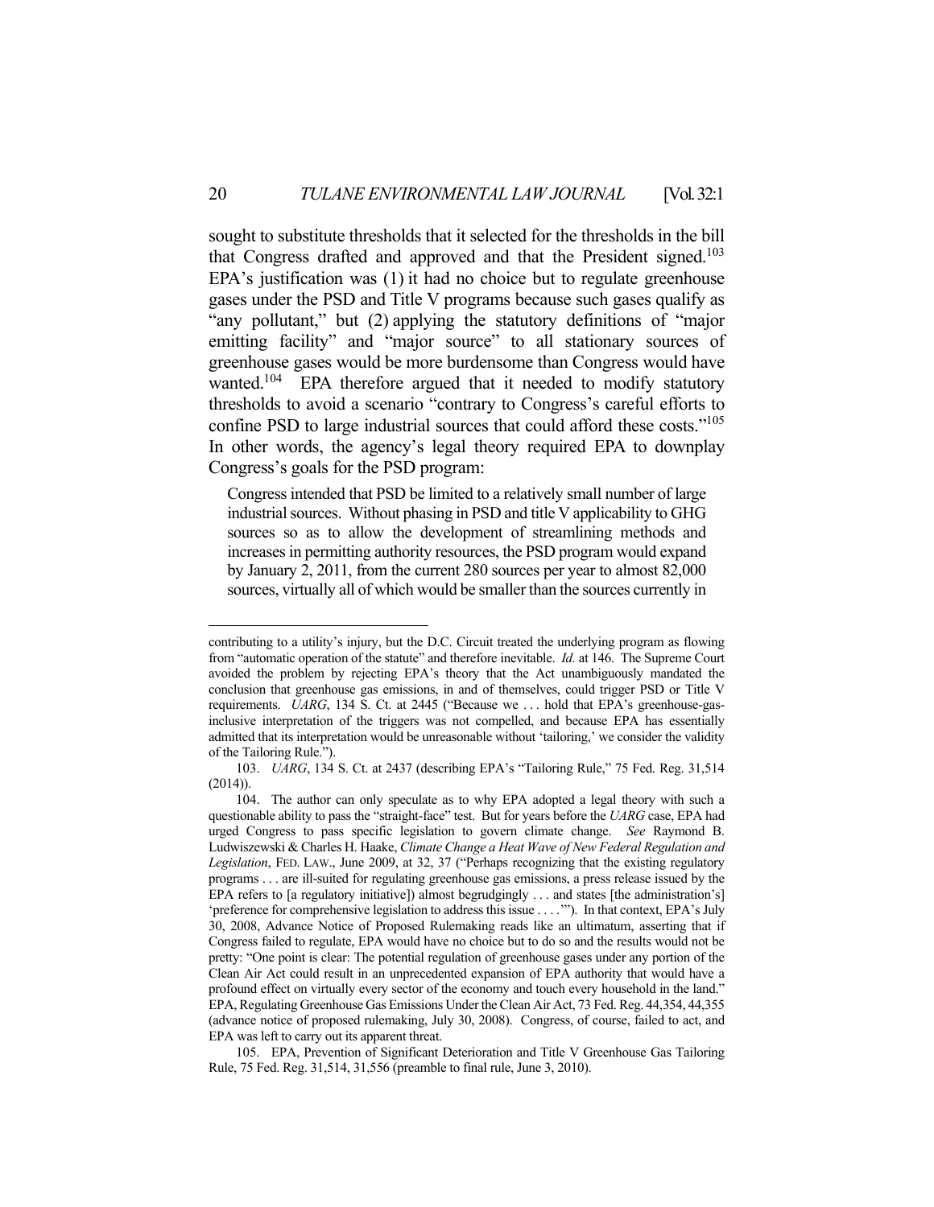sought to substitute thresholds that it selected for the thresholds in the bill that Congress drafted and approved and that the President signed.[103] EPA's justification was (1) it had no choice but to regulate greenhouse gases under the PSD and Title V programs because such gases qualify as "any pollutant," but (2) applying the statutory definitions of "major emitting facility" and "major source" to all stationary sources of greenhouse gases would be more burdensome than Congress would have wanted.[104] EPA therefore argued that it needed to modify statutory thresholds to avoid a scenario "contrary to Congress's careful efforts to confine PSD to large industrial sources that could afford these costs."[105] In other words, the agency's legal theory required EPA to downplay Congress's goals for the PSD program:

> Congress intended that PSD be limited to a relatively small number of large industrial sources. Without phasing in PSD and title V applicability to GHG sources so as to allow the development of streamlining methods and increases in permitting authority resources, the PSD program would expand by January 2, 2011, from the current 280 sources per year to almost 82,000 sources, virtually all of which would be smaller than the sources currently in

---

contributing to a utility's injury, but the D.C. Circuit treated the underlying program as flowing from "automatic operation of the statute" and therefore inevitable. *Id.* at 146. The Supreme Court avoided the problem by rejecting EPA's theory that the Act unambiguously mandated the conclusion that greenhouse gas emissions, in and of themselves, could trigger PSD or Title V requirements. *UARG*, 134 S. Ct. at 2445 ("Because we . . . hold that EPA's greenhouse-gas-inclusive interpretation of the triggers was not compelled, and because EPA has essentially admitted that its interpretation would be unreasonable without 'tailoring,' we consider the validity of the Tailoring Rule.").

103. *UARG*, 134 S. Ct. at 2437 (describing EPA's "Tailoring Rule," 75 Fed. Reg. 31,514 (2014)).

104. The author can only speculate as to why EPA adopted a legal theory with such a questionable ability to pass the "straight-face" test. But for years before the *UARG* case, EPA had urged Congress to pass specific legislation to govern climate change. *See* Raymond B. Ludwiszewski & Charles H. Haake, *Climate Change a Heat Wave of New Federal Regulation and Legislation*, FED. LAW., June 2009, at 32, 37 ("Perhaps recognizing that the existing regulatory programs . . . are ill-suited for regulating greenhouse gas emissions, a press release issued by the EPA refers to [a regulatory initiative]) almost begrudgingly . . . and states [the administration's] 'preference for comprehensive legislation to address this issue . . . .'"). In that context, EPA's July 30, 2008, Advance Notice of Proposed Rulemaking reads like an ultimatum, asserting that if Congress failed to regulate, EPA would have no choice but to do so and the results would not be pretty: "One point is clear: The potential regulation of greenhouse gases under any portion of the Clean Air Act could result in an unprecedented expansion of EPA authority that would have a profound effect on virtually every sector of the economy and touch every household in the land." EPA, Regulating Greenhouse Gas Emissions Under the Clean Air Act, 73 Fed. Reg. 44,354, 44,355 (advance notice of proposed rulemaking, July 30, 2008). Congress, of course, failed to act, and EPA was left to carry out its apparent threat.

105. EPA, Prevention of Significant Deterioration and Title V Greenhouse Gas Tailoring Rule, 75 Fed. Reg. 31,514, 31,556 (preamble to final rule, June 3, 2010).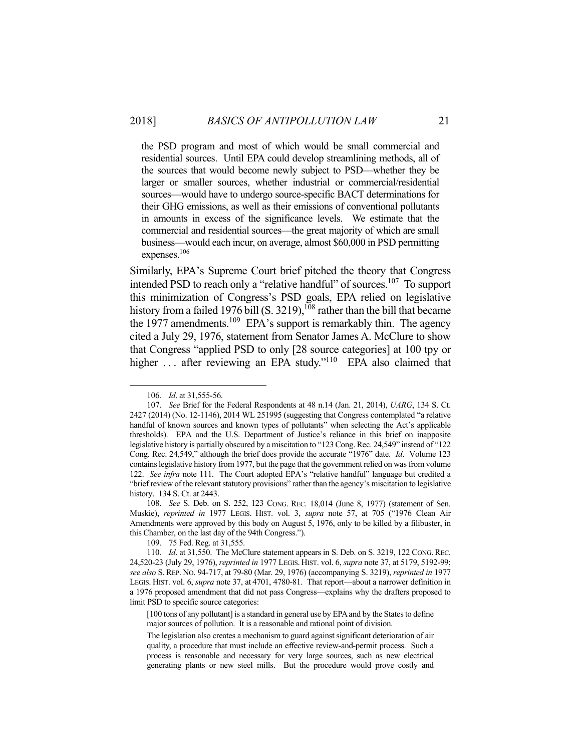the PSD program and most of which would be small commercial and residential sources. Until EPA could develop streamlining methods, all of the sources that would become newly subject to PSD—whether they be larger or smaller sources, whether industrial or commercial/residential sources—would have to undergo source-specific BACT determinations for their GHG emissions, as well as their emissions of conventional pollutants in amounts in excess of the significance levels. We estimate that the commercial and residential sources—the great majority of which are small business—would each incur, on average, almost $60,000 in PSD permitting expenses.[106]

Similarly, EPA's Supreme Court brief pitched the theory that Congress intended PSD to reach only a "relative handful" of sources.[107] To support this minimization of Congress's PSD goals, EPA relied on legislative history from a failed 1976 bill (S. 3219),[108] rather than the bill that became the 1977 amendments.[109] EPA's support is remarkably thin. The agency cited a July 29, 1976, statement from Senator James A. McClure to show that Congress "applied PSD to only [28 source categories] at 100 tpy or higher . . . after reviewing an EPA study."[110] EPA also claimed that

---

106. *Id*. at 31,555-56.

107. *See* Brief for the Federal Respondents at 48 n.14 (Jan. 21, 2014), *UARG*, 134 S. Ct. 2427 (2014) (No. 12-1146), 2014 WL 251995 (suggesting that Congress contemplated "a relative handful of known sources and known types of pollutants" when selecting the Act's applicable thresholds). EPA and the U.S. Department of Justice's reliance in this brief on inapposite legislative history is partially obscured by a miscitation to "123 Cong. Rec. 24,549" instead of "122 Cong. Rec. 24,549," although the brief does provide the accurate "1976" date. *Id*. Volume 123 contains legislative history from 1977, but the page that the government relied on was from volume 122. *See infra* note 111. The Court adopted EPA's "relative handful" language but credited a "brief review of the relevant statutory provisions" rather than the agency's miscitation to legislative history. 134 S. Ct. at 2443.

108. *See* S. Deb. on S. 252, 123 CONG. REC. 18,014 (June 8, 1977) (statement of Sen. Muskie), *reprinted in* 1977 LEGIS. HIST. vol. 3, *supra* note 57, at 705 ("1976 Clean Air Amendments were approved by this body on August 5, 1976, only to be killed by a filibuster, in this Chamber, on the last day of the 94th Congress.").

109. 75 Fed. Reg. at 31,555.

110. *Id*. at 31,550. The McClure statement appears in S. Deb. on S. 3219, 122 CONG. REC. 24,520-23 (July 29, 1976), *reprinted in* 1977 LEGIS. HIST. vol. 6, *supra* note 37, at 5179, 5192-99; *see also* S. REP. NO. 94-717, at 79-80 (Mar. 29, 1976) (accompanying S. 3219), *reprinted in* 1977 LEGIS. HIST. vol. 6, *supra* note 37, at 4701, 4780-81. That report—about a narrower definition in a 1976 proposed amendment that did not pass Congress—explains why the drafters proposed to limit PSD to specific source categories:

> [100 tons of any pollutant] is a standard in general use by EPA and by the States to define major sources of pollution. It is a reasonable and rational point of division.
>
> The legislation also creates a mechanism to guard against significant deterioration of air quality, a procedure that must include an effective review-and-permit process. Such a process is reasonable and necessary for very large sources, such as new electrical generating plants or new steel mills. But the procedure would prove costly and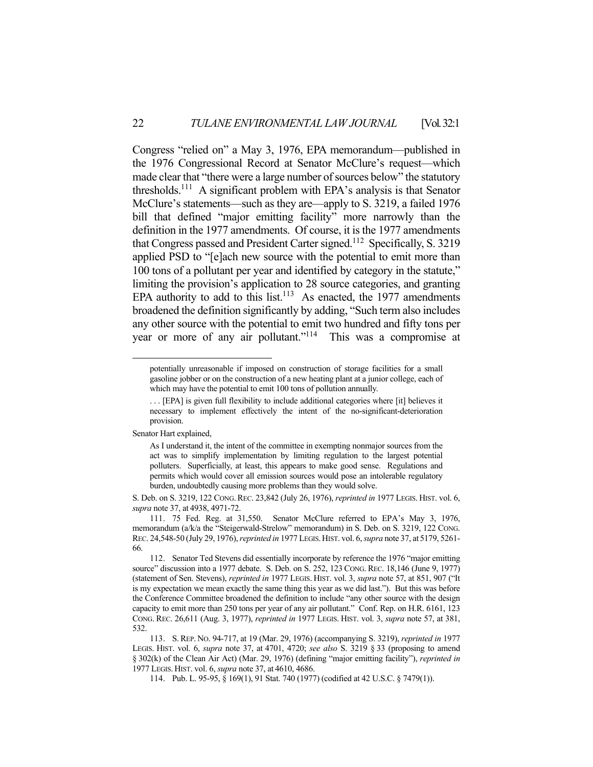Congress "relied on" a May 3, 1976, EPA memorandum—published in the 1976 Congressional Record at Senator McClure's request—which made clear that "there were a large number of sources below" the statutory thresholds.[111] A significant problem with EPA's analysis is that Senator McClure's statements—such as they are—apply to S. 3219, a failed 1976 bill that defined "major emitting facility" more narrowly than the definition in the 1977 amendments. Of course, it is the 1977 amendments that Congress passed and President Carter signed.[112] Specifically, S. 3219 applied PSD to "[e]ach new source with the potential to emit more than 100 tons of a pollutant per year and identified by category in the statute," limiting the provision's application to 28 source categories, and granting EPA authority to add to this list.[113] As enacted, the 1977 amendments broadened the definition significantly by adding, "Such term also includes any other source with the potential to emit two hundred and fifty tons per year or more of any air pollutant."[114] This was a compromise at

---

> potentially unreasonable if imposed on construction of storage facilities for a small gasoline jobber or on the construction of a new heating plant at a junior college, each of which may have the potential to emit 100 tons of pollution annually.
>
> . . . [EPA] is given full flexibility to include additional categories where [it] believes it necessary to implement effectively the intent of the no-significant-deterioration provision.

Senator Hart explained,

> As I understand it, the intent of the committee in exempting nonmajor sources from the act was to simplify implementation by limiting regulation to the largest potential polluters. Superficially, at least, this appears to make good sense. Regulations and permits which would cover all emission sources would pose an intolerable regulatory burden, undoubtedly causing more problems than they would solve.

S. Deb. on S. 3219, 122 CONG. REC. 23,842 (July 26, 1976), *reprinted in* 1977 LEGIS. HIST. vol. 6, *supra* note 37, at 4938, 4971-72.

111. 75 Fed. Reg. at 31,550. Senator McClure referred to EPA's May 3, 1976, memorandum (a/k/a the "Steigerwald-Strelow" memorandum) in S. Deb. on S. 3219, 122 CONG. REC. 24,548-50 (July 29, 1976), *reprinted in* 1977 LEGIS. HIST. vol. 6, *supra* note 37, at 5179, 5261-66.

112. Senator Ted Stevens did essentially incorporate by reference the 1976 "major emitting source" discussion into a 1977 debate. S. Deb. on S. 252, 123 CONG. REC. 18,146 (June 9, 1977) (statement of Sen. Stevens), *reprinted in* 1977 LEGIS. HIST. vol. 3, *supra* note 57, at 851, 907 ("It is my expectation we mean exactly the same thing this year as we did last."). But this was before the Conference Committee broadened the definition to include "any other source with the design capacity to emit more than 250 tons per year of any air pollutant." Conf. Rep. on H.R. 6161, 123 CONG. REC. 26,611 (Aug. 3, 1977), *reprinted in* 1977 LEGIS. HIST. vol. 3, *supra* note 57, at 381, 532.

113. S. REP. NO. 94-717, at 19 (Mar. 29, 1976) (accompanying S. 3219), *reprinted in* 1977 LEGIS. HIST. vol. 6, *supra* note 37, at 4701, 4720; *see also* S. 3219 § 33 (proposing to amend § 302(k) of the Clean Air Act) (Mar. 29, 1976) (defining "major emitting facility"), *reprinted in* 1977 LEGIS. HIST. vol. 6, *supra* note 37, at 4610, 4686.

114. Pub. L. 95-95, § 169(1), 91 Stat. 740 (1977) (codified at 42 U.S.C. § 7479(1)).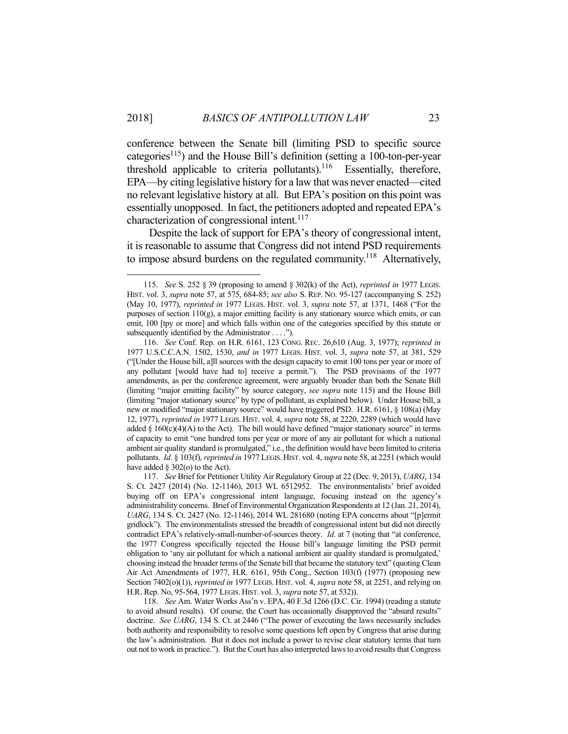conference between the Senate bill (limiting PSD to specific source categories[115]) and the House Bill's definition (setting a 100-ton-per-year threshold applicable to criteria pollutants).[116] Essentially, therefore, EPA—by citing legislative history for a law that was never enacted—cited no relevant legislative history at all. But EPA's position on this point was essentially unopposed. In fact, the petitioners adopted and repeated EPA's characterization of congressional intent.[117]

Despite the lack of support for EPA's theory of congressional intent, it is reasonable to assume that Congress did not intend PSD requirements to impose absurd burdens on the regulated community.[118] Alternatively,

---

115. *See* S. 252 § 39 (proposing to amend § 302(k) of the Act), *reprinted in* 1977 LEGIS. HIST. vol. 3, *supra* note 57, at 575, 684-85; *see also* S. REP. NO. 95-127 (accompanying S. 252) (May 10, 1977), *reprinted in* 1977 LEGIS. HIST. vol. 3, *supra* note 57, at 1371, 1468 ("For the purposes of section 110(g), a major emitting facility is any stationary source which emits, or can emit, 100 [tpy or more] and which falls within one of the categories specified by this statute or subsequently identified by the Administrator . . . .").

116. *See* Conf. Rep. on H.R. 6161, 123 CONG. REC. 26,610 (Aug. 3, 1977); *reprinted in* 1977 U.S.C.C.A.N. 1502, 1530, *and in* 1977 LEGIS. HIST. vol. 3, *supra* note 57, at 381, 529 ("[Under the House bill, a]ll sources with the design capacity to emit 100 tons per year or more of any pollutant [would have had to] receive a permit."). The PSD provisions of the 1977 amendments, as per the conference agreement, were arguably broader than both the Senate Bill (limiting "major emitting facility" by source category, *see supra* note 115) and the House Bill (limiting "major stationary source" by type of pollutant, as explained below). Under House bill, a new or modified "major stationary source" would have triggered PSD. H.R. 6161, § 108(a) (May 12, 1977), *reprinted in* 1977 LEGIS. HIST. vol. 4, *supra* note 58, at 2220, 2289 (which would have added § 160(c)(4)(A) to the Act). The bill would have defined "major stationary source" in terms of capacity to emit "one hundred tons per year or more of any air pollutant for which a national ambient air quality standard is promulgated," i.e., the definition would have been limited to criteria pollutants. *Id*. § 103(f), *reprinted in* 1977 LEGIS. HIST. vol. 4, *supra* note 58, at 2251 (which would have added § 302(o) to the Act).

117. *See* Brief for Petitioner Utility Air Regulatory Group at 22 (Dec. 9, 2013), *UARG*, 134 S. Ct. 2427 (2014) (No. 12-1146), 2013 WL 6512952. The environmentalists' brief avoided buying off on EPA's congressional intent language, focusing instead on the agency's administrability concerns. Brief of Environmental Organization Respondents at 12 (Jan. 21, 2014), *UARG*, 134 S. Ct. 2427 (No. 12-1146), 2014 WL 281680 (noting EPA concerns about "[p]ermit gridlock"). The environmentalists stressed the breadth of congressional intent but did not directly contradict EPA's relatively-small-number-of-sources theory. *Id*. at 7 (noting that "at conference, the 1977 Congress specifically rejected the House bill's language limiting the PSD permit obligation to 'any air pollutant for which a national ambient air quality standard is promulgated,' choosing instead the broader terms of the Senate bill that became the statutory text" (quoting Clean Air Act Amendments of 1977, H.R. 6161, 95th Cong., Section 103(f) (1977) (proposing new Section 7402(o)(1)), *reprinted in* 1977 LEGIS. HIST. vol. 4, *supra* note 58, at 2251, and relying on H.R. Rep. No, 95-564, 1977 LEGIS. HIST. vol. 3, *supra* note 57, at 532)).

118. *See* Am. Water Works Ass'n v. EPA, 40 F.3d 1266 (D.C. Cir. 1994) (reading a statute to avoid absurd results). Of course, the Court has occasionally disapproved the "absurd results" doctrine. *See UARG*, 134 S. Ct. at 2446 ("The power of executing the laws necessarily includes both authority and responsibility to resolve some questions left open by Congress that arise during the law's administration. But it does not include a power to revise clear statutory terms that turn out not to work in practice."). But the Court has also interpreted laws to avoid results that Congress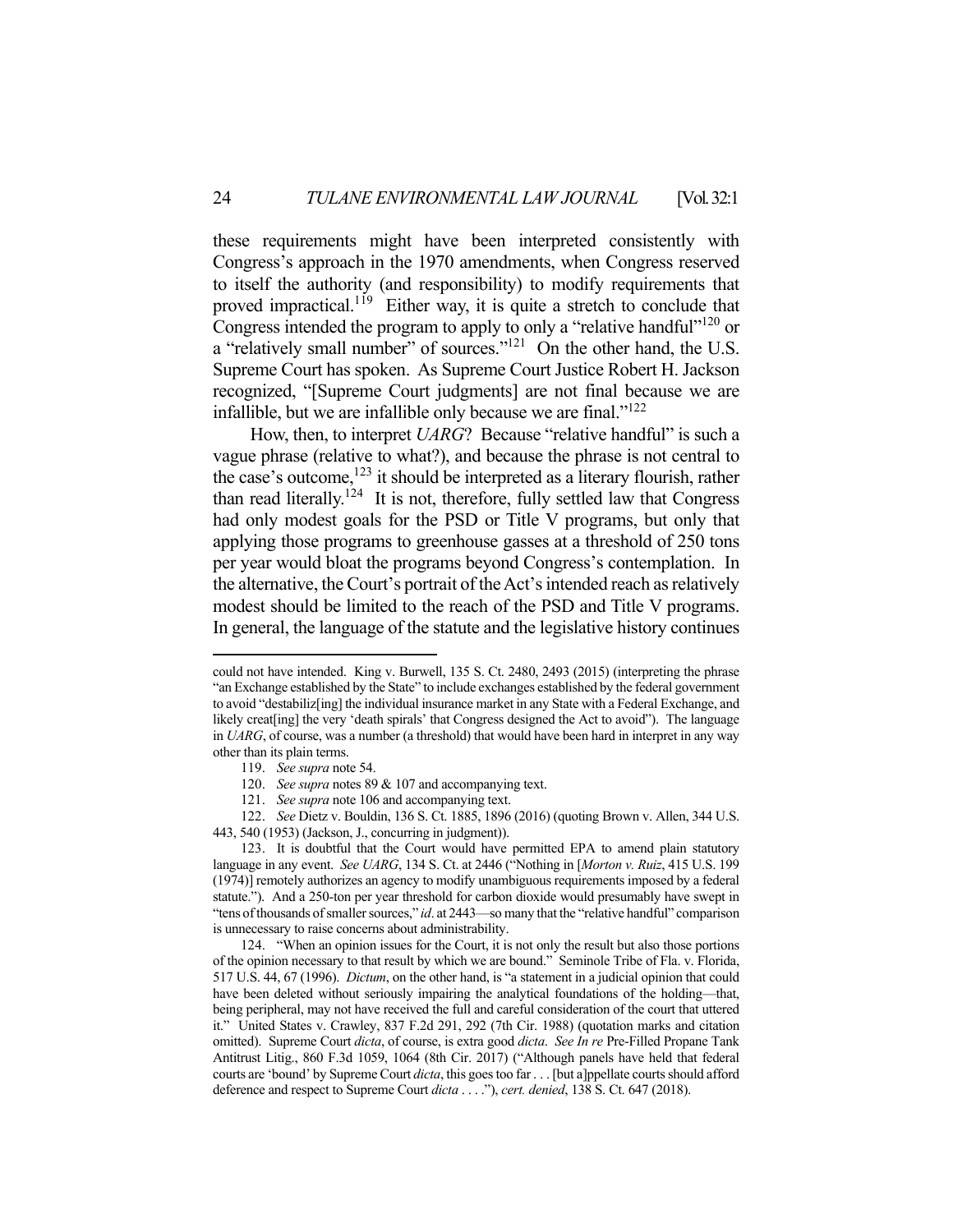these requirements might have been interpreted consistently with Congress's approach in the 1970 amendments, when Congress reserved to itself the authority (and responsibility) to modify requirements that proved impractical.[119] Either way, it is quite a stretch to conclude that Congress intended the program to apply to only a "relative handful"[120] or a "relatively small number" of sources."[121] On the other hand, the U.S. Supreme Court has spoken. As Supreme Court Justice Robert H. Jackson recognized, "[Supreme Court judgments] are not final because we are infallible, but we are infallible only because we are final."[122]

How, then, to interpret *UARG*? Because "relative handful" is such a vague phrase (relative to what?), and because the phrase is not central to the case's outcome,[123] it should be interpreted as a literary flourish, rather than read literally.[124] It is not, therefore, fully settled law that Congress had only modest goals for the PSD or Title V programs, but only that applying those programs to greenhouse gasses at a threshold of 250 tons per year would bloat the programs beyond Congress's contemplation. In the alternative, the Court's portrait of the Act's intended reach as relatively modest should be limited to the reach of the PSD and Title V programs. In general, the language of the statute and the legislative history continues

---

could not have intended. King v. Burwell, 135 S. Ct. 2480, 2493 (2015) (interpreting the phrase "an Exchange established by the State" to include exchanges established by the federal government to avoid "destabiliz[ing] the individual insurance market in any State with a Federal Exchange, and likely creat[ing] the very 'death spirals' that Congress designed the Act to avoid"). The language in *UARG*, of course, was a number (a threshold) that would have been hard in interpret in any way other than its plain terms.

119. *See supra* note 54.

120. *See supra* notes 89 & 107 and accompanying text.

121. *See supra* note 106 and accompanying text.

122. *See* Dietz v. Bouldin, 136 S. Ct. 1885, 1896 (2016) (quoting Brown v. Allen, 344 U.S. 443, 540 (1953) (Jackson, J., concurring in judgment)).

123. It is doubtful that the Court would have permitted EPA to amend plain statutory language in any event. *See UARG*, 134 S. Ct. at 2446 ("Nothing in [*Morton v. Ruiz*, 415 U.S. 199 (1974)] remotely authorizes an agency to modify unambiguous requirements imposed by a federal statute."). And a 250-ton per year threshold for carbon dioxide would presumably have swept in "tens of thousands of smaller sources," *id*. at 2443—so many that the "relative handful" comparison is unnecessary to raise concerns about administrability.

124. "When an opinion issues for the Court, it is not only the result but also those portions of the opinion necessary to that result by which we are bound." Seminole Tribe of Fla. v. Florida, 517 U.S. 44, 67 (1996). *Dictum*, on the other hand, is "a statement in a judicial opinion that could have been deleted without seriously impairing the analytical foundations of the holding—that, being peripheral, may not have received the full and careful consideration of the court that uttered it." United States v. Crawley, 837 F.2d 291, 292 (7th Cir. 1988) (quotation marks and citation omitted). Supreme Court *dicta*, of course, is extra good *dicta*. *See In re* Pre-Filled Propane Tank Antitrust Litig., 860 F.3d 1059, 1064 (8th Cir. 2017) ("Although panels have held that federal courts are 'bound' by Supreme Court *dicta*, this goes too far . . . [but a]ppellate courts should afford deference and respect to Supreme Court *dicta* . . . ."), *cert. denied*, 138 S. Ct. 647 (2018).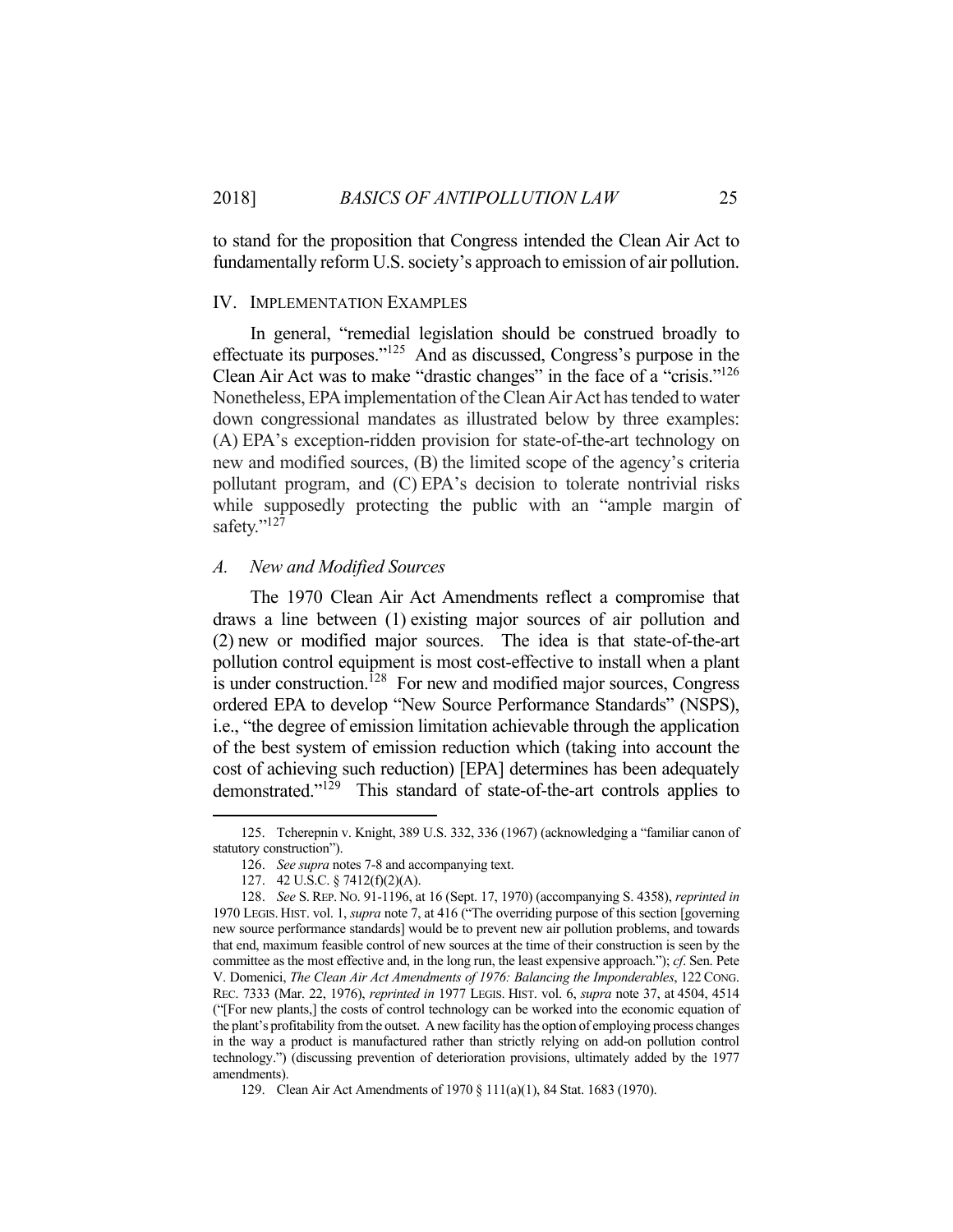to stand for the proposition that Congress intended the Clean Air Act to fundamentally reform U.S. society's approach to emission of air pollution.

## IV. Implementation Examples

In general, "remedial legislation should be construed broadly to effectuate its purposes."[125] And as discussed, Congress's purpose in the Clean Air Act was to make "drastic changes" in the face of a "crisis."[126] Nonetheless, EPA implementation of the Clean Air Act has tended to water down congressional mandates as illustrated below by three examples: (A) EPA's exception-ridden provision for state-of-the-art technology on new and modified sources, (B) the limited scope of the agency's criteria pollutant program, and (C) EPA's decision to tolerate nontrivial risks while supposedly protecting the public with an "ample margin of safety."[127]

### *A. New and Modified Sources*

The 1970 Clean Air Act Amendments reflect a compromise that draws a line between (1) existing major sources of air pollution and (2) new or modified major sources. The idea is that state-of-the-art pollution control equipment is most cost-effective to install when a plant is under construction.[128] For new and modified major sources, Congress ordered EPA to develop "New Source Performance Standards" (NSPS), i.e., "the degree of emission limitation achievable through the application of the best system of emission reduction which (taking into account the cost of achieving such reduction) [EPA] determines has been adequately demonstrated."[129] This standard of state-of-the-art controls applies to

---

125. Tcherepnin v. Knight, 389 U.S. 332, 336 (1967) (acknowledging a "familiar canon of statutory construction").

126. *See supra* notes 7-8 and accompanying text.

127. 42 U.S.C. § 7412(f)(2)(A).

128. *See* S. Rep. No. 91-1196, at 16 (Sept. 17, 1970) (accompanying S. 4358), *reprinted in* 1970 Legis. Hist. vol. 1, *supra* note 7, at 416 ("The overriding purpose of this section [governing new source performance standards] would be to prevent new air pollution problems, and towards that end, maximum feasible control of new sources at the time of their construction is seen by the committee as the most effective and, in the long run, the least expensive approach."); *cf.* Sen. Pete V. Domenici, *The Clean Air Act Amendments of 1976: Balancing the Imponderables*, 122 Cong. Rec. 7333 (Mar. 22, 1976), *reprinted in* 1977 Legis. Hist. vol. 6, *supra* note 37, at 4504, 4514 ("[For new plants,] the costs of control technology can be worked into the economic equation of the plant's profitability from the outset. A new facility has the option of employing process changes in the way a product is manufactured rather than strictly relying on add-on pollution control technology.") (discussing prevention of deterioration provisions, ultimately added by the 1977 amendments).

129. Clean Air Act Amendments of 1970 § 111(a)(1), 84 Stat. 1683 (1970).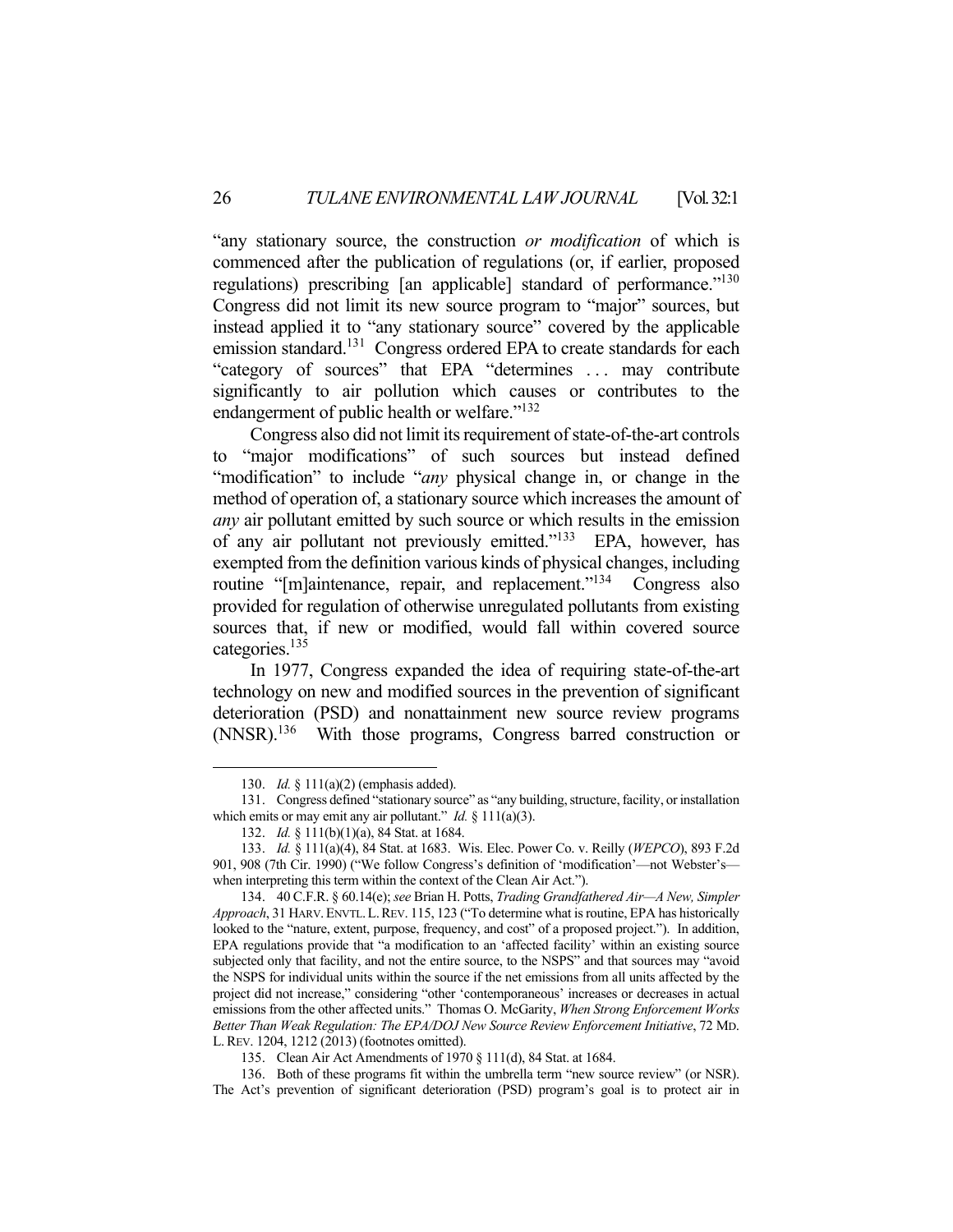"any stationary source, the construction *or modification* of which is commenced after the publication of regulations (or, if earlier, proposed regulations) prescribing [an applicable] standard of performance."[130] Congress did not limit its new source program to "major" sources, but instead applied it to "any stationary source" covered by the applicable emission standard.[131] Congress ordered EPA to create standards for each "category of sources" that EPA "determines . . . may contribute significantly to air pollution which causes or contributes to the endangerment of public health or welfare."[132]

Congress also did not limit its requirement of state-of-the-art controls to "major modifications" of such sources but instead defined "modification" to include "*any* physical change in, or change in the method of operation of, a stationary source which increases the amount of *any* air pollutant emitted by such source or which results in the emission of any air pollutant not previously emitted."[133] EPA, however, has exempted from the definition various kinds of physical changes, including routine "[m]aintenance, repair, and replacement."[134] Congress also provided for regulation of otherwise unregulated pollutants from existing sources that, if new or modified, would fall within covered source categories.[135]

In 1977, Congress expanded the idea of requiring state-of-the-art technology on new and modified sources in the prevention of significant deterioration (PSD) and nonattainment new source review programs (NNSR).[136] With those programs, Congress barred construction or

---

130. *Id.* § 111(a)(2) (emphasis added).

131. Congress defined "stationary source" as "any building, structure, facility, or installation which emits or may emit any air pollutant." *Id.* § 111(a)(3).

132. *Id.* § 111(b)(1)(a), 84 Stat. at 1684.

133. *Id.* § 111(a)(4), 84 Stat. at 1683. Wis. Elec. Power Co. v. Reilly (*WEPCO*), 893 F.2d 901, 908 (7th Cir. 1990) ("We follow Congress's definition of 'modification'—not Webster's—when interpreting this term within the context of the Clean Air Act.").

134. 40 C.F.R. § 60.14(e); *see* Brian H. Potts, *Trading Grandfathered Air—A New, Simpler Approach*, 31 HARV. ENVTL. L. REV. 115, 123 ("To determine what is routine, EPA has historically looked to the "nature, extent, purpose, frequency, and cost" of a proposed project."). In addition, EPA regulations provide that "a modification to an 'affected facility' within an existing source subjected only that facility, and not the entire source, to the NSPS" and that sources may "avoid the NSPS for individual units within the source if the net emissions from all units affected by the project did not increase," considering "other 'contemporaneous' increases or decreases in actual emissions from the other affected units." Thomas O. McGarity, *When Strong Enforcement Works Better Than Weak Regulation: The EPA/DOJ New Source Review Enforcement Initiative*, 72 MD. L. REV. 1204, 1212 (2013) (footnotes omitted).

135. Clean Air Act Amendments of 1970 § 111(d), 84 Stat. at 1684.

136. Both of these programs fit within the umbrella term "new source review" (or NSR). The Act's prevention of significant deterioration (PSD) program's goal is to protect air in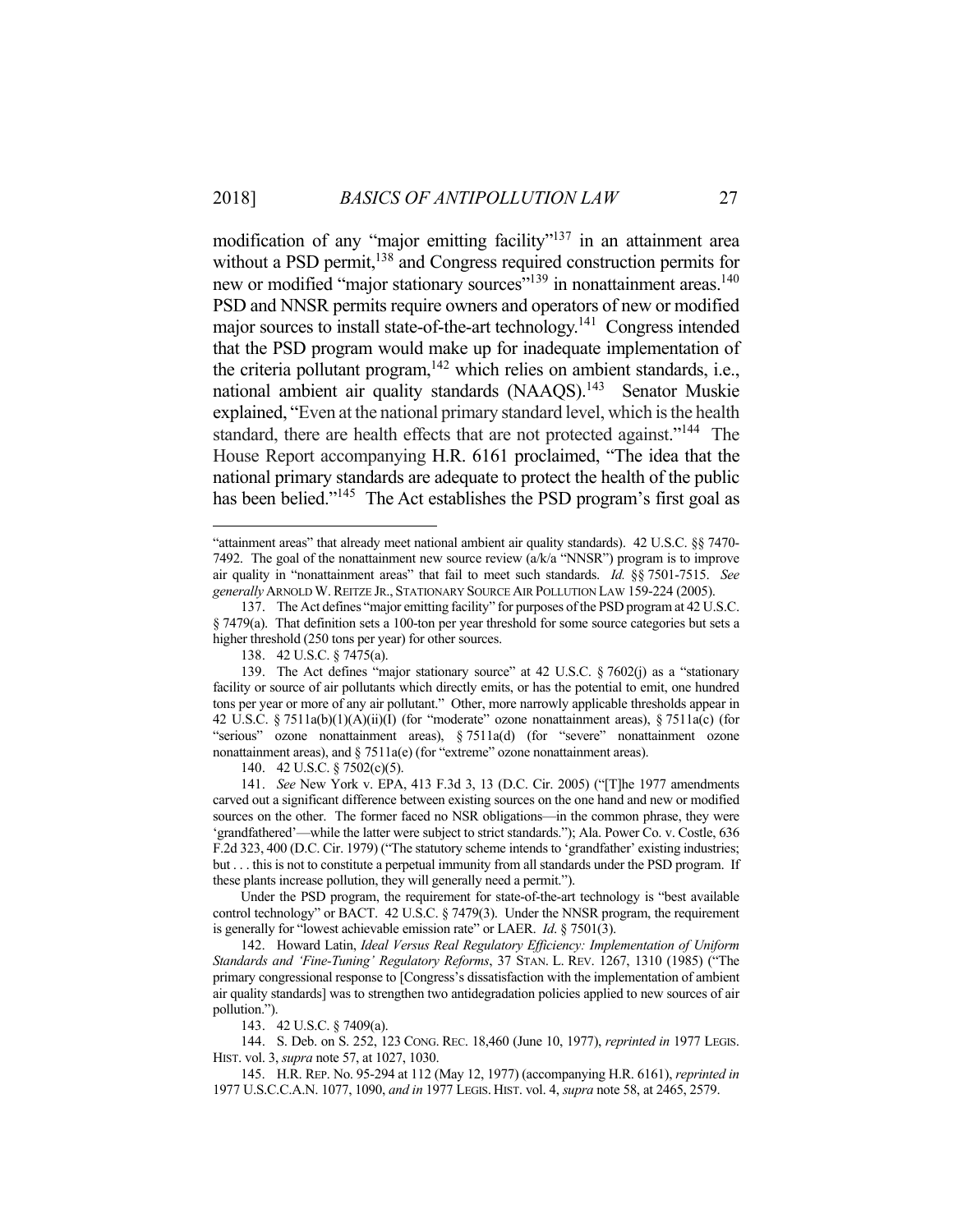modification of any "major emitting facility"[137] in an attainment area without a PSD permit,[138] and Congress required construction permits for new or modified "major stationary sources"[139] in nonattainment areas.[140] PSD and NNSR permits require owners and operators of new or modified major sources to install state-of-the-art technology.[141] Congress intended that the PSD program would make up for inadequate implementation of the criteria pollutant program,[142] which relies on ambient standards, i.e., national ambient air quality standards (NAAQS).[143] Senator Muskie explained, "Even at the national primary standard level, which is the health standard, there are health effects that are not protected against."[144] The House Report accompanying H.R. 6161 proclaimed, "The idea that the national primary standards are adequate to protect the health of the public has been belied."[145] The Act establishes the PSD program's first goal as

---

"attainment areas" that already meet national ambient air quality standards). 42 U.S.C. §§ 7470-7492. The goal of the nonattainment new source review (a/k/a "NNSR") program is to improve air quality in "nonattainment areas" that fail to meet such standards. *Id.* §§ 7501-7515. *See generally* ARNOLD W. REITZE JR., STATIONARY SOURCE AIR POLLUTION LAW 159-224 (2005).

137. The Act defines "major emitting facility" for purposes of the PSD program at 42 U.S.C. § 7479(a). That definition sets a 100-ton per year threshold for some source categories but sets a higher threshold (250 tons per year) for other sources.

138. 42 U.S.C. § 7475(a).

139. The Act defines "major stationary source" at 42 U.S.C. § 7602(j) as a "stationary facility or source of air pollutants which directly emits, or has the potential to emit, one hundred tons per year or more of any air pollutant." Other, more narrowly applicable thresholds appear in 42 U.S.C. § 7511a(b)(1)(A)(ii)(I) (for "moderate" ozone nonattainment areas), § 7511a(c) (for "serious" ozone nonattainment areas), § 7511a(d) (for "severe" nonattainment ozone nonattainment areas), and § 7511a(e) (for "extreme" ozone nonattainment areas).

140. 42 U.S.C. § 7502(c)(5).

141. *See* New York v. EPA, 413 F.3d 3, 13 (D.C. Cir. 2005) ("[T]he 1977 amendments carved out a significant difference between existing sources on the one hand and new or modified sources on the other. The former faced no NSR obligations—in the common phrase, they were 'grandfathered'—while the latter were subject to strict standards."); Ala. Power Co. v. Costle, 636 F.2d 323, 400 (D.C. Cir. 1979) ("The statutory scheme intends to 'grandfather' existing industries; but . . . this is not to constitute a perpetual immunity from all standards under the PSD program. If these plants increase pollution, they will generally need a permit.").

Under the PSD program, the requirement for state-of-the-art technology is "best available control technology" or BACT. 42 U.S.C. § 7479(3). Under the NNSR program, the requirement is generally for "lowest achievable emission rate" or LAER. *Id.* § 7501(3).

142. Howard Latin, *Ideal Versus Real Regulatory Efficiency: Implementation of Uniform Standards and 'Fine-Tuning' Regulatory Reforms*, 37 STAN. L. REV. 1267, 1310 (1985) ("The primary congressional response to [Congress's dissatisfaction with the implementation of ambient air quality standards] was to strengthen two antidegradation policies applied to new sources of air pollution.").

143. 42 U.S.C. § 7409(a).

144. S. Deb. on S. 252, 123 CONG. REC. 18,460 (June 10, 1977), *reprinted in* 1977 LEGIS. HIST. vol. 3, *supra* note 57, at 1027, 1030.

145. H.R. REP. No. 95-294 at 112 (May 12, 1977) (accompanying H.R. 6161), *reprinted in* 1977 U.S.C.C.A.N. 1077, 1090, *and in* 1977 LEGIS. HIST. vol. 4, *supra* note 58, at 2465, 2579.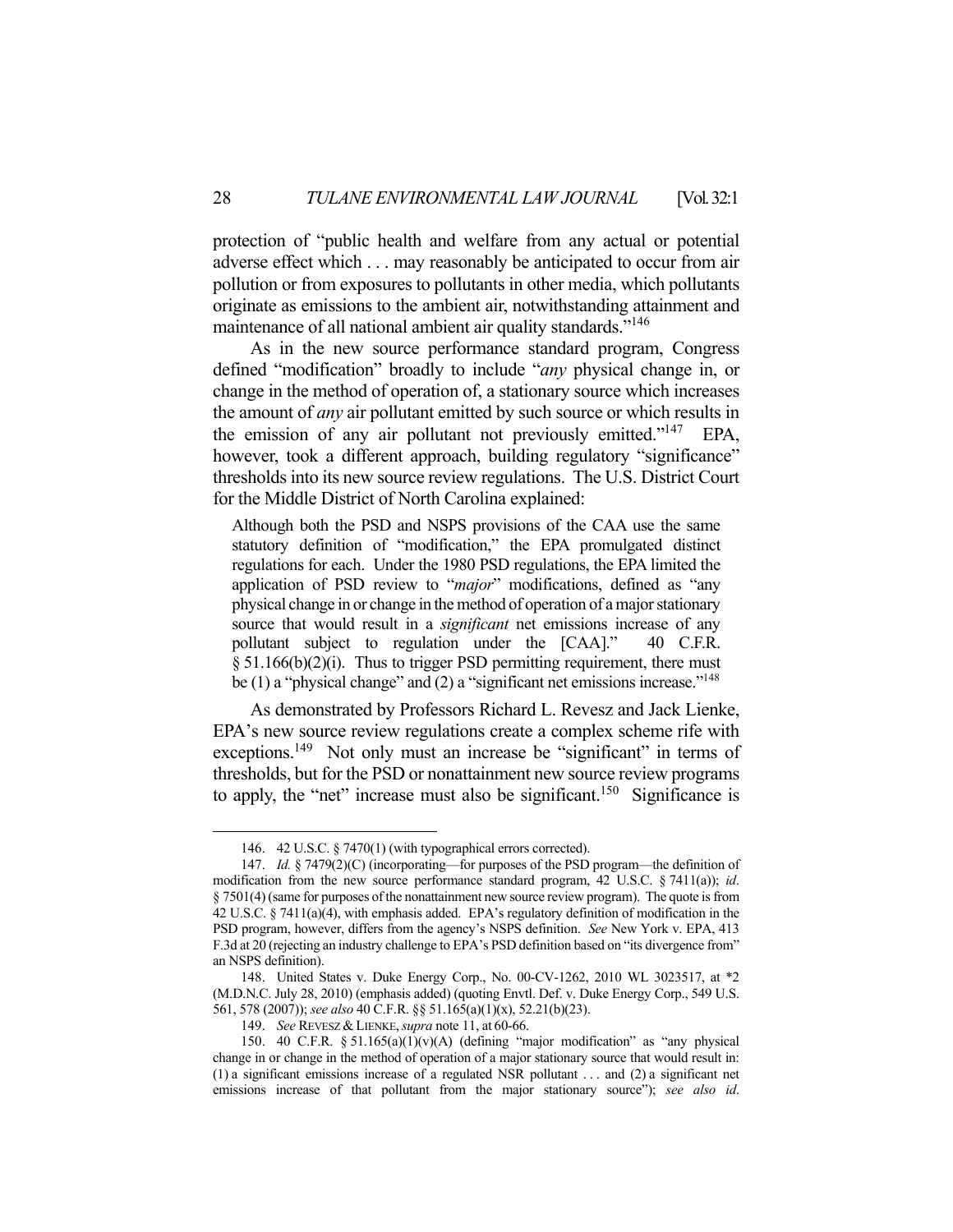protection of "public health and welfare from any actual or potential adverse effect which . . . may reasonably be anticipated to occur from air pollution or from exposures to pollutants in other media, which pollutants originate as emissions to the ambient air, notwithstanding attainment and maintenance of all national ambient air quality standards."[146]

As in the new source performance standard program, Congress defined "modification" broadly to include "*any* physical change in, or change in the method of operation of, a stationary source which increases the amount of *any* air pollutant emitted by such source or which results in the emission of any air pollutant not previously emitted."[147] EPA, however, took a different approach, building regulatory "significance" thresholds into its new source review regulations. The U.S. District Court for the Middle District of North Carolina explained:

> Although both the PSD and NSPS provisions of the CAA use the same statutory definition of "modification," the EPA promulgated distinct regulations for each. Under the 1980 PSD regulations, the EPA limited the application of PSD review to "*major*" modifications, defined as "any physical change in or change in the method of operation of a major stationary source that would result in a *significant* net emissions increase of any pollutant subject to regulation under the [CAA]." 40 C.F.R. § 51.166(b)(2)(i). Thus to trigger PSD permitting requirement, there must be (1) a "physical change" and (2) a "significant net emissions increase."[148]

As demonstrated by Professors Richard L. Revesz and Jack Lienke, EPA's new source review regulations create a complex scheme rife with exceptions.[149] Not only must an increase be "significant" in terms of thresholds, but for the PSD or nonattainment new source review programs to apply, the "net" increase must also be significant.[150] Significance is

---

146. 42 U.S.C. § 7470(1) (with typographical errors corrected).

147. *Id.* § 7479(2)(C) (incorporating—for purposes of the PSD program—the definition of modification from the new source performance standard program, 42 U.S.C. § 7411(a)); *id*. § 7501(4) (same for purposes of the nonattainment new source review program). The quote is from 42 U.S.C. § 7411(a)(4), with emphasis added. EPA's regulatory definition of modification in the PSD program, however, differs from the agency's NSPS definition. *See* New York v. EPA, 413 F.3d at 20 (rejecting an industry challenge to EPA's PSD definition based on "its divergence from" an NSPS definition).

148. United States v. Duke Energy Corp., No. 00-CV-1262, 2010 WL 3023517, at *2 (M.D.N.C. July 28, 2010) (emphasis added) (quoting Envtl. Def. v. Duke Energy Corp., 549 U.S. 561, 578 (2007)); *see also* 40 C.F.R. §§ 51.165(a)(1)(x), 52.21(b)(23).

149. *See* REVESZ & LIENKE, *supra* note 11, at 60-66.

150. 40 C.F.R. § 51.165(a)(1)(v)(A) (defining "major modification" as "any physical change in or change in the method of operation of a major stationary source that would result in: (1) a significant emissions increase of a regulated NSR pollutant . . . and (2) a significant net emissions increase of that pollutant from the major stationary source"); *see also id*.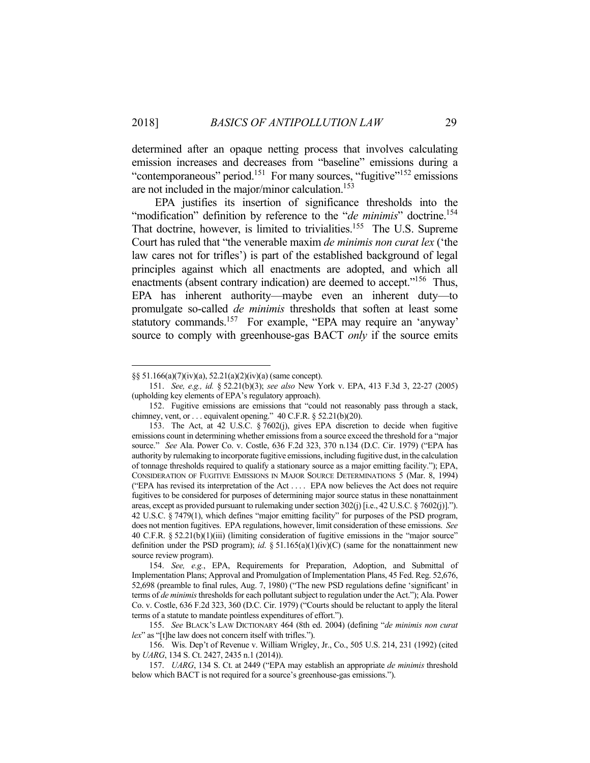determined after an opaque netting process that involves calculating emission increases and decreases from "baseline" emissions during a "contemporaneous" period.[151] For many sources, "fugitive"[152] emissions are not included in the major/minor calculation.[153]

EPA justifies its insertion of significance thresholds into the "modification" definition by reference to the "*de minimis*" doctrine.[154] That doctrine, however, is limited to trivialities.[155] The U.S. Supreme Court has ruled that "the venerable maxim *de minimis non curat lex* ('the law cares not for trifles') is part of the established background of legal principles against which all enactments are adopted, and which all enactments (absent contrary indication) are deemed to accept."[156] Thus, EPA has inherent authority—maybe even an inherent duty—to promulgate so-called *de minimis* thresholds that soften at least some statutory commands.[157] For example, "EPA may require an 'anyway' source to comply with greenhouse-gas BACT *only* if the source emits

---

§§ 51.166(a)(7)(iv)(a), 52.21(a)(2)(iv)(a) (same concept).

151. *See, e.g., id.* § 52.21(b)(3); *see also* New York v. EPA, 413 F.3d 3, 22-27 (2005) (upholding key elements of EPA's regulatory approach).

152. Fugitive emissions are emissions that "could not reasonably pass through a stack, chimney, vent, or . . . equivalent opening." 40 C.F.R. § 52.21(b)(20).

153. The Act, at 42 U.S.C. § 7602(j), gives EPA discretion to decide when fugitive emissions count in determining whether emissions from a source exceed the threshold for a "major source." *See* Ala. Power Co. v. Costle, 636 F.2d 323, 370 n.134 (D.C. Cir. 1979) ("EPA has authority by rulemaking to incorporate fugitive emissions, including fugitive dust, in the calculation of tonnage thresholds required to qualify a stationary source as a major emitting facility."); EPA, CONSIDERATION OF FUGITIVE EMISSIONS IN MAJOR SOURCE DETERMINATIONS 5 (Mar. 8, 1994) ("EPA has revised its interpretation of the Act . . . . EPA now believes the Act does not require fugitives to be considered for purposes of determining major source status in these nonattainment areas, except as provided pursuant to rulemaking under section 302(j) [i.e., 42 U.S.C. § 7602(j)]."). 42 U.S.C. § 7479(1), which defines "major emitting facility" for purposes of the PSD program, does not mention fugitives. EPA regulations, however, limit consideration of these emissions. *See* 40 C.F.R. § 52.21(b)(1)(iii) (limiting consideration of fugitive emissions in the "major source" definition under the PSD program); *id.* § 51.165(a)(1)(iv)(C) (same for the nonattainment new source review program).

154. *See, e.g.*, EPA, Requirements for Preparation, Adoption, and Submittal of Implementation Plans; Approval and Promulgation of Implementation Plans, 45 Fed. Reg. 52,676, 52,698 (preamble to final rules, Aug. 7, 1980) ("The new PSD regulations define 'significant' in terms of *de minimis* thresholds for each pollutant subject to regulation under the Act."); Ala. Power Co. v. Costle, 636 F.2d 323, 360 (D.C. Cir. 1979) ("Courts should be reluctant to apply the literal terms of a statute to mandate pointless expenditures of effort.").

155. *See* BLACK'S LAW DICTIONARY 464 (8th ed. 2004) (defining "*de minimis non curat lex*" as "[t]he law does not concern itself with trifles.").

156. Wis. Dep't of Revenue v. William Wrigley, Jr., Co., 505 U.S. 214, 231 (1992) (cited by *UARG*, 134 S. Ct. 2427, 2435 n.1 (2014)).

157. *UARG*, 134 S. Ct. at 2449 ("EPA may establish an appropriate *de minimis* threshold below which BACT is not required for a source's greenhouse-gas emissions.").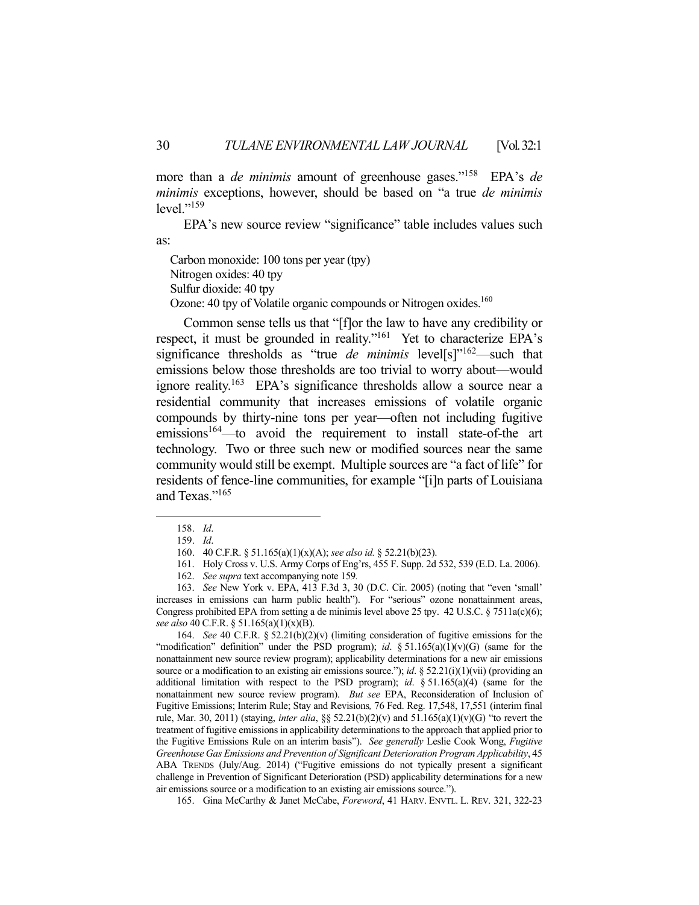more than a *de minimis* amount of greenhouse gases."[158] EPA's *de minimis* exceptions, however, should be based on "a true *de minimis* level."[159]

EPA's new source review "significance" table includes values such as:

Carbon monoxide: 100 tons per year (tpy)
Nitrogen oxides: 40 tpy
Sulfur dioxide: 40 tpy
Ozone: 40 tpy of Volatile organic compounds or Nitrogen oxides.[160]

Common sense tells us that "[f]or the law to have any credibility or respect, it must be grounded in reality."[161] Yet to characterize EPA's significance thresholds as "true *de minimis* level[s]"[162]—such that emissions below those thresholds are too trivial to worry about—would ignore reality.[163] EPA's significance thresholds allow a source near a residential community that increases emissions of volatile organic compounds by thirty-nine tons per year—often not including fugitive emissions[164]—to avoid the requirement to install state-of-the art technology. Two or three such new or modified sources near the same community would still be exempt. Multiple sources are "a fact of life" for residents of fence-line communities, for example "[i]n parts of Louisiana and Texas."[165]

---

158. *Id*.

159. *Id*.

160. 40 C.F.R. § 51.165(a)(1)(x)(A); *see also id.* § 52.21(b)(23).

161. Holy Cross v. U.S. Army Corps of Eng'rs, 455 F. Supp. 2d 532, 539 (E.D. La. 2006).

162. *See supra* text accompanying note 159*.*

163. *See* New York v. EPA, 413 F.3d 3, 30 (D.C. Cir. 2005) (noting that "even 'small' increases in emissions can harm public health"). For "serious" ozone nonattainment areas, Congress prohibited EPA from setting a de minimis level above 25 tpy. 42 U.S.C. § 7511a(c)(6); *see also* 40 C.F.R. § 51.165(a)(1)(x)(B).

164. *See* 40 C.F.R. § 52.21(b)(2)(v) (limiting consideration of fugitive emissions for the "modification" definition" under the PSD program); *id*. § 51.165(a)(1)(v)(G) (same for the nonattainment new source review program); applicability determinations for a new air emissions source or a modification to an existing air emissions source."); *id*. § 52.21(i)(1)(vii) (providing an additional limitation with respect to the PSD program); *id*. § 51.165(a)(4) (same for the nonattainment new source review program). *But see* EPA, Reconsideration of Inclusion of Fugitive Emissions; Interim Rule; Stay and Revisions*,* 76 Fed. Reg. 17,548, 17,551 (interim final rule, Mar. 30, 2011) (staying, *inter alia*, §§ 52.21(b)(2)(v) and 51.165(a)(1)(v)(G) "to revert the treatment of fugitive emissions in applicability determinations to the approach that applied prior to the Fugitive Emissions Rule on an interim basis"). *See generally* Leslie Cook Wong, *Fugitive Greenhouse Gas Emissions and Prevention of Significant Deterioration Program Applicability*, 45 ABA TRENDS (July/Aug. 2014) ("Fugitive emissions do not typically present a significant challenge in Prevention of Significant Deterioration (PSD) applicability determinations for a new air emissions source or a modification to an existing air emissions source.").

165. Gina McCarthy & Janet McCabe, *Foreword*, 41 HARV. ENVTL. L. REV. 321, 322-23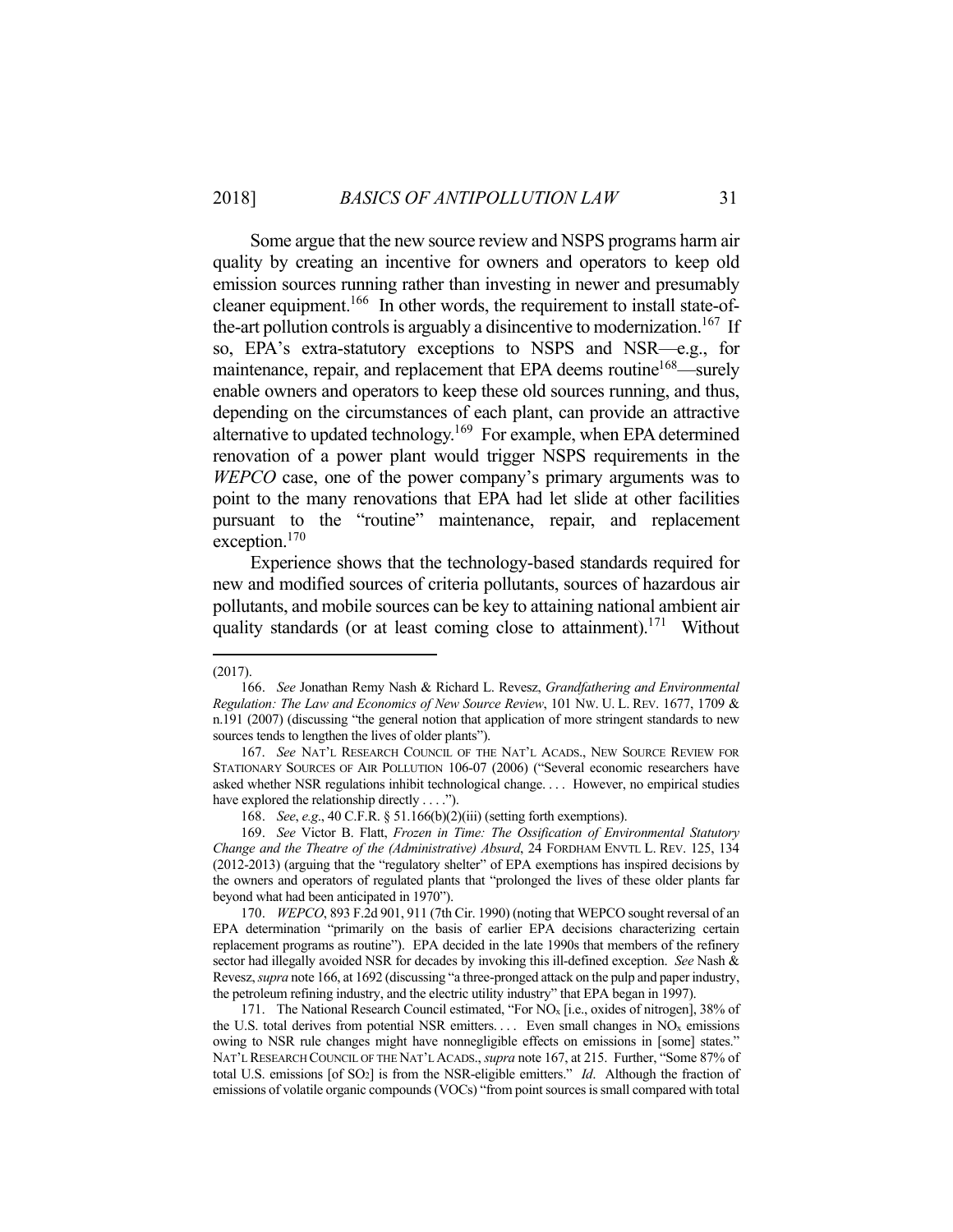Some argue that the new source review and NSPS programs harm air quality by creating an incentive for owners and operators to keep old emission sources running rather than investing in newer and presumably cleaner equipment.[166] In other words, the requirement to install state-of-the-art pollution controls is arguably a disincentive to modernization.[167] If so, EPA's extra-statutory exceptions to NSPS and NSR—e.g., for maintenance, repair, and replacement that EPA deems routine[168]—surely enable owners and operators to keep these old sources running, and thus, depending on the circumstances of each plant, can provide an attractive alternative to updated technology.[169] For example, when EPA determined renovation of a power plant would trigger NSPS requirements in the *WEPCO* case, one of the power company's primary arguments was to point to the many renovations that EPA had let slide at other facilities pursuant to the "routine" maintenance, repair, and replacement exception.[170]

Experience shows that the technology-based standards required for new and modified sources of criteria pollutants, sources of hazardous air pollutants, and mobile sources can be key to attaining national ambient air quality standards (or at least coming close to attainment).[171] Without

---

(2017).

166. *See* Jonathan Remy Nash & Richard L. Revesz, *Grandfathering and Environmental Regulation: The Law and Economics of New Source Review*, 101 NW. U. L. REV. 1677, 1709 & n.191 (2007) (discussing "the general notion that application of more stringent standards to new sources tends to lengthen the lives of older plants").

167. *See* NAT'L RESEARCH COUNCIL OF THE NAT'L ACADS., NEW SOURCE REVIEW FOR STATIONARY SOURCES OF AIR POLLUTION 106-07 (2006) ("Several economic researchers have asked whether NSR regulations inhibit technological change. . . . However, no empirical studies have explored the relationship directly . . . .").

168. *See*, *e.g*., 40 C.F.R. § 51.166(b)(2)(iii) (setting forth exemptions).

169. *See* Victor B. Flatt, *Frozen in Time: The Ossification of Environmental Statutory Change and the Theatre of the (Administrative) Absurd*, 24 FORDHAM ENVTL L. REV. 125, 134 (2012-2013) (arguing that the "regulatory shelter" of EPA exemptions has inspired decisions by the owners and operators of regulated plants that "prolonged the lives of these older plants far beyond what had been anticipated in 1970").

170. *WEPCO*, 893 F.2d 901, 911 (7th Cir. 1990) (noting that WEPCO sought reversal of an EPA determination "primarily on the basis of earlier EPA decisions characterizing certain replacement programs as routine"). EPA decided in the late 1990s that members of the refinery sector had illegally avoided NSR for decades by invoking this ill-defined exception. *See* Nash & Revesz, *supra* note 166, at 1692 (discussing "a three-pronged attack on the pulp and paper industry, the petroleum refining industry, and the electric utility industry" that EPA began in 1997).

171. The National Research Council estimated, "For $NO_x$ [i.e., oxides of nitrogen], 38% of the U.S. total derives from potential NSR emitters. . . . Even small changes in $NO_x$ emissions owing to NSR rule changes might have nonnegligible effects on emissions in [some] states." NAT'L RESEARCH COUNCIL OF THE NAT'L ACADS., *supra* note 167, at 215. Further, "Some 87% of total U.S. emissions [of $SO_2$] is from the NSR-eligible emitters." *Id*. Although the fraction of emissions of volatile organic compounds (VOCs) "from point sources is small compared with total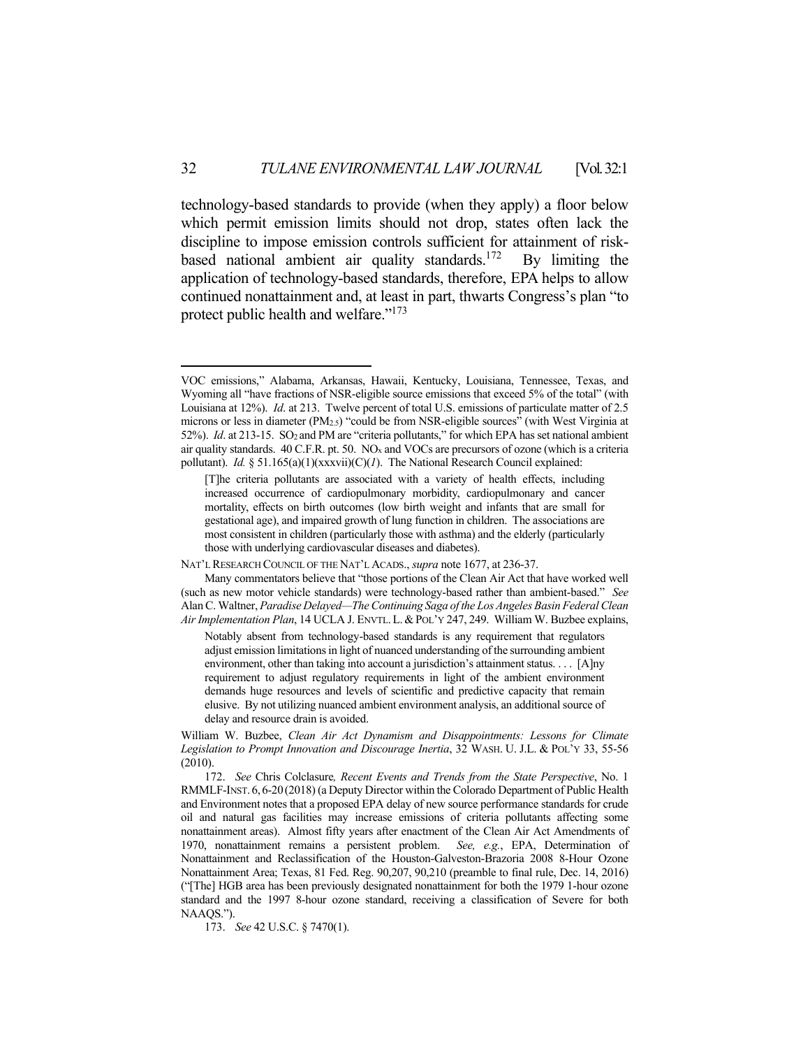technology-based standards to provide (when they apply) a floor below which permit emission limits should not drop, states often lack the discipline to impose emission controls sufficient for attainment of risk-based national ambient air quality standards.[172] By limiting the application of technology-based standards, therefore, EPA helps to allow continued nonattainment and, at least in part, thwarts Congress's plan "to protect public health and welfare."[173]

---

VOC emissions," Alabama, Arkansas, Hawaii, Kentucky, Louisiana, Tennessee, Texas, and Wyoming all "have fractions of NSR-eligible source emissions that exceed 5% of the total" (with Louisiana at 12%). *Id*. at 213. Twelve percent of total U.S. emissions of particulate matter of 2.5 microns or less in diameter ($PM_{2.5}$) "could be from NSR-eligible sources" (with West Virginia at 52%). *Id*. at 213-15. $SO_2$ and PM are "criteria pollutants," for which EPA has set national ambient air quality standards. 40 C.F.R. pt. 50. $NO_x$ and VOCs are precursors of ozone (which is a criteria pollutant). *Id.* § 51.165(a)(1)(xxxvii)(C)(*1*). The National Research Council explained:

> [T]he criteria pollutants are associated with a variety of health effects, including increased occurrence of cardiopulmonary morbidity, cardiopulmonary and cancer mortality, effects on birth outcomes (low birth weight and infants that are small for gestational age), and impaired growth of lung function in children. The associations are most consistent in children (particularly those with asthma) and the elderly (particularly those with underlying cardiovascular diseases and diabetes).

NAT'L RESEARCH COUNCIL OF THE NAT'L ACADS., *supra* note 1677, at 236-37.

Many commentators believe that "those portions of the Clean Air Act that have worked well (such as new motor vehicle standards) were technology-based rather than ambient-based." *See* Alan C. Waltner, *Paradise Delayed—The Continuing Saga of the Los Angeles Basin Federal Clean Air Implementation Plan*, 14 UCLA J. ENVTL. L. & POL'Y 247, 249. William W. Buzbee explains,

> Notably absent from technology-based standards is any requirement that regulators adjust emission limitations in light of nuanced understanding of the surrounding ambient environment, other than taking into account a jurisdiction's attainment status. . . . [A]ny requirement to adjust regulatory requirements in light of the ambient environment demands huge resources and levels of scientific and predictive capacity that remain elusive. By not utilizing nuanced ambient environment analysis, an additional source of delay and resource drain is avoided.

William W. Buzbee, *Clean Air Act Dynamism and Disappointments: Lessons for Climate Legislation to Prompt Innovation and Discourage Inertia*, 32 WASH. U. J.L. & POL'Y 33, 55-56 (2010).

172. *See* Chris Colclasure*, Recent Events and Trends from the State Perspective*, No. 1 RMMLF-INST. 6, 6-20 (2018) (a Deputy Director within the Colorado Department of Public Health and Environment notes that a proposed EPA delay of new source performance standards for crude oil and natural gas facilities may increase emissions of criteria pollutants affecting some nonattainment areas). Almost fifty years after enactment of the Clean Air Act Amendments of 1970, nonattainment remains a persistent problem. *See, e.g.*, EPA, Determination of Nonattainment and Reclassification of the Houston-Galveston-Brazoria 2008 8-Hour Ozone Nonattainment Area; Texas, 81 Fed. Reg. 90,207, 90,210 (preamble to final rule, Dec. 14, 2016) ("[The] HGB area has been previously designated nonattainment for both the 1979 1-hour ozone standard and the 1997 8-hour ozone standard, receiving a classification of Severe for both NAAQS.").

173. *See* 42 U.S.C. § 7470(1).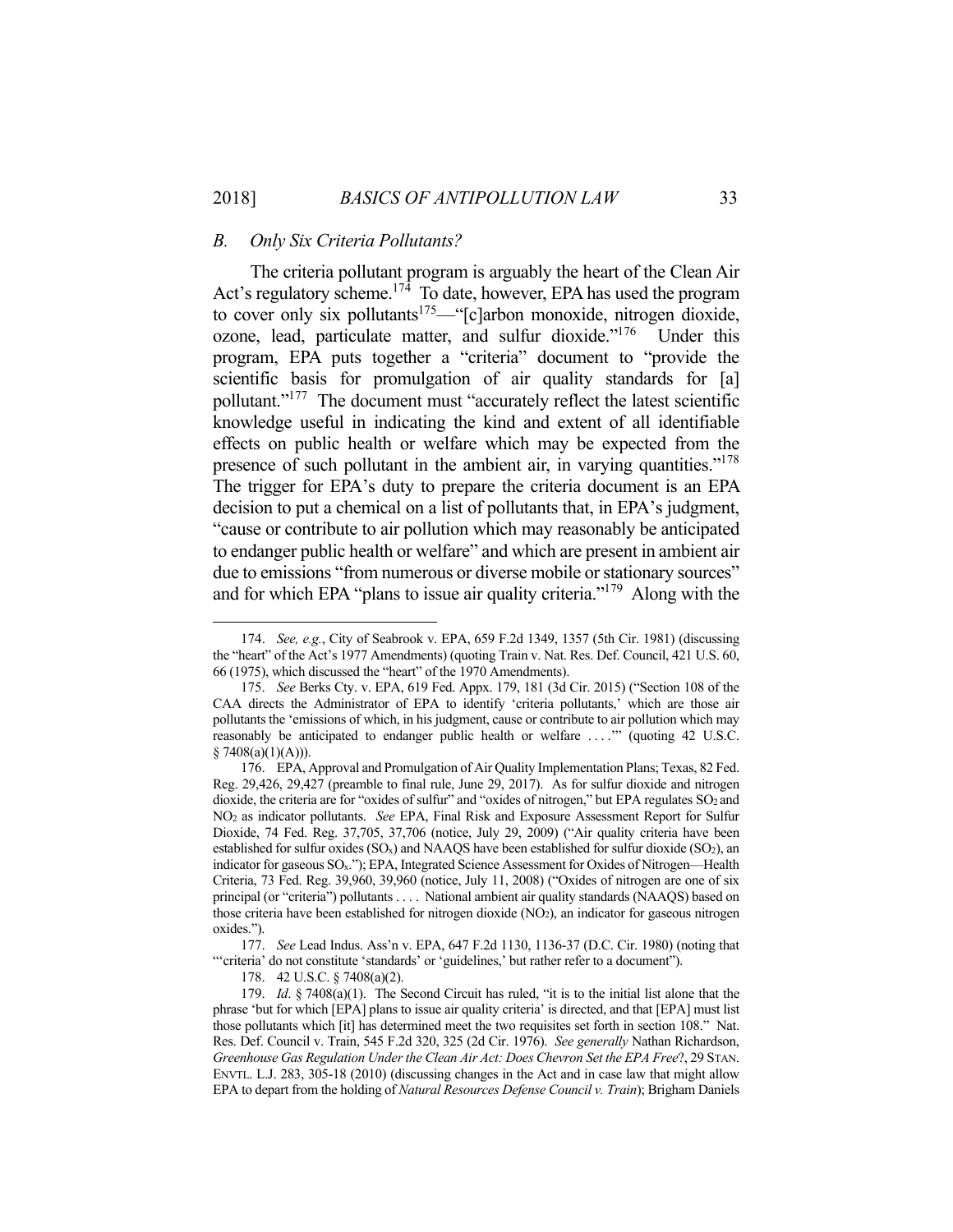### *B. Only Six Criteria Pollutants?*

The criteria pollutant program is arguably the heart of the Clean Air Act's regulatory scheme.[174] To date, however, EPA has used the program to cover only six pollutants[175]—"[c]arbon monoxide, nitrogen dioxide, ozone, lead, particulate matter, and sulfur dioxide."[176] Under this program, EPA puts together a "criteria" document to "provide the scientific basis for promulgation of air quality standards for [a] pollutant."[177] The document must "accurately reflect the latest scientific knowledge useful in indicating the kind and extent of all identifiable effects on public health or welfare which may be expected from the presence of such pollutant in the ambient air, in varying quantities."[178] The trigger for EPA's duty to prepare the criteria document is an EPA decision to put a chemical on a list of pollutants that, in EPA's judgment, "cause or contribute to air pollution which may reasonably be anticipated to endanger public health or welfare" and which are present in ambient air due to emissions "from numerous or diverse mobile or stationary sources" and for which EPA "plans to issue air quality criteria."[179] Along with the

---

174. *See, e.g.*, City of Seabrook v. EPA, 659 F.2d 1349, 1357 (5th Cir. 1981) (discussing the "heart" of the Act's 1977 Amendments) (quoting Train v. Nat. Res. Def. Council, 421 U.S. 60, 66 (1975), which discussed the "heart" of the 1970 Amendments).

175. *See* Berks Cty. v. EPA, 619 Fed. Appx. 179, 181 (3d Cir. 2015) ("Section 108 of the CAA directs the Administrator of EPA to identify 'criteria pollutants,' which are those air pollutants the 'emissions of which, in his judgment, cause or contribute to air pollution which may reasonably be anticipated to endanger public health or welfare . . . .'" (quoting 42 U.S.C. § 7408(a)(1)(A))).

176. EPA, Approval and Promulgation of Air Quality Implementation Plans; Texas, 82 Fed. Reg. 29,426, 29,427 (preamble to final rule, June 29, 2017). As for sulfur dioxide and nitrogen dioxide, the criteria are for "oxides of sulfur" and "oxides of nitrogen," but EPA regulates $SO_2$ and $NO_2$ as indicator pollutants. *See* EPA, Final Risk and Exposure Assessment Report for Sulfur Dioxide, 74 Fed. Reg. 37,705, 37,706 (notice, July 29, 2009) ("Air quality criteria have been established for sulfur oxides ($SO_x$) and NAAQS have been established for sulfur dioxide ($SO_2$), an indicator for gaseous $SO_x$."); EPA, Integrated Science Assessment for Oxides of Nitrogen—Health Criteria, 73 Fed. Reg. 39,960, 39,960 (notice, July 11, 2008) ("Oxides of nitrogen are one of six principal (or "criteria") pollutants . . . . National ambient air quality standards (NAAQS) based on those criteria have been established for nitrogen dioxide ($NO_2$), an indicator for gaseous nitrogen oxides.").

177. *See* Lead Indus. Ass'n v. EPA, 647 F.2d 1130, 1136-37 (D.C. Cir. 1980) (noting that "'criteria' do not constitute 'standards' or 'guidelines,' but rather refer to a document").

178. 42 U.S.C. § 7408(a)(2).

179. *Id*. § 7408(a)(1). The Second Circuit has ruled, "it is to the initial list alone that the phrase 'but for which [EPA] plans to issue air quality criteria' is directed, and that [EPA] must list those pollutants which [it] has determined meet the two requisites set forth in section 108." Nat. Res. Def. Council v. Train, 545 F.2d 320, 325 (2d Cir. 1976). *See generally* Nathan Richardson, *Greenhouse Gas Regulation Under the Clean Air Act: Does Chevron Set the EPA Free*?, 29 STAN. ENVTL. L.J. 283, 305-18 (2010) (discussing changes in the Act and in case law that might allow EPA to depart from the holding of *Natural Resources Defense Council v. Train*); Brigham Daniels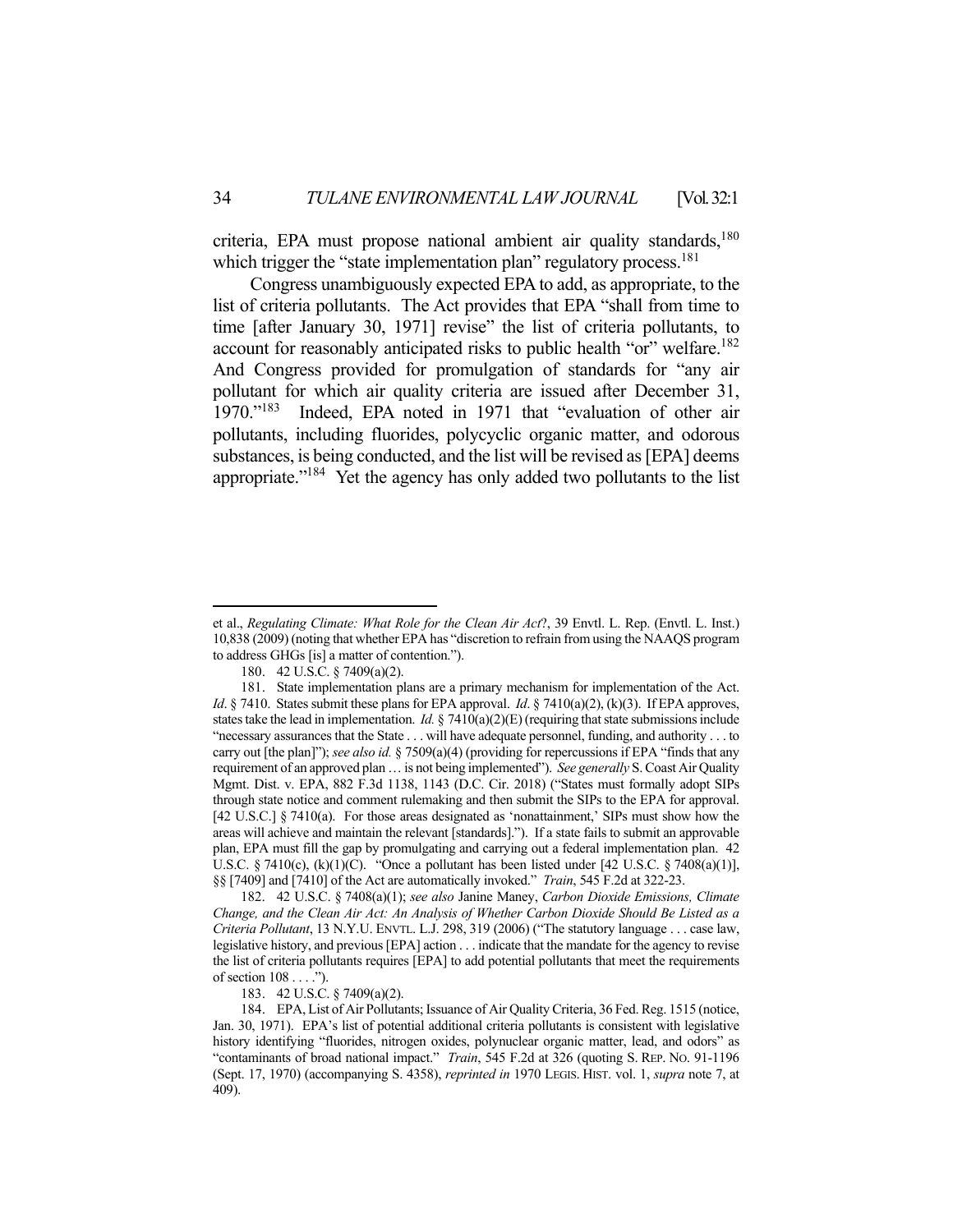criteria, EPA must propose national ambient air quality standards,[180] which trigger the "state implementation plan" regulatory process.[181]

Congress unambiguously expected EPA to add, as appropriate, to the list of criteria pollutants. The Act provides that EPA "shall from time to time [after January 30, 1971] revise" the list of criteria pollutants, to account for reasonably anticipated risks to public health "or" welfare.[182] And Congress provided for promulgation of standards for "any air pollutant for which air quality criteria are issued after December 31, 1970."[183] Indeed, EPA noted in 1971 that "evaluation of other air pollutants, including fluorides, polycyclic organic matter, and odorous substances, is being conducted, and the list will be revised as [EPA] deems appropriate."[184] Yet the agency has only added two pollutants to the list

---

et al., *Regulating Climate: What Role for the Clean Air Act?*, 39 Envtl. L. Rep. (Envtl. L. Inst.) 10,838 (2009) (noting that whether EPA has "discretion to refrain from using the NAAQS program to address GHGs [is] a matter of contention.").

180. 42 U.S.C. § 7409(a)(2).

181. State implementation plans are a primary mechanism for implementation of the Act. *Id*. § 7410. States submit these plans for EPA approval. *Id*. § 7410(a)(2), (k)(3). If EPA approves, states take the lead in implementation. *Id.* § 7410(a)(2)(E) (requiring that state submissions include "necessary assurances that the State . . . will have adequate personnel, funding, and authority . . . to carry out [the plan]"); *see also id.* § 7509(a)(4) (providing for repercussions if EPA "finds that any requirement of an approved plan … is not being implemented"). *See generally* S. Coast Air Quality Mgmt. Dist. v. EPA, 882 F.3d 1138, 1143 (D.C. Cir. 2018) ("States must formally adopt SIPs through state notice and comment rulemaking and then submit the SIPs to the EPA for approval. [42 U.S.C.] § 7410(a). For those areas designated as 'nonattainment,' SIPs must show how the areas will achieve and maintain the relevant [standards]."). If a state fails to submit an approvable plan, EPA must fill the gap by promulgating and carrying out a federal implementation plan. 42 U.S.C. § 7410(c), (k)(1)(C). "Once a pollutant has been listed under [42 U.S.C. § 7408(a)(1)], §§ [7409] and [7410] of the Act are automatically invoked." *Train*, 545 F.2d at 322-23.

182. 42 U.S.C. § 7408(a)(1); *see also* Janine Maney, *Carbon Dioxide Emissions, Climate Change, and the Clean Air Act: An Analysis of Whether Carbon Dioxide Should Be Listed as a Criteria Pollutant*, 13 N.Y.U. ENVTL. L.J. 298, 319 (2006) ("The statutory language . . . case law, legislative history, and previous [EPA] action . . . indicate that the mandate for the agency to revise the list of criteria pollutants requires [EPA] to add potential pollutants that meet the requirements of section 108 . . . .").

183. 42 U.S.C. § 7409(a)(2).

184. EPA, List of Air Pollutants; Issuance of Air Quality Criteria, 36 Fed. Reg. 1515 (notice, Jan. 30, 1971). EPA's list of potential additional criteria pollutants is consistent with legislative history identifying "fluorides, nitrogen oxides, polynuclear organic matter, lead, and odors" as "contaminants of broad national impact." *Train*, 545 F.2d at 326 (quoting S. REP. NO. 91-1196 (Sept. 17, 1970) (accompanying S. 4358), *reprinted in* 1970 LEGIS. HIST. vol. 1, *supra* note 7, at 409).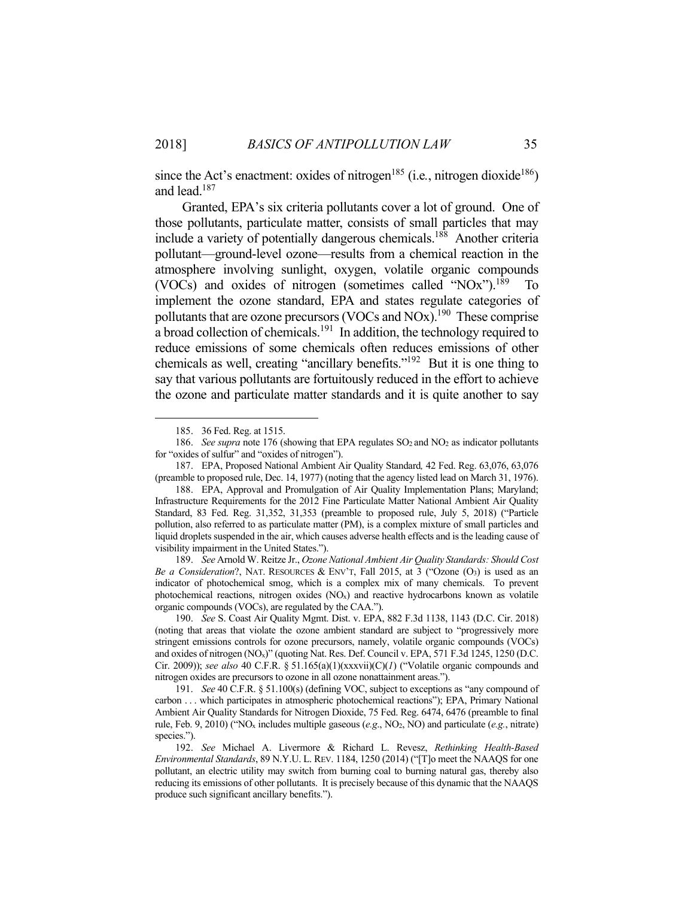since the Act's enactment: oxides of nitrogen[185] (i.e., nitrogen dioxide[186]) and lead.[187]

Granted, EPA's six criteria pollutants cover a lot of ground. One of those pollutants, particulate matter, consists of small particles that may include a variety of potentially dangerous chemicals.[188] Another criteria pollutant—ground-level ozone—results from a chemical reaction in the atmosphere involving sunlight, oxygen, volatile organic compounds (VOCs) and oxides of nitrogen (sometimes called "NOx").[189] To implement the ozone standard, EPA and states regulate categories of pollutants that are ozone precursors (VOCs and NOx).[190] These comprise a broad collection of chemicals.[191] In addition, the technology required to reduce emissions of some chemicals often reduces emissions of other chemicals as well, creating "ancillary benefits."[192] But it is one thing to say that various pollutants are fortuitously reduced in the effort to achieve the ozone and particulate matter standards and it is quite another to say

---

185. 36 Fed. Reg. at 1515.

186. *See supra* note 176 (showing that EPA regulates $SO_2$ and $NO_2$ as indicator pollutants for "oxides of sulfur" and "oxides of nitrogen").

187. EPA, Proposed National Ambient Air Quality Standard*,* 42 Fed. Reg. 63,076, 63,076 (preamble to proposed rule, Dec. 14, 1977) (noting that the agency listed lead on March 31, 1976).

188. EPA, Approval and Promulgation of Air Quality Implementation Plans; Maryland; Infrastructure Requirements for the 2012 Fine Particulate Matter National Ambient Air Quality Standard, 83 Fed. Reg. 31,352, 31,353 (preamble to proposed rule, July 5, 2018) ("Particle pollution, also referred to as particulate matter (PM), is a complex mixture of small particles and liquid droplets suspended in the air, which causes adverse health effects and is the leading cause of visibility impairment in the United States.").

189. *See* Arnold W. Reitze Jr., *Ozone National Ambient Air Quality Standards: Should Cost Be a Consideration*?, NAT. RESOURCES & ENV'T, Fall 2015, at 3 ("Ozone ($O_3$) is used as an indicator of photochemical smog, which is a complex mix of many chemicals. To prevent photochemical reactions, nitrogen oxides ($NO_x$) and reactive hydrocarbons known as volatile organic compounds (VOCs), are regulated by the CAA.").

190. *See* S. Coast Air Quality Mgmt. Dist. v. EPA, 882 F.3d 1138, 1143 (D.C. Cir. 2018) (noting that areas that violate the ozone ambient standard are subject to "progressively more stringent emissions controls for ozone precursors, namely, volatile organic compounds (VOCs) and oxides of nitrogen ($NO_x$)" (quoting Nat. Res. Def. Council v. EPA, 571 F.3d 1245, 1250 (D.C. Cir. 2009)); *see also* 40 C.F.R. § 51.165(a)(1)(xxxvii)(C)(*1*) ("Volatile organic compounds and nitrogen oxides are precursors to ozone in all ozone nonattainment areas.").

191. *See* 40 C.F.R. § 51.100(s) (defining VOC, subject to exceptions as "any compound of carbon . . . which participates in atmospheric photochemical reactions"); EPA, Primary National Ambient Air Quality Standards for Nitrogen Dioxide, 75 Fed. Reg. 6474, 6476 (preamble to final rule, Feb. 9, 2010) ("$NO_x$ includes multiple gaseous (*e.g*., $NO_2$, NO) and particulate (*e.g.*, nitrate) species.").

192. *See* Michael A. Livermore & Richard L. Revesz, *Rethinking Health-Based Environmental Standards*, 89 N.Y.U. L. REV. 1184, 1250 (2014) ("[T]o meet the NAAQS for one pollutant, an electric utility may switch from burning coal to burning natural gas, thereby also reducing its emissions of other pollutants. It is precisely because of this dynamic that the NAAQS produce such significant ancillary benefits.").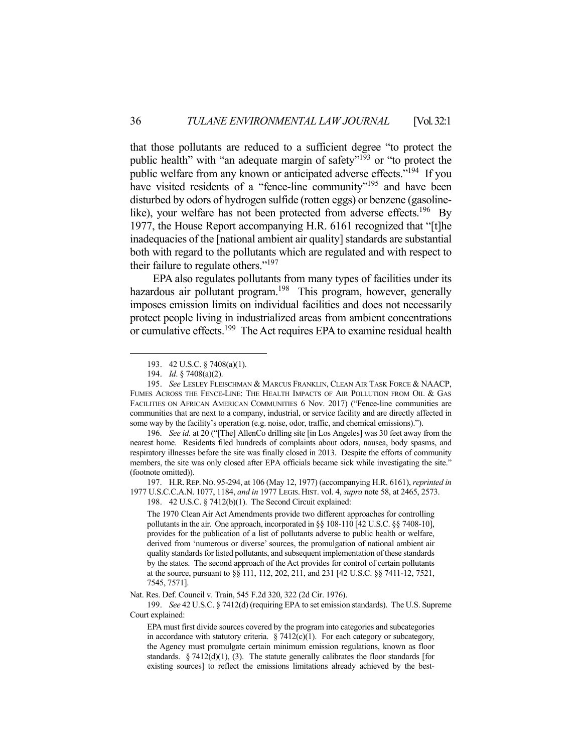that those pollutants are reduced to a sufficient degree "to protect the public health" with "an adequate margin of safety"[193] or "to protect the public welfare from any known or anticipated adverse effects."[194] If you have visited residents of a "fence-line community"[195] and have been disturbed by odors of hydrogen sulfide (rotten eggs) or benzene (gasoline-like), your welfare has not been protected from adverse effects.[196] By 1977, the House Report accompanying H.R. 6161 recognized that "[t]he inadequacies of the [national ambient air quality] standards are substantial both with regard to the pollutants which are regulated and with respect to their failure to regulate others."[197]

EPA also regulates pollutants from many types of facilities under its hazardous air pollutant program.[198] This program, however, generally imposes emission limits on individual facilities and does not necessarily protect people living in industrialized areas from ambient concentrations or cumulative effects.[199] The Act requires EPA to examine residual health

---

193. 42 U.S.C. § 7408(a)(1).

194. *Id.* § 7408(a)(2).

195. *See* LESLEY FLEISCHMAN & MARCUS FRANKLIN, CLEAN AIR TASK FORCE & NAACP, FUMES ACROSS THE FENCE-LINE: THE HEALTH IMPACTS OF AIR POLLUTION FROM OIL & GAS FACILITIES ON AFRICAN AMERICAN COMMUNITIES 6 Nov. 2017) ("Fence-line communities are communities that are next to a company, industrial, or service facility and are directly affected in some way by the facility's operation (e.g. noise, odor, traffic, and chemical emissions).").

196. *See id.* at 20 ("[The] AllenCo drilling site [in Los Angeles] was 30 feet away from the nearest home. Residents filed hundreds of complaints about odors, nausea, body spasms, and respiratory illnesses before the site was finally closed in 2013. Despite the efforts of community members, the site was only closed after EPA officials became sick while investigating the site." (footnote omitted)).

197. H.R. REP. NO. 95-294, at 106 (May 12, 1977) (accompanying H.R. 6161), *reprinted in* 1977 U.S.C.C.A.N. 1077, 1184, *and in* 1977 LEGIS. HIST. vol. 4, *supra* note 58, at 2465, 2573.

198. 42 U.S.C. § 7412(b)(1). The Second Circuit explained:

> The 1970 Clean Air Act Amendments provide two different approaches for controlling pollutants in the air. One approach, incorporated in §§ 108-110 [42 U.S.C. §§ 7408-10], provides for the publication of a list of pollutants adverse to public health or welfare, derived from 'numerous or diverse' sources, the promulgation of national ambient air quality standards for listed pollutants, and subsequent implementation of these standards by the states. The second approach of the Act provides for control of certain pollutants at the source, pursuant to §§ 111, 112, 202, 211, and 231 [42 U.S.C. §§ 7411-12, 7521, 7545, 7571].

Nat. Res. Def. Council v. Train, 545 F.2d 320, 322 (2d Cir. 1976).

199. *See* 42 U.S.C. § 7412(d) (requiring EPA to set emission standards). The U.S. Supreme Court explained:

> EPA must first divide sources covered by the program into categories and subcategories in accordance with statutory criteria. § 7412(c)(1). For each category or subcategory, the Agency must promulgate certain minimum emission regulations, known as floor standards. § 7412(d)(1), (3). The statute generally calibrates the floor standards [for existing sources] to reflect the emissions limitations already achieved by the best-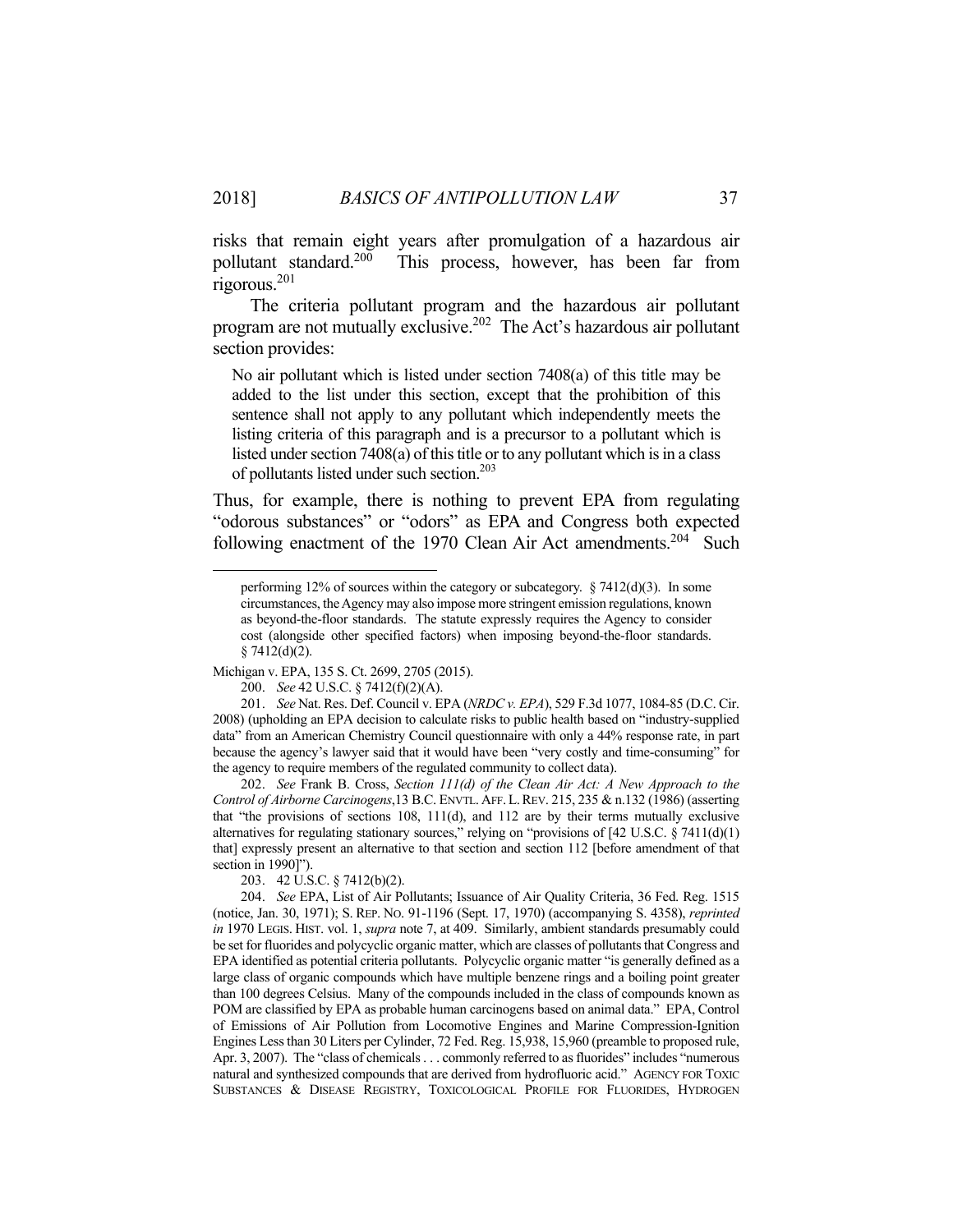risks that remain eight years after promulgation of a hazardous air pollutant standard.[200] This process, however, has been far from rigorous.[201]

The criteria pollutant program and the hazardous air pollutant program are not mutually exclusive.[202] The Act's hazardous air pollutant section provides:

> No air pollutant which is listed under section 7408(a) of this title may be added to the list under this section, except that the prohibition of this sentence shall not apply to any pollutant which independently meets the listing criteria of this paragraph and is a precursor to a pollutant which is listed under section 7408(a) of this title or to any pollutant which is in a class of pollutants listed under such section.[203]

Thus, for example, there is nothing to prevent EPA from regulating "odorous substances" or "odors" as EPA and Congress both expected following enactment of the 1970 Clean Air Act amendments.[204] Such

---

> performing 12% of sources within the category or subcategory. § 7412(d)(3). In some circumstances, the Agency may also impose more stringent emission regulations, known as beyond-the-floor standards. The statute expressly requires the Agency to consider cost (alongside other specified factors) when imposing beyond-the-floor standards. § 7412(d)(2).

Michigan v. EPA, 135 S. Ct. 2699, 2705 (2015).

200. *See* 42 U.S.C. § 7412(f)(2)(A).

201. *See* Nat. Res. Def. Council v. EPA (*NRDC v. EPA*), 529 F.3d 1077, 1084-85 (D.C. Cir. 2008) (upholding an EPA decision to calculate risks to public health based on "industry-supplied data" from an American Chemistry Council questionnaire with only a 44% response rate, in part because the agency's lawyer said that it would have been "very costly and time-consuming" for the agency to require members of the regulated community to collect data).

202. *See* Frank B. Cross, *Section 111(d) of the Clean Air Act: A New Approach to the Control of Airborne Carcinogens*,13 B.C. ENVTL. AFF. L. REV. 215, 235 & n.132 (1986) (asserting that "the provisions of sections 108, 111(d), and 112 are by their terms mutually exclusive alternatives for regulating stationary sources," relying on "provisions of [42 U.S.C. § 7411(d)(1) that] expressly present an alternative to that section and section 112 [before amendment of that section in 1990]").

203. 42 U.S.C. § 7412(b)(2).

204. *See* EPA, List of Air Pollutants; Issuance of Air Quality Criteria, 36 Fed. Reg. 1515 (notice, Jan. 30, 1971); S. REP. NO. 91-1196 (Sept. 17, 1970) (accompanying S. 4358), *reprinted in* 1970 LEGIS. HIST. vol. 1, *supra* note 7, at 409. Similarly, ambient standards presumably could be set for fluorides and polycyclic organic matter, which are classes of pollutants that Congress and EPA identified as potential criteria pollutants. Polycyclic organic matter "is generally defined as a large class of organic compounds which have multiple benzene rings and a boiling point greater than 100 degrees Celsius. Many of the compounds included in the class of compounds known as POM are classified by EPA as probable human carcinogens based on animal data." EPA, Control of Emissions of Air Pollution from Locomotive Engines and Marine Compression-Ignition Engines Less than 30 Liters per Cylinder, 72 Fed. Reg. 15,938, 15,960 (preamble to proposed rule, Apr. 3, 2007). The "class of chemicals . . . commonly referred to as fluorides" includes "numerous natural and synthesized compounds that are derived from hydrofluoric acid." AGENCY FOR TOXIC SUBSTANCES & DISEASE REGISTRY, TOXICOLOGICAL PROFILE FOR FLUORIDES, HYDROGEN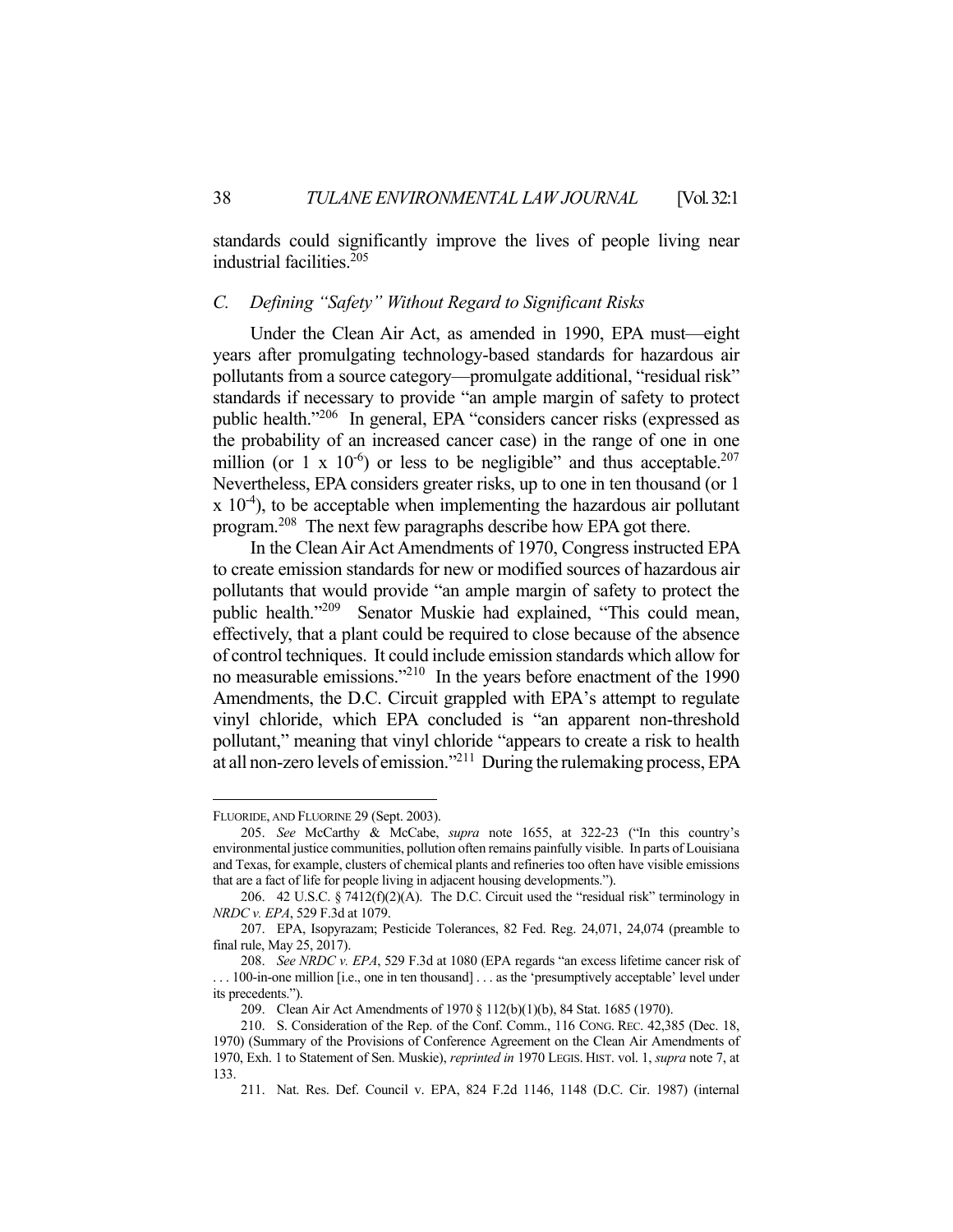standards could significantly improve the lives of people living near industrial facilities.[205]

### *C. Defining "Safety" Without Regard to Significant Risks*

Under the Clean Air Act, as amended in 1990, EPA must—eight years after promulgating technology-based standards for hazardous air pollutants from a source category—promulgate additional, "residual risk" standards if necessary to provide "an ample margin of safety to protect public health."[206] In general, EPA "considers cancer risks (expressed as the probability of an increased cancer case) in the range of one in one million (or $1 \times 10^{-6}$) or less to be negligible" and thus acceptable.[207] Nevertheless, EPA considers greater risks, up to one in ten thousand (or $1 \times 10^{-4}$), to be acceptable when implementing the hazardous air pollutant program.[208] The next few paragraphs describe how EPA got there.

In the Clean Air Act Amendments of 1970, Congress instructed EPA to create emission standards for new or modified sources of hazardous air pollutants that would provide "an ample margin of safety to protect the public health."[209] Senator Muskie had explained, "This could mean, effectively, that a plant could be required to close because of the absence of control techniques. It could include emission standards which allow for no measurable emissions."[210] In the years before enactment of the 1990 Amendments, the D.C. Circuit grappled with EPA's attempt to regulate vinyl chloride, which EPA concluded is "an apparent non-threshold pollutant," meaning that vinyl chloride "appears to create a risk to health at all non-zero levels of emission."[211] During the rulemaking process, EPA

---

FLUORIDE, AND FLUORINE 29 (Sept. 2003).

205. *See* McCarthy & McCabe, *supra* note 1655, at 322-23 ("In this country's environmental justice communities, pollution often remains painfully visible. In parts of Louisiana and Texas, for example, clusters of chemical plants and refineries too often have visible emissions that are a fact of life for people living in adjacent housing developments.").

206. 42 U.S.C. § 7412(f)(2)(A). The D.C. Circuit used the "residual risk" terminology in *NRDC v. EPA*, 529 F.3d at 1079.

207. EPA, Isopyrazam; Pesticide Tolerances, 82 Fed. Reg. 24,071, 24,074 (preamble to final rule, May 25, 2017).

208. *See NRDC v. EPA*, 529 F.3d at 1080 (EPA regards "an excess lifetime cancer risk of . . . 100-in-one million [i.e., one in ten thousand] . . . as the 'presumptively acceptable' level under its precedents.").

209. Clean Air Act Amendments of 1970 § 112(b)(1)(b), 84 Stat. 1685 (1970).

210. S. Consideration of the Rep. of the Conf. Comm., 116 CONG. REC. 42,385 (Dec. 18, 1970) (Summary of the Provisions of Conference Agreement on the Clean Air Amendments of 1970, Exh. 1 to Statement of Sen. Muskie), *reprinted in* 1970 LEGIS. HIST. vol. 1, *supra* note 7, at 133.

211. Nat. Res. Def. Council v. EPA, 824 F.2d 1146, 1148 (D.C. Cir. 1987) (internal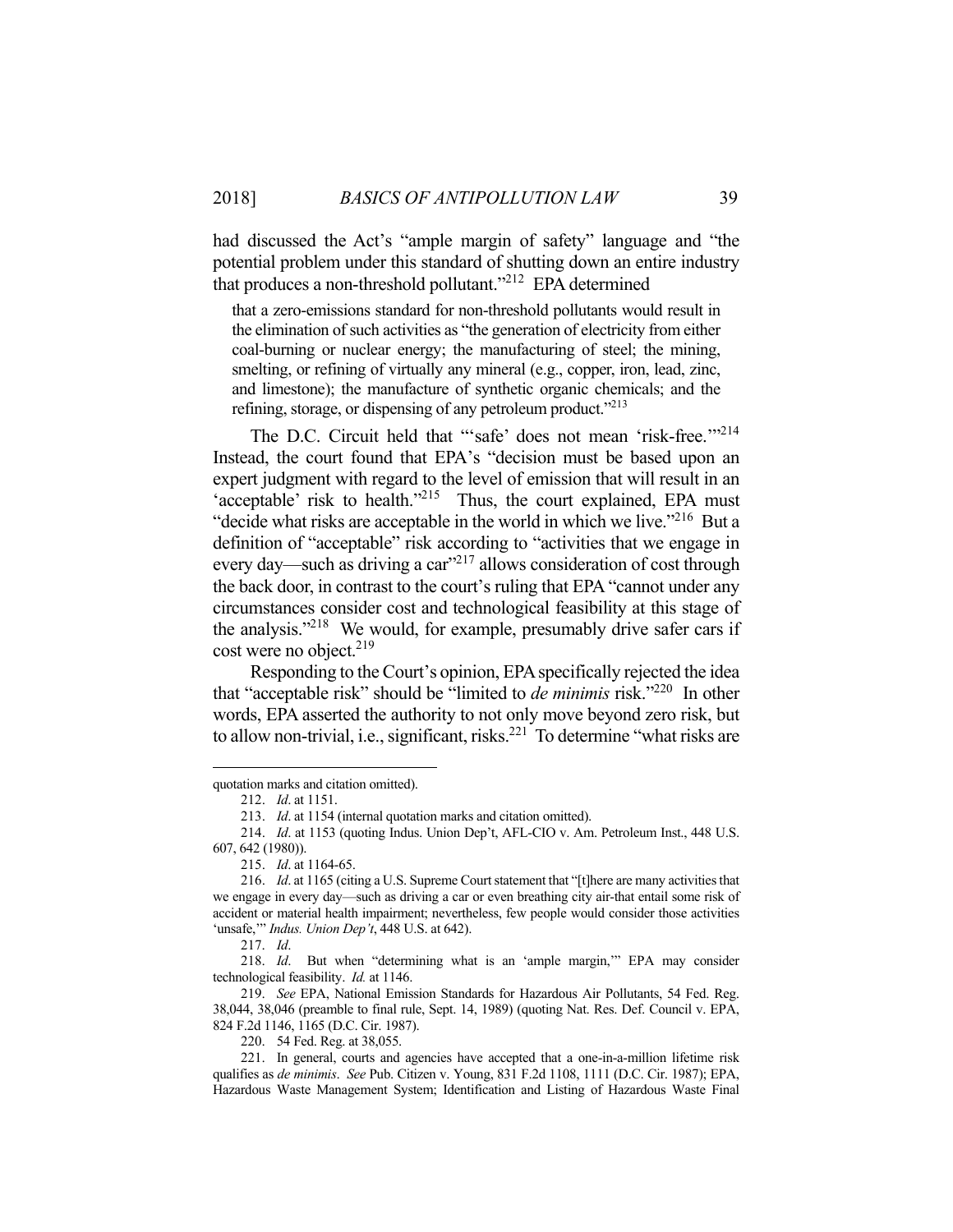had discussed the Act's "ample margin of safety" language and "the potential problem under this standard of shutting down an entire industry that produces a non-threshold pollutant."[212] EPA determined

> that a zero-emissions standard for non-threshold pollutants would result in the elimination of such activities as "the generation of electricity from either coal-burning or nuclear energy; the manufacturing of steel; the mining, smelting, or refining of virtually any mineral (e.g., copper, iron, lead, zinc, and limestone); the manufacture of synthetic organic chemicals; and the refining, storage, or dispensing of any petroleum product."[213]

The D.C. Circuit held that "'safe' does not mean 'risk-free.'"[214] Instead, the court found that EPA's "decision must be based upon an expert judgment with regard to the level of emission that will result in an 'acceptable' risk to health."[215] Thus, the court explained, EPA must "decide what risks are acceptable in the world in which we live."[216] But a definition of "acceptable" risk according to "activities that we engage in every day—such as driving a car"[217] allows consideration of cost through the back door, in contrast to the court's ruling that EPA "cannot under any circumstances consider cost and technological feasibility at this stage of the analysis."[218] We would, for example, presumably drive safer cars if cost were no object.[219]

Responding to the Court's opinion, EPA specifically rejected the idea that "acceptable risk" should be "limited to *de minimis* risk."[220] In other words, EPA asserted the authority to not only move beyond zero risk, but to allow non-trivial, i.e., significant, risks.[221] To determine "what risks are

---

quotation marks and citation omitted).

212. *Id*. at 1151.

213. *Id*. at 1154 (internal quotation marks and citation omitted).

214. *Id*. at 1153 (quoting Indus. Union Dep't, AFL-CIO v. Am. Petroleum Inst., 448 U.S. 607, 642 (1980)).

215. *Id*. at 1164-65.

216. *Id*. at 1165 (citing a U.S. Supreme Court statement that "[t]here are many activities that we engage in every day—such as driving a car or even breathing city air-that entail some risk of accident or material health impairment; nevertheless, few people would consider those activities 'unsafe,'" *Indus. Union Dep't*, 448 U.S. at 642).

217. *Id*.

218. *Id*. But when "determining what is an 'ample margin,'" EPA may consider technological feasibility. *Id.* at 1146.

219. *See* EPA, National Emission Standards for Hazardous Air Pollutants, 54 Fed. Reg. 38,044, 38,046 (preamble to final rule, Sept. 14, 1989) (quoting Nat. Res. Def. Council v. EPA, 824 F.2d 1146, 1165 (D.C. Cir. 1987).

220. 54 Fed. Reg. at 38,055.

221. In general, courts and agencies have accepted that a one-in-a-million lifetime risk qualifies as *de minimis*. *See* Pub. Citizen v. Young, 831 F.2d 1108, 1111 (D.C. Cir. 1987); EPA, Hazardous Waste Management System; Identification and Listing of Hazardous Waste Final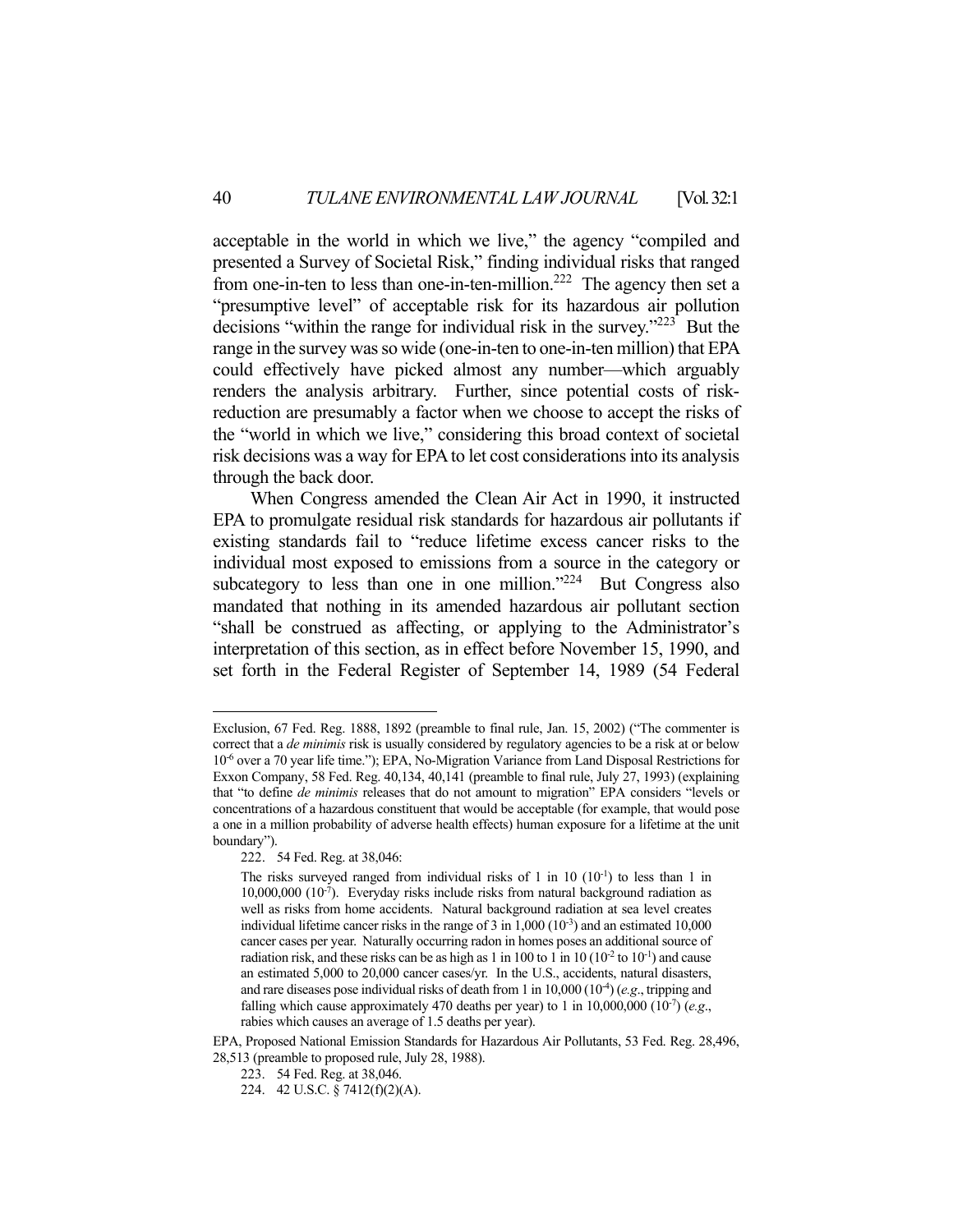acceptable in the world in which we live," the agency "compiled and presented a Survey of Societal Risk," finding individual risks that ranged from one-in-ten to less than one-in-ten-million.[222] The agency then set a "presumptive level" of acceptable risk for its hazardous air pollution decisions "within the range for individual risk in the survey."[223] But the range in the survey was so wide (one-in-ten to one-in-ten million) that EPA could effectively have picked almost any number—which arguably renders the analysis arbitrary. Further, since potential costs of risk-reduction are presumably a factor when we choose to accept the risks of the "world in which we live," considering this broad context of societal risk decisions was a way for EPA to let cost considerations into its analysis through the back door.

When Congress amended the Clean Air Act in 1990, it instructed EPA to promulgate residual risk standards for hazardous air pollutants if existing standards fail to "reduce lifetime excess cancer risks to the individual most exposed to emissions from a source in the category or subcategory to less than one in one million."[224] But Congress also mandated that nothing in its amended hazardous air pollutant section "shall be construed as affecting, or applying to the Administrator's interpretation of this section, as in effect before November 15, 1990, and set forth in the Federal Register of September 14, 1989 (54 Federal

---

Exclusion, 67 Fed. Reg. 1888, 1892 (preamble to final rule, Jan. 15, 2002) ("The commenter is correct that a *de minimis* risk is usually considered by regulatory agencies to be a risk at or below $10^{-6}$ over a 70 year life time."); EPA, No-Migration Variance from Land Disposal Restrictions for Exxon Company, 58 Fed. Reg. 40,134, 40,141 (preamble to final rule, July 27, 1993) (explaining that "to define *de minimis* releases that do not amount to migration" EPA considers "levels or concentrations of a hazardous constituent that would be acceptable (for example, that would pose a one in a million probability of adverse health effects) human exposure for a lifetime at the unit boundary").

222. 54 Fed. Reg. at 38,046:

> The risks surveyed ranged from individual risks of 1 in 10 ($10^{-1}$) to less than 1 in 10,000,000 ($10^{-7}$). Everyday risks include risks from natural background radiation as well as risks from home accidents. Natural background radiation at sea level creates individual lifetime cancer risks in the range of 3 in 1,000 ($10^{-3}$) and an estimated 10,000 cancer cases per year. Naturally occurring radon in homes poses an additional source of radiation risk, and these risks can be as high as 1 in 100 to 1 in 10 ($10^{-2}$ to $10^{-1}$) and cause an estimated 5,000 to 20,000 cancer cases/yr. In the U.S., accidents, natural disasters, and rare diseases pose individual risks of death from 1 in 10,000 ($10^{-4}$) (*e.g.*, tripping and falling which cause approximately 470 deaths per year) to 1 in 10,000,000 ($10^{-7}$) (*e.g.*, rabies which causes an average of 1.5 deaths per year).

EPA, Proposed National Emission Standards for Hazardous Air Pollutants, 53 Fed. Reg. 28,496, 28,513 (preamble to proposed rule, July 28, 1988).

223. 54 Fed. Reg. at 38,046.

224. 42 U.S.C. § 7412(f)(2)(A).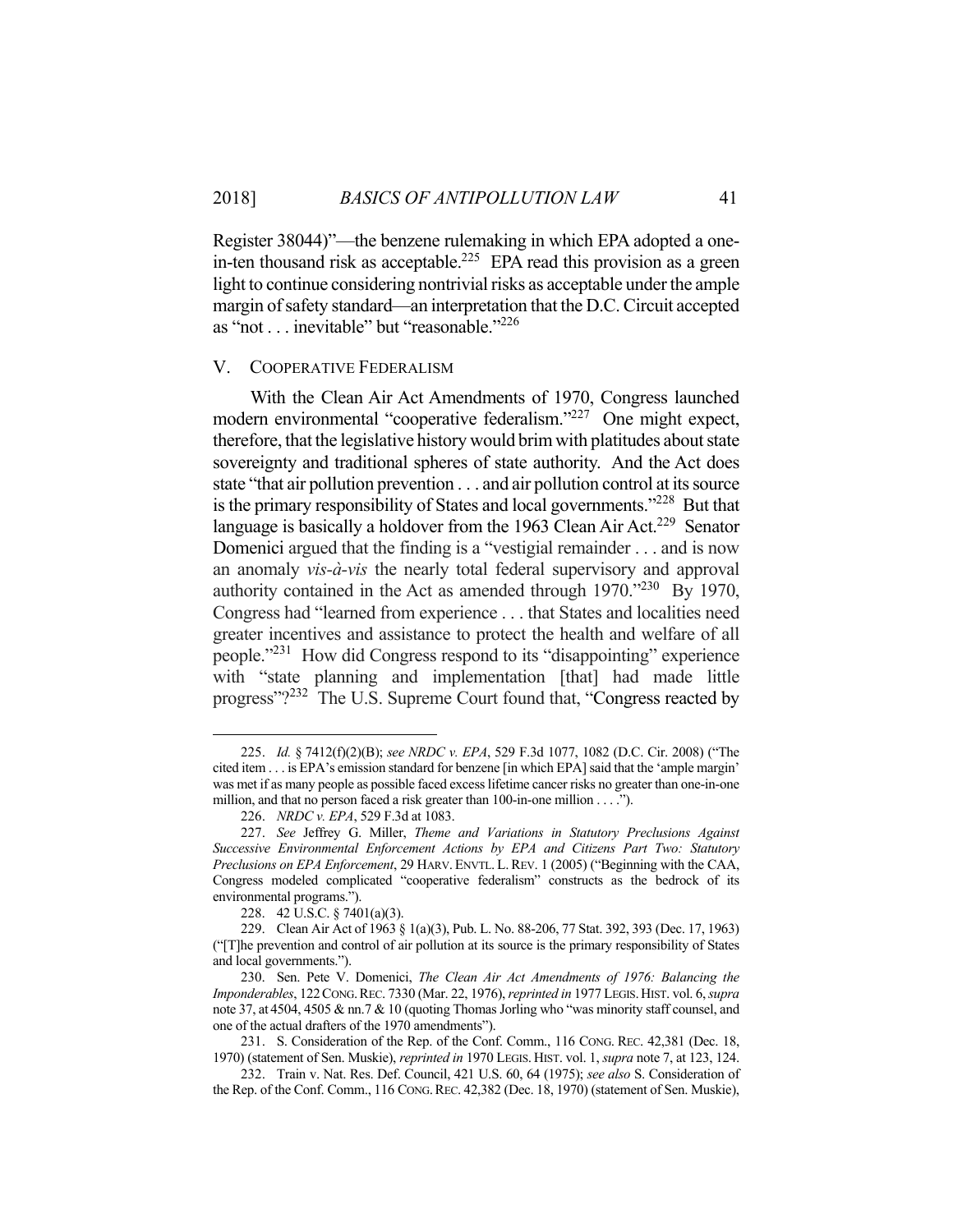Register 38044)"—the benzene rulemaking in which EPA adopted a one-in-ten thousand risk as acceptable.[225] EPA read this provision as a green light to continue considering nontrivial risks as acceptable under the ample margin of safety standard—an interpretation that the D.C. Circuit accepted as "not . . . inevitable" but "reasonable."[226]

## V. COOPERATIVE FEDERALISM

With the Clean Air Act Amendments of 1970, Congress launched modern environmental "cooperative federalism."[227] One might expect, therefore, that the legislative history would brim with platitudes about state sovereignty and traditional spheres of state authority. And the Act does state "that air pollution prevention . . . and air pollution control at its source is the primary responsibility of States and local governments."[228] But that language is basically a holdover from the 1963 Clean Air Act.[229] Senator Domenici argued that the finding is a "vestigial remainder . . . and is now an anomaly *vis-à-vis* the nearly total federal supervisory and approval authority contained in the Act as amended through 1970."[230] By 1970, Congress had "learned from experience . . . that States and localities need greater incentives and assistance to protect the health and welfare of all people."[231] How did Congress respond to its "disappointing" experience with "state planning and implementation [that] had made little progress"?[232] The U.S. Supreme Court found that, "Congress reacted by

---

225. *Id.* § 7412(f)(2)(B); *see NRDC v. EPA*, 529 F.3d 1077, 1082 (D.C. Cir. 2008) ("The cited item . . . is EPA's emission standard for benzene [in which EPA] said that the 'ample margin' was met if as many people as possible faced excess lifetime cancer risks no greater than one-in-one million, and that no person faced a risk greater than 100-in-one million . . . .").

226. *NRDC v. EPA*, 529 F.3d at 1083.

227. *See* Jeffrey G. Miller, *Theme and Variations in Statutory Preclusions Against Successive Environmental Enforcement Actions by EPA and Citizens Part Two: Statutory Preclusions on EPA Enforcement*, 29 HARV. ENVTL. L. REV. 1 (2005) ("Beginning with the CAA, Congress modeled complicated "cooperative federalism" constructs as the bedrock of its environmental programs.").

228. 42 U.S.C. § 7401(a)(3).

229. Clean Air Act of 1963 § 1(a)(3), Pub. L. No. 88-206, 77 Stat. 392, 393 (Dec. 17, 1963) ("[T]he prevention and control of air pollution at its source is the primary responsibility of States and local governments.").

230. Sen. Pete V. Domenici, *The Clean Air Act Amendments of 1976: Balancing the Imponderables*, 122 CONG. REC. 7330 (Mar. 22, 1976), *reprinted in* 1977 LEGIS. HIST. vol. 6, *supra* note 37, at 4504, 4505 & nn.7 & 10 (quoting Thomas Jorling who "was minority staff counsel, and one of the actual drafters of the 1970 amendments").

231. S. Consideration of the Rep. of the Conf. Comm., 116 CONG. REC. 42,381 (Dec. 18, 1970) (statement of Sen. Muskie), *reprinted in* 1970 LEGIS. HIST. vol. 1, *supra* note 7, at 123, 124.

232. Train v. Nat. Res. Def. Council, 421 U.S. 60, 64 (1975); *see also* S. Consideration of the Rep. of the Conf. Comm., 116 CONG. REC. 42,382 (Dec. 18, 1970) (statement of Sen. Muskie),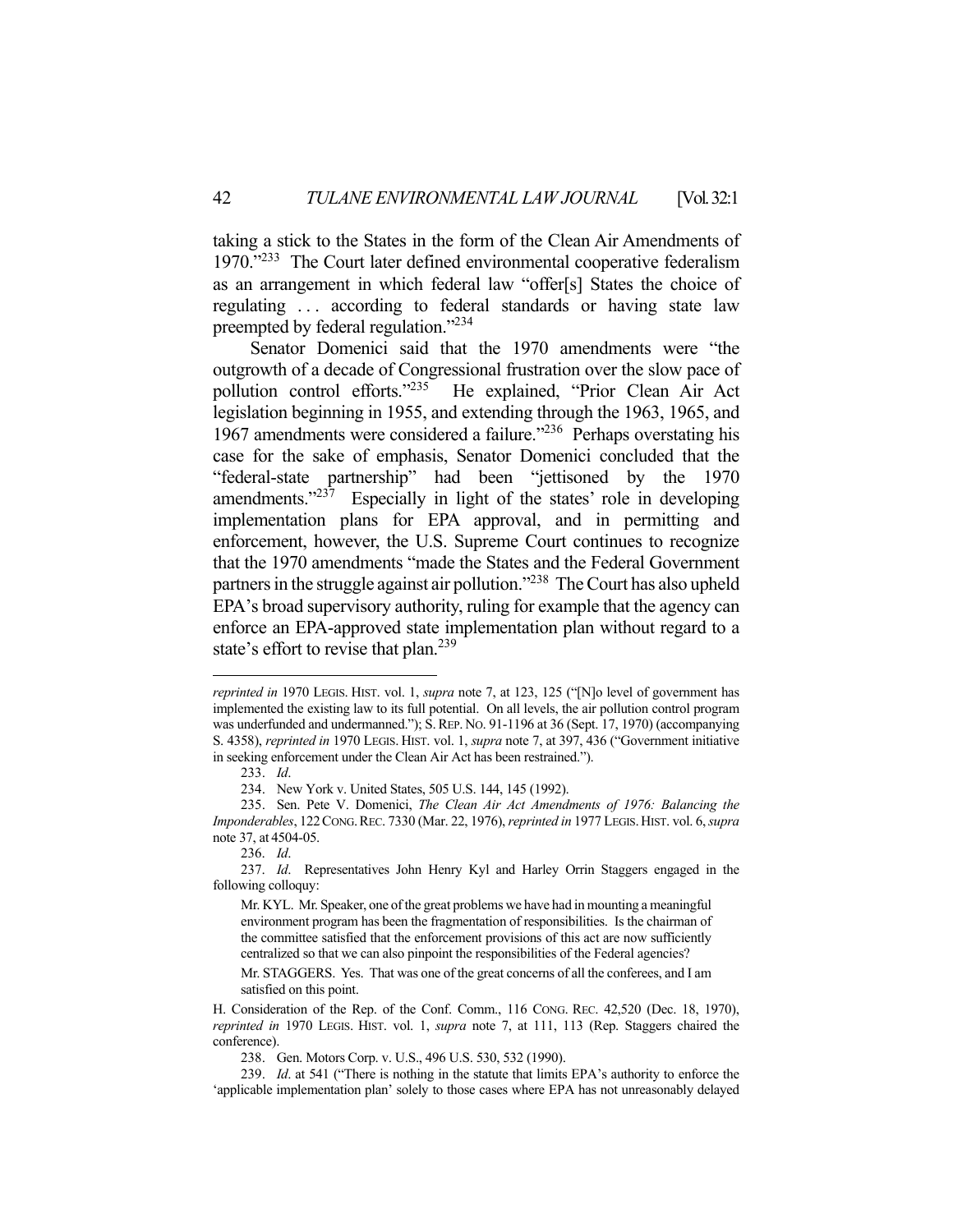taking a stick to the States in the form of the Clean Air Amendments of 1970."[233] The Court later defined environmental cooperative federalism as an arrangement in which federal law "offer[s] States the choice of regulating . . . according to federal standards or having state law preempted by federal regulation."[234]

Senator Domenici said that the 1970 amendments were "the outgrowth of a decade of Congressional frustration over the slow pace of pollution control efforts."[235] He explained, "Prior Clean Air Act legislation beginning in 1955, and extending through the 1963, 1965, and 1967 amendments were considered a failure."[236] Perhaps overstating his case for the sake of emphasis, Senator Domenici concluded that the "federal-state partnership" had been "jettisoned by the 1970 amendments."[237] Especially in light of the states' role in developing implementation plans for EPA approval, and in permitting and enforcement, however, the U.S. Supreme Court continues to recognize that the 1970 amendments "made the States and the Federal Government partners in the struggle against air pollution."[238] The Court has also upheld EPA's broad supervisory authority, ruling for example that the agency can enforce an EPA-approved state implementation plan without regard to a state's effort to revise that plan.[239]

---

*reprinted in* 1970 LEGIS. HIST. vol. 1, *supra* note 7, at 123, 125 ("[N]o level of government has implemented the existing law to its full potential. On all levels, the air pollution control program was underfunded and undermanned."); S. REP. NO. 91-1196 at 36 (Sept. 17, 1970) (accompanying S. 4358), *reprinted in* 1970 LEGIS. HIST. vol. 1, *supra* note 7, at 397, 436 ("Government initiative in seeking enforcement under the Clean Air Act has been restrained.").

233. *Id*.

234. New York v. United States, 505 U.S. 144, 145 (1992).

235. Sen. Pete V. Domenici, *The Clean Air Act Amendments of 1976: Balancing the Imponderables*, 122 CONG. REC. 7330 (Mar. 22, 1976), *reprinted in* 1977 LEGIS. HIST. vol. 6, *supra* note 37, at 4504-05.

236. *Id*.

237. *Id*. Representatives John Henry Kyl and Harley Orrin Staggers engaged in the following colloquy:

> Mr. KYL. Mr. Speaker, one of the great problems we have had in mounting a meaningful environment program has been the fragmentation of responsibilities. Is the chairman of the committee satisfied that the enforcement provisions of this act are now sufficiently centralized so that we can also pinpoint the responsibilities of the Federal agencies?
>
> Mr. STAGGERS. Yes. That was one of the great concerns of all the conferees, and I am satisfied on this point.

H. Consideration of the Rep. of the Conf. Comm., 116 CONG. REC. 42,520 (Dec. 18, 1970), *reprinted in* 1970 LEGIS. HIST. vol. 1, *supra* note 7, at 111, 113 (Rep. Staggers chaired the conference).

238. Gen. Motors Corp. v. U.S., 496 U.S. 530, 532 (1990).

239. *Id*. at 541 ("There is nothing in the statute that limits EPA's authority to enforce the 'applicable implementation plan' solely to those cases where EPA has not unreasonably delayed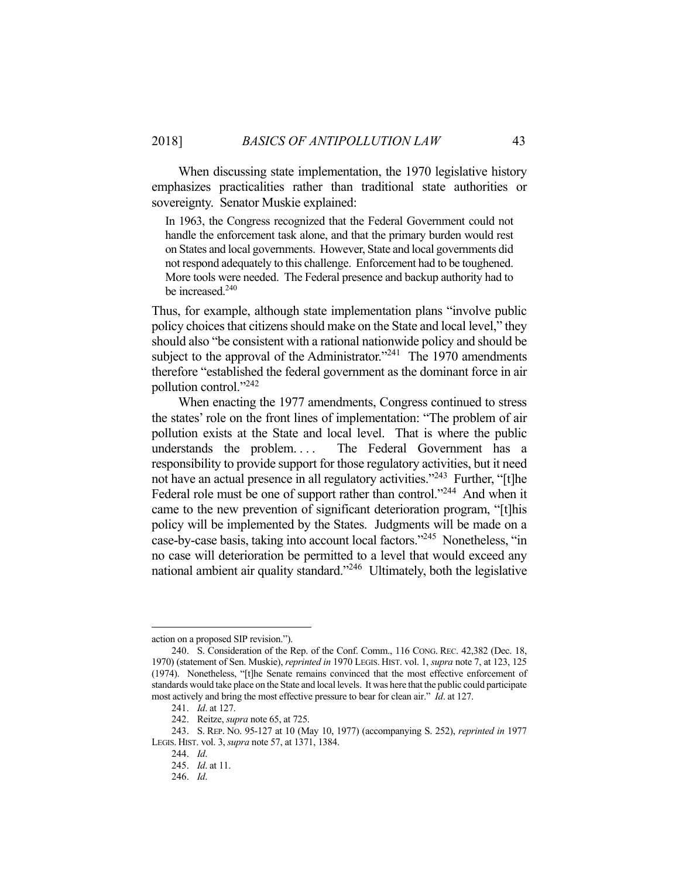When discussing state implementation, the 1970 legislative history emphasizes practicalities rather than traditional state authorities or sovereignty. Senator Muskie explained:

> In 1963, the Congress recognized that the Federal Government could not handle the enforcement task alone, and that the primary burden would rest on States and local governments. However, State and local governments did not respond adequately to this challenge. Enforcement had to be toughened. More tools were needed. The Federal presence and backup authority had to be increased.[240]

Thus, for example, although state implementation plans "involve public policy choices that citizens should make on the State and local level," they should also "be consistent with a rational nationwide policy and should be subject to the approval of the Administrator."[241] The 1970 amendments therefore "established the federal government as the dominant force in air pollution control."[242]

When enacting the 1977 amendments, Congress continued to stress the states' role on the front lines of implementation: "The problem of air pollution exists at the State and local level. That is where the public understands the problem. . . . The Federal Government has a responsibility to provide support for those regulatory activities, but it need not have an actual presence in all regulatory activities."[243] Further, "[t]he Federal role must be one of support rather than control."[244] And when it came to the new prevention of significant deterioration program, "[t]his policy will be implemented by the States. Judgments will be made on a case-by-case basis, taking into account local factors."[245] Nonetheless, "in no case will deterioration be permitted to a level that would exceed any national ambient air quality standard."[246] Ultimately, both the legislative

---

action on a proposed SIP revision.").

240. S. Consideration of the Rep. of the Conf. Comm., 116 CONG. REC. 42,382 (Dec. 18, 1970) (statement of Sen. Muskie), *reprinted in* 1970 LEGIS. HIST. vol. 1, *supra* note 7, at 123, 125 (1974). Nonetheless, "[t]he Senate remains convinced that the most effective enforcement of standards would take place on the State and local levels. It was here that the public could participate most actively and bring the most effective pressure to bear for clean air." *Id*. at 127.

241. *Id*. at 127.

242. Reitze, *supra* note 65, at 725.

243. S. REP. NO. 95-127 at 10 (May 10, 1977) (accompanying S. 252), *reprinted in* 1977 LEGIS. HIST. vol. 3, *supra* note 57, at 1371, 1384.

244. *Id*.

245. *Id*. at 11.

246. *Id*.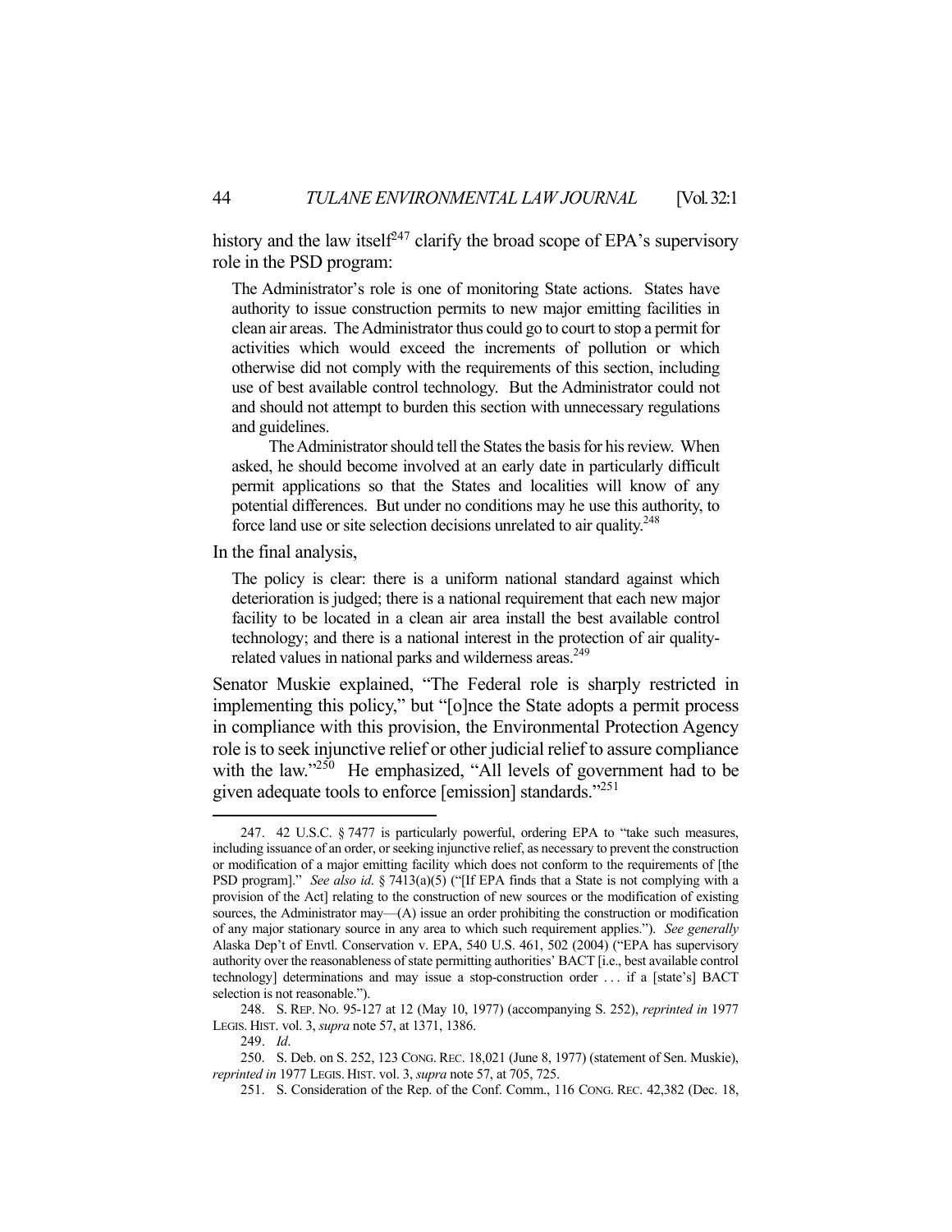history and the law itself[247] clarify the broad scope of EPA's supervisory role in the PSD program:

> The Administrator's role is one of monitoring State actions. States have authority to issue construction permits to new major emitting facilities in clean air areas. The Administrator thus could go to court to stop a permit for activities which would exceed the increments of pollution or which otherwise did not comply with the requirements of this section, including use of best available control technology. But the Administrator could not and should not attempt to burden this section with unnecessary regulations and guidelines.
>
> The Administrator should tell the States the basis for his review. When asked, he should become involved at an early date in particularly difficult permit applications so that the States and localities will know of any potential differences. But under no conditions may he use this authority, to force land use or site selection decisions unrelated to air quality.[248]

In the final analysis,

> The policy is clear: there is a uniform national standard against which deterioration is judged; there is a national requirement that each new major facility to be located in a clean air area install the best available control technology; and there is a national interest in the protection of air quality-related values in national parks and wilderness areas.[249]

Senator Muskie explained, "The Federal role is sharply restricted in implementing this policy," but "[o]nce the State adopts a permit process in compliance with this provision, the Environmental Protection Agency role is to seek injunctive relief or other judicial relief to assure compliance with the law."[250] He emphasized, "All levels of government had to be given adequate tools to enforce [emission] standards."[251]

---

247. 42 U.S.C. § 7477 is particularly powerful, ordering EPA to "take such measures, including issuance of an order, or seeking injunctive relief, as necessary to prevent the construction or modification of a major emitting facility which does not conform to the requirements of [the PSD program]." *See also id.* § 7413(a)(5) ("[If EPA finds that a State is not complying with a provision of the Act] relating to the construction of new sources or the modification of existing sources, the Administrator may—(A) issue an order prohibiting the construction or modification of any major stationary source in any area to which such requirement applies."). *See generally* Alaska Dep't of Envtl. Conservation v. EPA, 540 U.S. 461, 502 (2004) ("EPA has supervisory authority over the reasonableness of state permitting authorities' BACT [i.e., best available control technology] determinations and may issue a stop-construction order . . . if a [state's] BACT selection is not reasonable.").

248. S. REP. NO. 95-127 at 12 (May 10, 1977) (accompanying S. 252), *reprinted in* 1977 LEGIS. HIST. vol. 3, *supra* note 57, at 1371, 1386.

249. *Id*.

250. S. Deb. on S. 252, 123 CONG. REC. 18,021 (June 8, 1977) (statement of Sen. Muskie), *reprinted in* 1977 LEGIS. HIST. vol. 3, *supra* note 57, at 705, 725.

251. S. Consideration of the Rep. of the Conf. Comm., 116 CONG. REC. 42,382 (Dec. 18,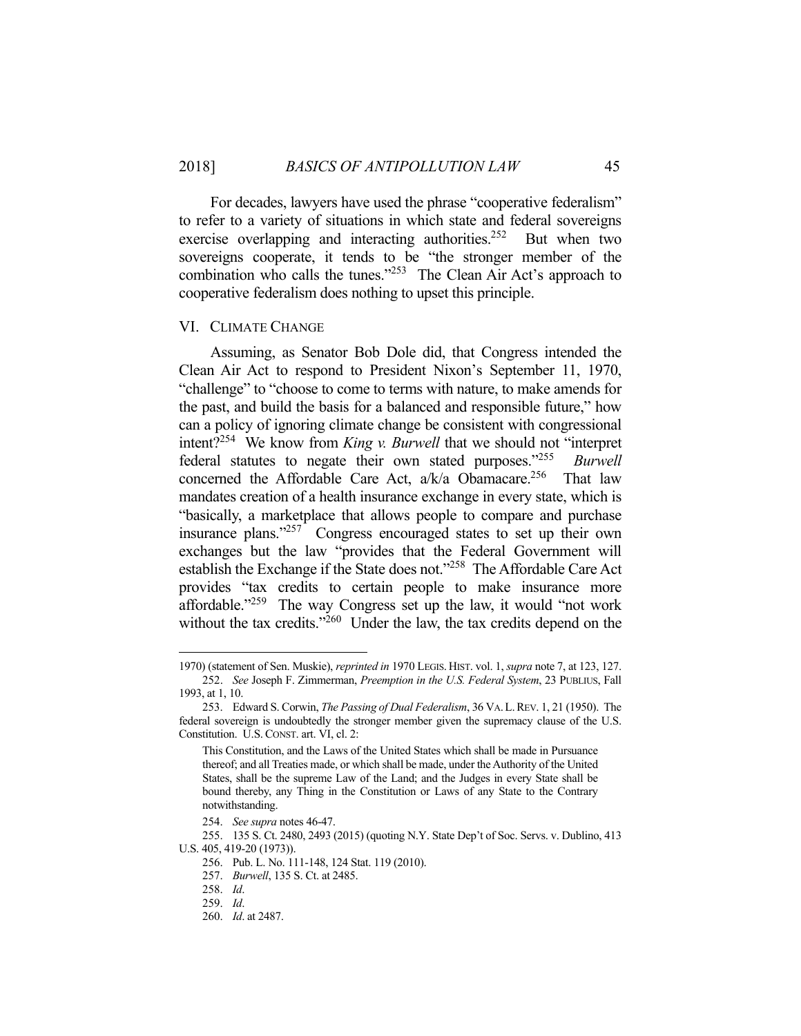For decades, lawyers have used the phrase "cooperative federalism" to refer to a variety of situations in which state and federal sovereigns exercise overlapping and interacting authorities.[252] But when two sovereigns cooperate, it tends to be "the stronger member of the combination who calls the tunes."[253] The Clean Air Act's approach to cooperative federalism does nothing to upset this principle.

## VI. CLIMATE CHANGE

Assuming, as Senator Bob Dole did, that Congress intended the Clean Air Act to respond to President Nixon's September 11, 1970, "challenge" to "choose to come to terms with nature, to make amends for the past, and build the basis for a balanced and responsible future," how can a policy of ignoring climate change be consistent with congressional intent?[254] We know from *King v. Burwell* that we should not "interpret federal statutes to negate their own stated purposes."[255] *Burwell* concerned the Affordable Care Act, a/k/a Obamacare.[256] That law mandates creation of a health insurance exchange in every state, which is "basically, a marketplace that allows people to compare and purchase insurance plans."[257] Congress encouraged states to set up their own exchanges but the law "provides that the Federal Government will establish the Exchange if the State does not."[258] The Affordable Care Act provides "tax credits to certain people to make insurance more affordable."[259] The way Congress set up the law, it would "not work without the tax credits."[260] Under the law, the tax credits depend on the

---

1970) (statement of Sen. Muskie), *reprinted in* 1970 LEGIS. HIST. vol. 1, *supra* note 7, at 123, 127.

252. *See* Joseph F. Zimmerman, *Preemption in the U.S. Federal System*, 23 PUBLIUS, Fall 1993, at 1, 10.

253. Edward S. Corwin, *The Passing of Dual Federalism*, 36 VA. L. REV. 1, 21 (1950). The federal sovereign is undoubtedly the stronger member given the supremacy clause of the U.S. Constitution. U.S. CONST. art. VI, cl. 2:

> This Constitution, and the Laws of the United States which shall be made in Pursuance thereof; and all Treaties made, or which shall be made, under the Authority of the United States, shall be the supreme Law of the Land; and the Judges in every State shall be bound thereby, any Thing in the Constitution or Laws of any State to the Contrary notwithstanding.

254. *See supra* notes 46-47.

255. 135 S. Ct. 2480, 2493 (2015) (quoting N.Y. State Dep't of Soc. Servs. v. Dublino, 413 U.S. 405, 419-20 (1973)).

256. Pub. L. No. 111-148, 124 Stat. 119 (2010).

257. *Burwell*, 135 S. Ct. at 2485.

258. *Id*.

259. *Id*.

260. *Id*. at 2487.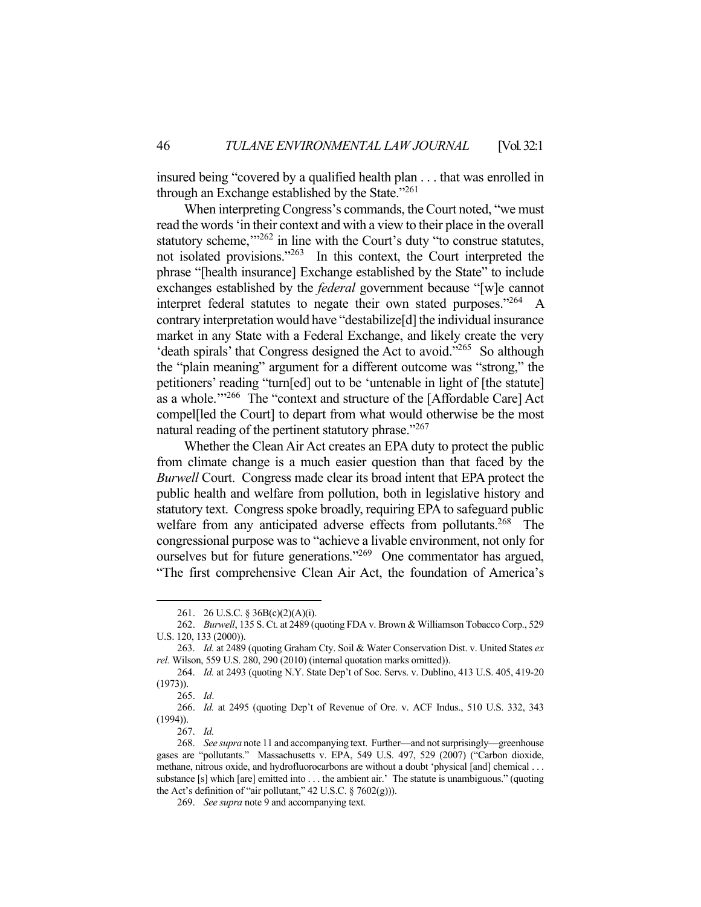insured being "covered by a qualified health plan . . . that was enrolled in through an Exchange established by the State."[261]

When interpreting Congress's commands, the Court noted, "we must read the words 'in their context and with a view to their place in the overall statutory scheme,'"[262] in line with the Court's duty "to construe statutes, not isolated provisions."[263] In this context, the Court interpreted the phrase "[health insurance] Exchange established by the State" to include exchanges established by the *federal* government because "[w]e cannot interpret federal statutes to negate their own stated purposes."[264] A contrary interpretation would have "destabilize[d] the individual insurance market in any State with a Federal Exchange, and likely create the very 'death spirals' that Congress designed the Act to avoid."[265] So although the "plain meaning" argument for a different outcome was "strong," the petitioners' reading "turn[ed] out to be 'untenable in light of [the statute] as a whole.'"[266] The "context and structure of the [Affordable Care] Act compel[led the Court] to depart from what would otherwise be the most natural reading of the pertinent statutory phrase."[267]

Whether the Clean Air Act creates an EPA duty to protect the public from climate change is a much easier question than that faced by the *Burwell* Court. Congress made clear its broad intent that EPA protect the public health and welfare from pollution, both in legislative history and statutory text. Congress spoke broadly, requiring EPA to safeguard public welfare from any anticipated adverse effects from pollutants.[268] The congressional purpose was to "achieve a livable environment, not only for ourselves but for future generations."[269] One commentator has argued, "The first comprehensive Clean Air Act, the foundation of America's

---

261. 26 U.S.C. § 36B(c)(2)(A)(i).

262. *Burwell*, 135 S. Ct. at 2489 (quoting FDA v. Brown & Williamson Tobacco Corp., 529 U.S. 120, 133 (2000)).

263. *Id.* at 2489 (quoting Graham Cty. Soil & Water Conservation Dist. v. United States *ex rel.* Wilson, 559 U.S. 280, 290 (2010) (internal quotation marks omitted)).

264. *Id.* at 2493 (quoting N.Y. State Dep't of Soc. Servs. v. Dublino, 413 U.S. 405, 419-20 (1973)).

265. *Id*.

266. *Id.* at 2495 (quoting Dep't of Revenue of Ore. v. ACF Indus., 510 U.S. 332, 343 (1994)).

267. *Id.*

268. *See supra* note 11 and accompanying text. Further—and not surprisingly—greenhouse gases are "pollutants." Massachusetts v. EPA, 549 U.S. 497, 529 (2007) ("Carbon dioxide, methane, nitrous oxide, and hydrofluorocarbons are without a doubt 'physical [and] chemical . . . substance [s] which [are] emitted into . . . the ambient air.' The statute is unambiguous." (quoting the Act's definition of "air pollutant," 42 U.S.C. § 7602(g))).

269. *See supra* note 9 and accompanying text.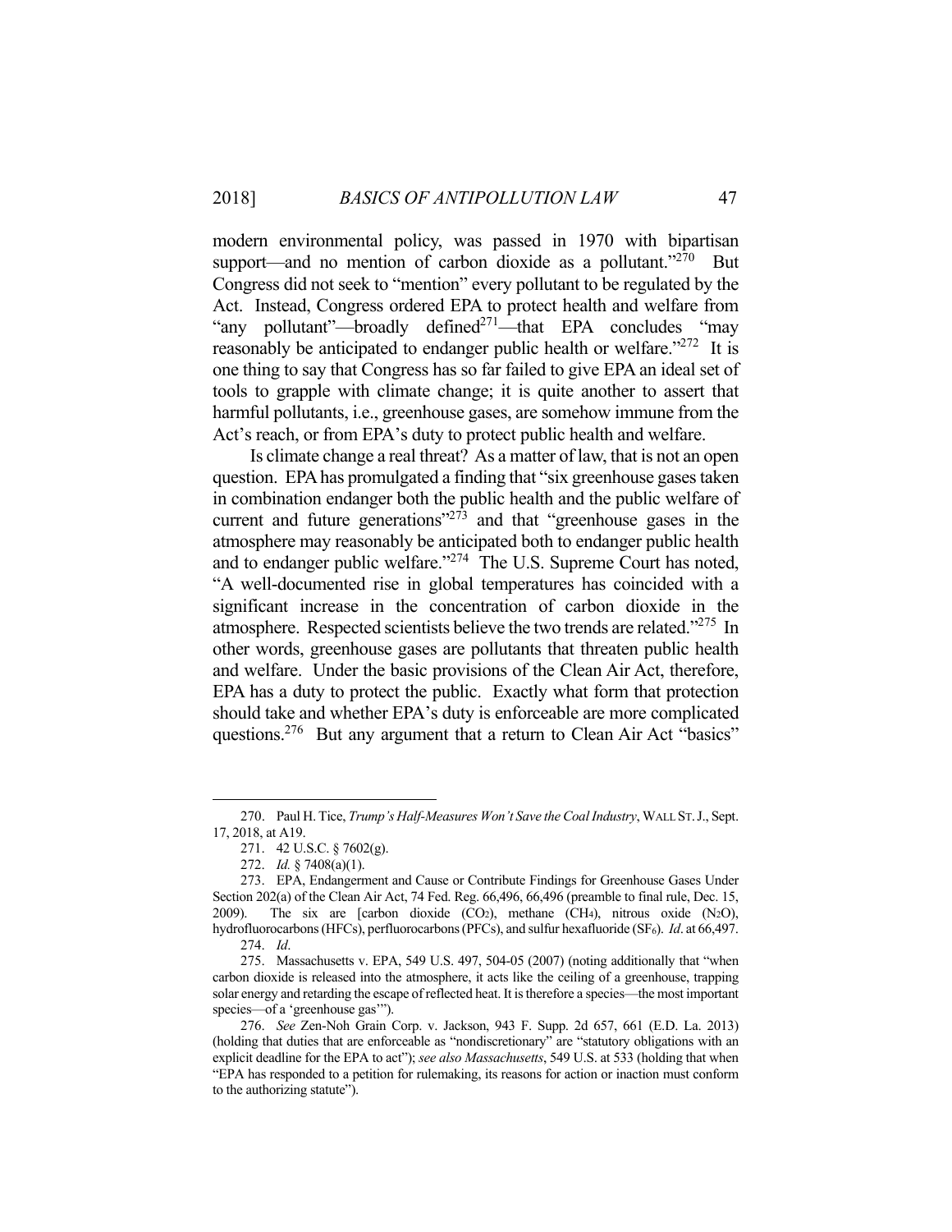modern environmental policy, was passed in 1970 with bipartisan support—and no mention of carbon dioxide as a pollutant."[270] But Congress did not seek to "mention" every pollutant to be regulated by the Act. Instead, Congress ordered EPA to protect health and welfare from "any pollutant"—broadly defined[271]—that EPA concludes "may reasonably be anticipated to endanger public health or welfare."[272] It is one thing to say that Congress has so far failed to give EPA an ideal set of tools to grapple with climate change; it is quite another to assert that harmful pollutants, i.e., greenhouse gases, are somehow immune from the Act's reach, or from EPA's duty to protect public health and welfare.

Is climate change a real threat? As a matter of law, that is not an open question. EPA has promulgated a finding that "six greenhouse gases taken in combination endanger both the public health and the public welfare of current and future generations"[273] and that "greenhouse gases in the atmosphere may reasonably be anticipated both to endanger public health and to endanger public welfare."[274] The U.S. Supreme Court has noted, "A well-documented rise in global temperatures has coincided with a significant increase in the concentration of carbon dioxide in the atmosphere. Respected scientists believe the two trends are related."[275] In other words, greenhouse gases are pollutants that threaten public health and welfare. Under the basic provisions of the Clean Air Act, therefore, EPA has a duty to protect the public. Exactly what form that protection should take and whether EPA's duty is enforceable are more complicated questions.[276] But any argument that a return to Clean Air Act "basics"

---

270. Paul H. Tice, *Trump's Half-Measures Won't Save the Coal Industry*, WALL ST. J., Sept. 17, 2018, at A19.

271. 42 U.S.C. § 7602(g).

272. *Id.* § 7408(a)(1).

273. EPA, Endangerment and Cause or Contribute Findings for Greenhouse Gases Under Section 202(a) of the Clean Air Act, 74 Fed. Reg. 66,496, 66,496 (preamble to final rule, Dec. 15, 2009). The six are [carbon dioxide ($CO_2$), methane ($CH_4$), nitrous oxide ($N_2O$), hydrofluorocarbons (HFCs), perfluorocarbons (PFCs), and sulfur hexafluoride ($SF_6$). *Id*. at 66,497.

274. *Id*.

275. Massachusetts v. EPA, 549 U.S. 497, 504-05 (2007) (noting additionally that "when carbon dioxide is released into the atmosphere, it acts like the ceiling of a greenhouse, trapping solar energy and retarding the escape of reflected heat. It is therefore a species—the most important species—of a 'greenhouse gas'").

276. *See* Zen-Noh Grain Corp. v. Jackson, 943 F. Supp. 2d 657, 661 (E.D. La. 2013) (holding that duties that are enforceable as "nondiscretionary" are "statutory obligations with an explicit deadline for the EPA to act"); *see also Massachusetts*, 549 U.S. at 533 (holding that when "EPA has responded to a petition for rulemaking, its reasons for action or inaction must conform to the authorizing statute").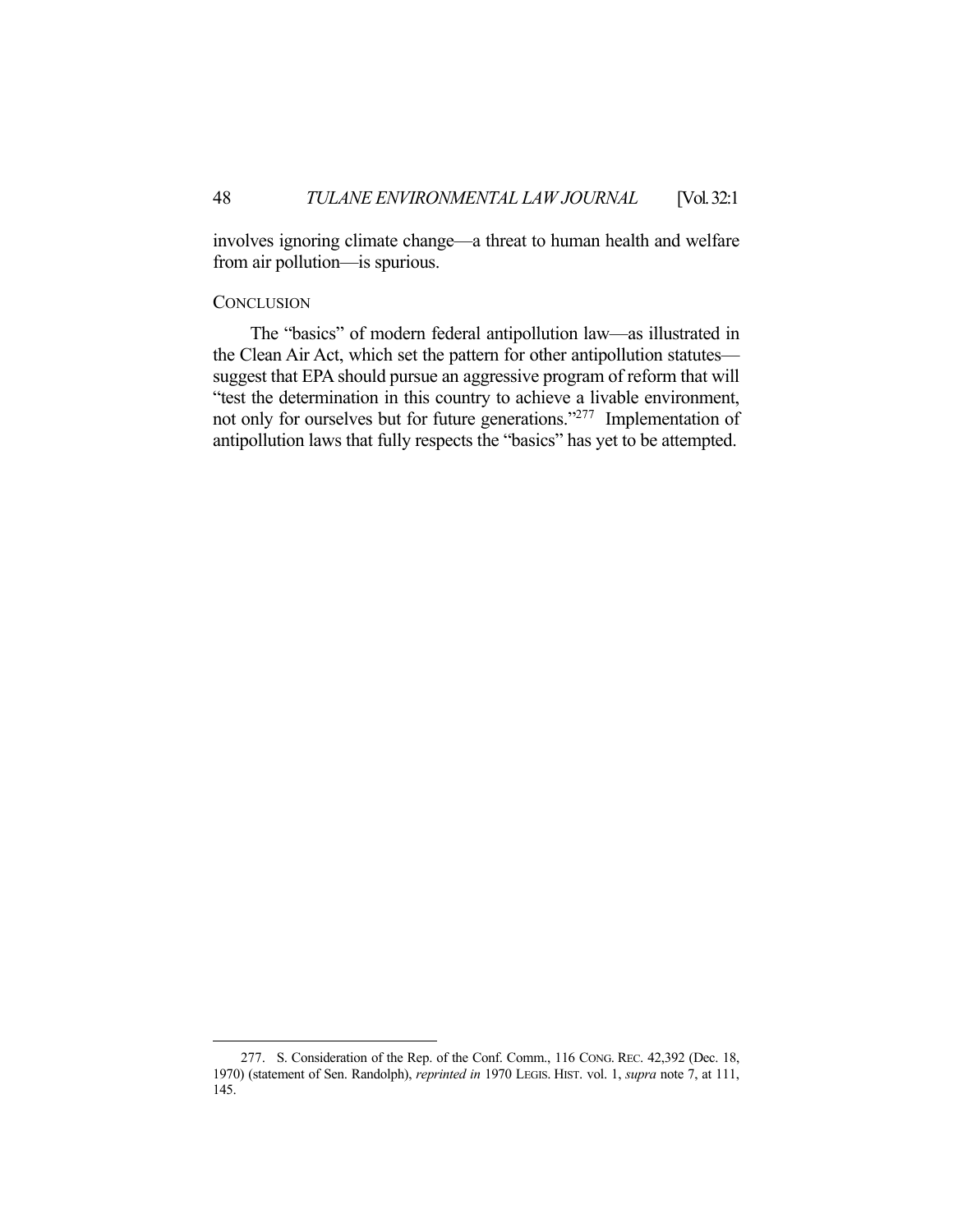involves ignoring climate change—a threat to human health and welfare from air pollution—is spurious.

## CONCLUSION

The "basics" of modern federal antipollution law—as illustrated in the Clean Air Act, which set the pattern for other antipollution statutes—suggest that EPA should pursue an aggressive program of reform that will "test the determination in this country to achieve a livable environment, not only for ourselves but for future generations."[277] Implementation of antipollution laws that fully respects the "basics" has yet to be attempted.

---

277. S. Consideration of the Rep. of the Conf. Comm., 116 CONG. REC. 42,392 (Dec. 18, 1970) (statement of Sen. Randolph), *reprinted in* 1970 LEGIS. HIST. vol. 1, *supra* note 7, at 111, 145.